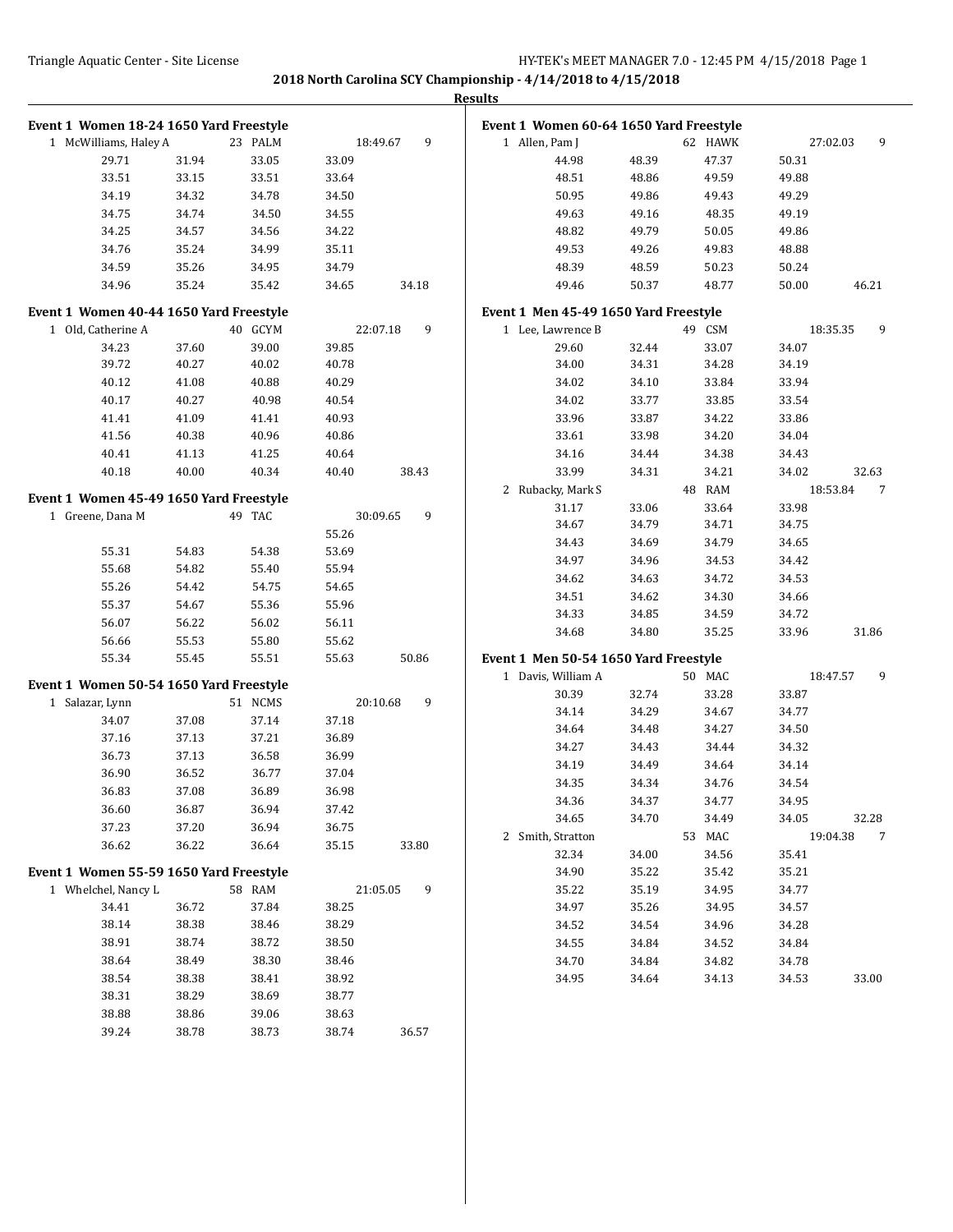# 2018 North Carolina SCY Championship - 4/14/2018 to 4/15/2018

## Results

### Event 1 Women 18-24 1650 Yard Freestyle

1 McWilliams, Haley A — 23 PALM — 18:49.67 — 9

| | | | | |
|---|---|---|---|---|
| 29.71 | 31.94 | 33.05 | 33.09 | |
| 33.51 | 33.15 | 33.51 | 33.64 | |
| 34.19 | 34.32 | 34.78 | 34.50 | |
| 34.75 | 34.74 | 34.50 | 34.55 | |
| 34.25 | 34.57 | 34.56 | 34.22 | |
| 34.76 | 35.24 | 34.99 | 35.11 | |
| 34.59 | 35.26 | 34.95 | 34.79 | |
| 34.96 | 35.24 | 35.42 | 34.65 | 34.18 |

### Event 1 Women 40-44 1650 Yard Freestyle

1 Old, Catherine A — 40 GCYM — 22:07.18 — 9

| | | | | |
|---|---|---|---|---|
| 34.23 | 37.60 | 39.00 | 39.85 | |
| 39.72 | 40.27 | 40.02 | 40.78 | |
| 40.12 | 41.08 | 40.88 | 40.29 | |
| 40.17 | 40.27 | 40.98 | 40.54 | |
| 41.41 | 41.09 | 41.41 | 40.93 | |
| 41.56 | 40.38 | 40.96 | 40.86 | |
| 40.41 | 41.13 | 41.25 | 40.64 | |
| 40.18 | 40.00 | 40.34 | 40.40 | 38.43 |

### Event 1 Women 45-49 1650 Yard Freestyle

1 Greene, Dana M — 49 TAC — 30:09.65 — 9

| | | | | |
|---|---|---|---|---|
| | | | 55.26 | |
| 55.31 | 54.83 | 54.38 | 53.69 | |
| 55.68 | 54.82 | 55.40 | 55.94 | |
| 55.26 | 54.42 | 54.75 | 54.65 | |
| 55.37 | 54.67 | 55.36 | 55.96 | |
| 56.07 | 56.22 | 56.02 | 56.11 | |
| 56.66 | 55.53 | 55.80 | 55.62 | |
| 55.34 | 55.45 | 55.51 | 55.63 | 50.86 |

### Event 1 Women 50-54 1650 Yard Freestyle

1 Salazar, Lynn — 51 NCMS — 20:10.68 — 9

| | | | | |
|---|---|---|---|---|
| 34.07 | 37.08 | 37.14 | 37.18 | |
| 37.16 | 37.13 | 37.21 | 36.89 | |
| 36.73 | 37.13 | 36.58 | 36.99 | |
| 36.90 | 36.52 | 36.77 | 37.04 | |
| 36.83 | 37.08 | 36.89 | 36.98 | |
| 36.60 | 36.87 | 36.94 | 37.42 | |
| 37.23 | 37.20 | 36.94 | 36.75 | |
| 36.62 | 36.22 | 36.64 | 35.15 | 33.80 |

### Event 1 Women 55-59 1650 Yard Freestyle

1 Whelchel, Nancy L — 58 RAM — 21:05.05 — 9

| | | | | |
|---|---|---|---|---|
| 34.41 | 36.72 | 37.84 | 38.25 | |
| 38.14 | 38.38 | 38.46 | 38.29 | |
| 38.91 | 38.74 | 38.72 | 38.50 | |
| 38.64 | 38.49 | 38.30 | 38.46 | |
| 38.54 | 38.38 | 38.41 | 38.92 | |
| 38.31 | 38.29 | 38.69 | 38.77 | |
| 38.88 | 38.86 | 39.06 | 38.63 | |
| 39.24 | 38.78 | 38.73 | 38.74 | 36.57 |

### Event 1 Women 60-64 1650 Yard Freestyle

1 Allen, Pam J — 62 HAWK — 27:02.03 — 9

| | | | | |
|---|---|---|---|---|
| 44.98 | 48.39 | 47.37 | 50.31 | |
| 48.51 | 48.86 | 49.59 | 49.88 | |
| 50.95 | 49.86 | 49.43 | 49.29 | |
| 49.63 | 49.16 | 48.35 | 49.19 | |
| 48.82 | 49.79 | 50.05 | 49.86 | |
| 49.53 | 49.26 | 49.83 | 48.88 | |
| 48.39 | 48.59 | 50.23 | 50.24 | |
| 49.46 | 50.37 | 48.77 | 50.00 | 46.21 |

### Event 1 Men 45-49 1650 Yard Freestyle

1 Lee, Lawrence B — 49 CSM — 18:35.35 — 9

| | | | | |
|---|---|---|---|---|
| 29.60 | 32.44 | 33.07 | 34.07 | |
| 34.00 | 34.31 | 34.28 | 34.19 | |
| 34.02 | 34.10 | 33.84 | 33.94 | |
| 34.02 | 33.77 | 33.85 | 33.54 | |
| 33.96 | 33.87 | 34.22 | 33.86 | |
| 33.61 | 33.98 | 34.20 | 34.04 | |
| 34.16 | 34.44 | 34.38 | 34.43 | |
| 33.99 | 34.31 | 34.21 | 34.02 | 32.63 |

2 Rubacky, Mark S — 48 RAM — 18:53.84 — 7

| | | | | |
|---|---|---|---|---|
| 31.17 | 33.06 | 33.64 | 33.98 | |
| 34.67 | 34.79 | 34.71 | 34.75 | |
| 34.43 | 34.69 | 34.79 | 34.65 | |
| 34.97 | 34.96 | 34.53 | 34.42 | |
| 34.62 | 34.63 | 34.72 | 34.53 | |
| 34.51 | 34.62 | 34.30 | 34.66 | |
| 34.33 | 34.85 | 34.59 | 34.72 | |
| 34.68 | 34.80 | 35.25 | 33.96 | 31.86 |

### Event 1 Men 50-54 1650 Yard Freestyle

1 Davis, William A — 50 MAC — 18:47.57 — 9

| | | | | |
|---|---|---|---|---|
| 30.39 | 32.74 | 33.28 | 33.87 | |
| 34.14 | 34.29 | 34.67 | 34.77 | |
| 34.64 | 34.48 | 34.27 | 34.50 | |
| 34.27 | 34.43 | 34.44 | 34.32 | |
| 34.19 | 34.49 | 34.64 | 34.14 | |
| 34.35 | 34.34 | 34.76 | 34.54 | |
| 34.36 | 34.37 | 34.77 | 34.95 | |
| 34.65 | 34.70 | 34.49 | 34.05 | 32.28 |

2 Smith, Stratton — 53 MAC — 19:04.38 — 7

| | | | | |
|---|---|---|---|---|
| 32.34 | 34.00 | 34.56 | 35.41 | |
| 34.90 | 35.22 | 35.42 | 35.21 | |
| 35.22 | 35.19 | 34.95 | 34.77 | |
| 34.97 | 35.26 | 34.95 | 34.57 | |
| 34.52 | 34.54 | 34.96 | 34.28 | |
| 34.55 | 34.84 | 34.52 | 34.84 | |
| 34.70 | 34.84 | 34.82 | 34.78 | |
| 34.95 | 34.64 | 34.13 | 34.53 | 33.00 |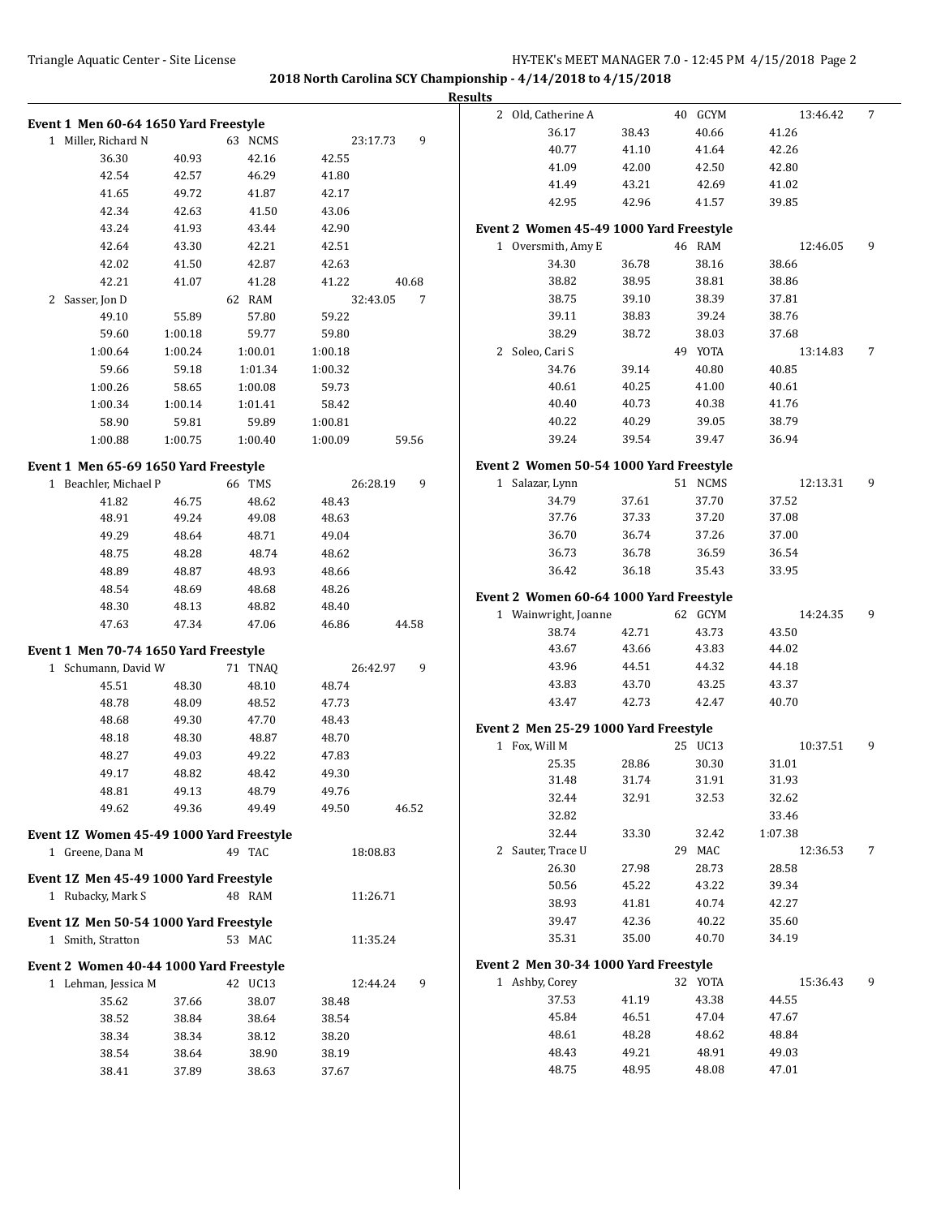**2018 North Carolina SCY Championship - 4/14/2018 to 4/15/2018**

**Results**

### Event 1 Men 60-64 1650 Yard Freestyle

| Place | Name | Age | Team | Time | Points |
|---|---|---|---|---|---|
| 1 | Miller, Richard N | 63 | NCMS | 23:17.73 | 9 |

| | | | | |
|---|---|---|---|---|
| 36.30 | 40.93 | 42.16 | 42.55 | |
| 42.54 | 42.57 | 46.29 | 41.80 | |
| 41.65 | 49.72 | 41.87 | 42.17 | |
| 42.34 | 42.63 | 41.50 | 43.06 | |
| 43.24 | 41.93 | 43.44 | 42.90 | |
| 42.64 | 43.30 | 42.21 | 42.51 | |
| 42.02 | 41.50 | 42.87 | 42.63 | |
| 42.21 | 41.07 | 41.28 | 41.22 | 40.68 |

| Place | Name | Age | Team | Time | Points |
|---|---|---|---|---|---|
| 2 | Sasser, Jon D | 62 | RAM | 32:43.05 | 7 |

| | | | | |
|---|---|---|---|---|
| 49.10 | 55.89 | 57.80 | 59.22 | |
| 59.60 | 1:00.18 | 59.77 | 59.80 | |
| 1:00.64 | 1:00.24 | 1:00.01 | 1:00.18 | |
| 59.66 | 59.18 | 1:01.34 | 1:00.32 | |
| 1:00.26 | 58.65 | 1:00.08 | 59.73 | |
| 1:00.34 | 1:00.14 | 1:01.41 | 58.42 | |
| 58.90 | 59.81 | 59.89 | 1:00.81 | |
| 1:00.88 | 1:00.75 | 1:00.40 | 1:00.09 | 59.56 |

### Event 1 Men 65-69 1650 Yard Freestyle

| Place | Name | Age | Team | Time | Points |
|---|---|---|---|---|---|
| 1 | Beachler, Michael P | 66 | TMS | 26:28.19 | 9 |

| | | | | |
|---|---|---|---|---|
| 41.82 | 46.75 | 48.62 | 48.43 | |
| 48.91 | 49.24 | 49.08 | 48.63 | |
| 49.29 | 48.64 | 48.71 | 49.04 | |
| 48.75 | 48.28 | 48.74 | 48.62 | |
| 48.89 | 48.87 | 48.93 | 48.66 | |
| 48.54 | 48.69 | 48.68 | 48.26 | |
| 48.30 | 48.13 | 48.82 | 48.40 | |
| 47.63 | 47.34 | 47.06 | 46.86 | 44.58 |

### Event 1 Men 70-74 1650 Yard Freestyle

| Place | Name | Age | Team | Time | Points |
|---|---|---|---|---|---|
| 1 | Schumann, David W | 71 | TNAQ | 26:42.97 | 9 |

| | | | | |
|---|---|---|---|---|
| 45.51 | 48.30 | 48.10 | 48.74 | |
| 48.78 | 48.09 | 48.52 | 47.73 | |
| 48.68 | 49.30 | 47.70 | 48.43 | |
| 48.18 | 48.30 | 48.87 | 48.70 | |
| 48.27 | 49.03 | 49.22 | 47.83 | |
| 49.17 | 48.82 | 48.42 | 49.30 | |
| 48.81 | 49.13 | 48.79 | 49.76 | |
| 49.62 | 49.36 | 49.49 | 49.50 | 46.52 |

### Event 1Z Women 45-49 1000 Yard Freestyle

| Place | Name | Age | Team | Time |
|---|---|---|---|---|
| 1 | Greene, Dana M | 49 | TAC | 18:08.83 |

### Event 1Z Men 45-49 1000 Yard Freestyle

| Place | Name | Age | Team | Time |
|---|---|---|---|---|
| 1 | Rubacky, Mark S | 48 | RAM | 11:26.71 |

### Event 1Z Men 50-54 1000 Yard Freestyle

| Place | Name | Age | Team | Time |
|---|---|---|---|---|
| 1 | Smith, Stratton | 53 | MAC | 11:35.24 |

### Event 2 Women 40-44 1000 Yard Freestyle

| Place | Name | Age | Team | Time | Points |
|---|---|---|---|---|---|
| 1 | Lehman, Jessica M | 42 | UC13 | 12:44.24 | 9 |

| | | | |
|---|---|---|---|
| 35.62 | 37.66 | 38.07 | 38.48 |
| 38.52 | 38.84 | 38.64 | 38.54 |
| 38.34 | 38.34 | 38.12 | 38.20 |
| 38.54 | 38.64 | 38.90 | 38.19 |
| 38.41 | 37.89 | 38.63 | 37.67 |

| Place | Name | Age | Team | Time | Points |
|---|---|---|---|---|---|
| 2 | Old, Catherine A | 40 | GCYM | 13:46.42 | 7 |

| | | | |
|---|---|---|---|
| 36.17 | 38.43 | 40.66 | 41.26 |
| 40.77 | 41.10 | 41.64 | 42.26 |
| 41.09 | 42.00 | 42.50 | 42.80 |
| 41.49 | 43.21 | 42.69 | 41.02 |
| 42.95 | 42.96 | 41.57 | 39.85 |

### Event 2 Women 45-49 1000 Yard Freestyle

| Place | Name | Age | Team | Time | Points |
|---|---|---|---|---|---|
| 1 | Oversmith, Amy E | 46 | RAM | 12:46.05 | 9 |

| | | | |
|---|---|---|---|
| 34.30 | 36.78 | 38.16 | 38.66 |
| 38.82 | 38.95 | 38.81 | 38.86 |
| 38.75 | 39.10 | 38.39 | 37.81 |
| 39.11 | 38.83 | 39.24 | 38.76 |
| 38.29 | 38.72 | 38.03 | 37.68 |

| Place | Name | Age | Team | Time | Points |
|---|---|---|---|---|---|
| 2 | Soleo, Cari S | 49 | YOTA | 13:14.83 | 7 |

| | | | |
|---|---|---|---|
| 34.76 | 39.14 | 40.80 | 40.85 |
| 40.61 | 40.25 | 41.00 | 40.61 |
| 40.40 | 40.73 | 40.38 | 41.76 |
| 40.22 | 40.29 | 39.05 | 38.79 |
| 39.24 | 39.54 | 39.47 | 36.94 |

### Event 2 Women 50-54 1000 Yard Freestyle

| Place | Name | Age | Team | Time | Points |
|---|---|---|---|---|---|
| 1 | Salazar, Lynn | 51 | NCMS | 12:13.31 | 9 |

| | | | |
|---|---|---|---|
| 34.79 | 37.61 | 37.70 | 37.52 |
| 37.76 | 37.33 | 37.20 | 37.08 |
| 36.70 | 36.74 | 37.26 | 37.00 |
| 36.73 | 36.78 | 36.59 | 36.54 |
| 36.42 | 36.18 | 35.43 | 33.95 |

### Event 2 Women 60-64 1000 Yard Freestyle

| Place | Name | Age | Team | Time | Points |
|---|---|---|---|---|---|
| 1 | Wainwright, Joanne | 62 | GCYM | 14:24.35 | 9 |

| | | | |
|---|---|---|---|
| 38.74 | 42.71 | 43.73 | 43.50 |
| 43.67 | 43.66 | 43.83 | 44.02 |
| 43.96 | 44.51 | 44.32 | 44.18 |
| 43.83 | 43.70 | 43.25 | 43.37 |
| 43.47 | 42.73 | 42.47 | 40.70 |

### Event 2 Men 25-29 1000 Yard Freestyle

| Place | Name | Age | Team | Time | Points |
|---|---|---|---|---|---|
| 1 | Fox, Will M | 25 | UC13 | 10:37.51 | 9 |

| | | | |
|---|---|---|---|
| 25.35 | 28.86 | 30.30 | 31.01 |
| 31.48 | 31.74 | 31.91 | 31.93 |
| 32.44 | 32.91 | 32.53 | 32.62 |
| 32.82 | | | 33.46 |
| 32.44 | 33.30 | 32.42 | 1:07.38 |

| Place | Name | Age | Team | Time | Points |
|---|---|---|---|---|---|
| 2 | Sauter, Trace U | 29 | MAC | 12:36.53 | 7 |

| | | | |
|---|---|---|---|
| 26.30 | 27.98 | 28.73 | 28.58 |
| 50.56 | 45.22 | 43.22 | 39.34 |
| 38.93 | 41.81 | 40.74 | 42.27 |
| 39.47 | 42.36 | 40.22 | 35.60 |
| 35.31 | 35.00 | 40.70 | 34.19 |

### Event 2 Men 30-34 1000 Yard Freestyle

| Place | Name | Age | Team | Time | Points |
|---|---|---|---|---|---|
| 1 | Ashby, Corey | 32 | YOTA | 15:36.43 | 9 |

| | | | |
|---|---|---|---|
| 37.53 | 41.19 | 43.38 | 44.55 |
| 45.84 | 46.51 | 47.04 | 47.67 |
| 48.61 | 48.28 | 48.62 | 48.84 |
| 48.43 | 49.21 | 48.91 | 49.03 |
| 48.75 | 48.95 | 48.08 | 47.01 |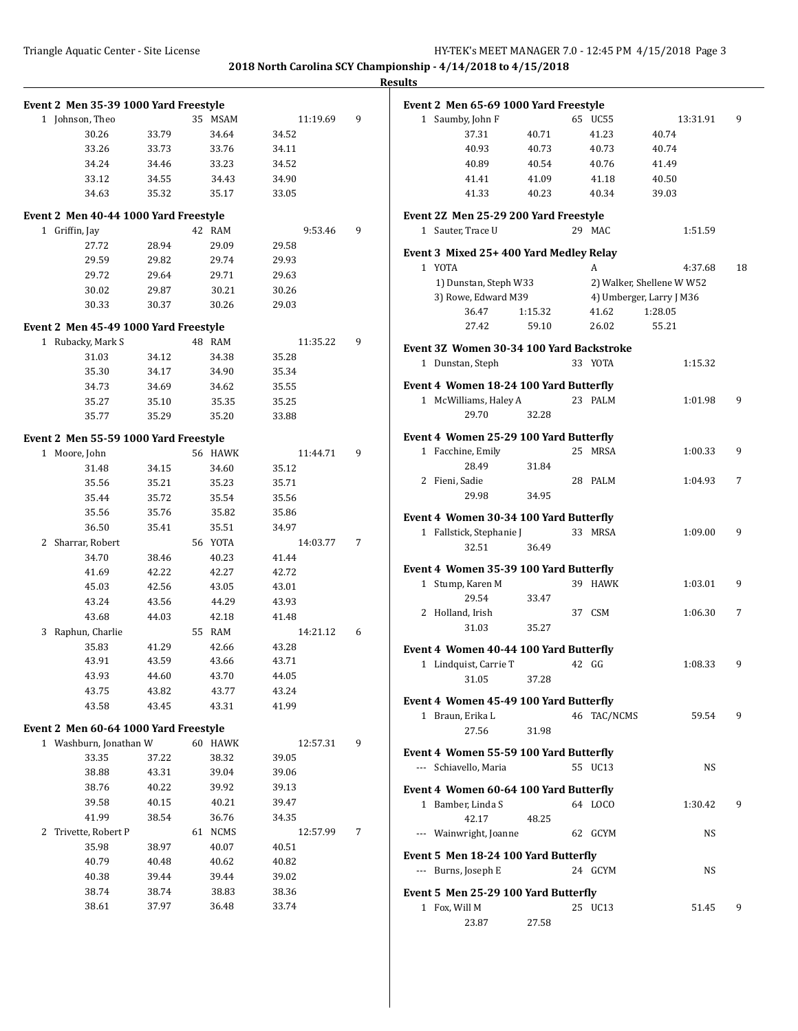**2018 North Carolina SCY Championship - 4/14/2018 to 4/15/2018**

**Results**

### Event 2 Men 35-39 1000 Yard Freestyle

| Place | Name | Age | Team | Time | Points |
|---|---|---|---|---|---|
| 1 | Johnson, Theo | 35 | MSAM | 11:19.69 | 9 |

| | | | |
|---|---|---|---|
| 30.26 | 33.79 | 34.64 | 34.52 |
| 33.26 | 33.73 | 33.76 | 34.11 |
| 34.24 | 34.46 | 33.23 | 34.52 |
| 33.12 | 34.55 | 34.43 | 34.90 |
| 34.63 | 35.32 | 35.17 | 33.05 |

### Event 2 Men 40-44 1000 Yard Freestyle

| Place | Name | Age | Team | Time | Points |
|---|---|---|---|---|---|
| 1 | Griffin, Jay | 42 | RAM | 9:53.46 | 9 |

| | | | |
|---|---|---|---|
| 27.72 | 28.94 | 29.09 | 29.58 |
| 29.59 | 29.82 | 29.74 | 29.93 |
| 29.72 | 29.64 | 29.71 | 29.63 |
| 30.02 | 29.87 | 30.21 | 30.26 |
| 30.33 | 30.37 | 30.26 | 29.03 |

### Event 2 Men 45-49 1000 Yard Freestyle

| Place | Name | Age | Team | Time | Points |
|---|---|---|---|---|---|
| 1 | Rubacky, Mark S | 48 | RAM | 11:35.22 | 9 |

| | | | |
|---|---|---|---|
| 31.03 | 34.12 | 34.38 | 35.28 |
| 35.30 | 34.17 | 34.90 | 35.34 |
| 34.73 | 34.69 | 34.62 | 35.55 |
| 35.27 | 35.10 | 35.35 | 35.25 |
| 35.77 | 35.29 | 35.20 | 33.88 |

### Event 2 Men 55-59 1000 Yard Freestyle

| Place | Name | Age | Team | Time | Points |
|---|---|---|---|---|---|
| 1 | Moore, John | 56 | HAWK | 11:44.71 | 9 |

| | | | |
|---|---|---|---|
| 31.48 | 34.15 | 34.60 | 35.12 |
| 35.56 | 35.21 | 35.23 | 35.71 |
| 35.44 | 35.72 | 35.54 | 35.56 |
| 35.56 | 35.76 | 35.82 | 35.86 |
| 36.50 | 35.41 | 35.51 | 34.97 |

| Place | Name | Age | Team | Time | Points |
|---|---|---|---|---|---|
| 2 | Sharrar, Robert | 56 | YOTA | 14:03.77 | 7 |

| | | | |
|---|---|---|---|
| 34.70 | 38.46 | 40.23 | 41.44 |
| 41.69 | 42.22 | 42.27 | 42.72 |
| 45.03 | 42.56 | 43.05 | 43.01 |
| 43.24 | 43.56 | 44.29 | 43.93 |
| 43.68 | 44.03 | 42.18 | 41.48 |

| Place | Name | Age | Team | Time | Points |
|---|---|---|---|---|---|
| 3 | Raphun, Charlie | 55 | RAM | 14:21.12 | 6 |

| | | | |
|---|---|---|---|
| 35.83 | 41.29 | 42.66 | 43.28 |
| 43.91 | 43.59 | 43.66 | 43.71 |
| 43.93 | 44.60 | 43.70 | 44.05 |
| 43.75 | 43.82 | 43.77 | 43.24 |
| 43.58 | 43.45 | 43.31 | 41.99 |

### Event 2 Men 60-64 1000 Yard Freestyle

| Place | Name | Age | Team | Time | Points |
|---|---|---|---|---|---|
| 1 | Washburn, Jonathan W | 60 | HAWK | 12:57.31 | 9 |

| | | | |
|---|---|---|---|
| 33.35 | 37.22 | 38.32 | 39.05 |
| 38.88 | 43.31 | 39.04 | 39.06 |
| 38.76 | 40.22 | 39.92 | 39.13 |
| 39.58 | 40.15 | 40.21 | 39.47 |
| 41.99 | 38.54 | 36.76 | 34.35 |

| Place | Name | Age | Team | Time | Points |
|---|---|---|---|---|---|
| 2 | Trivette, Robert P | 61 | NCMS | 12:57.99 | 7 |

| | | | |
|---|---|---|---|
| 35.98 | 38.97 | 40.07 | 40.51 |
| 40.79 | 40.48 | 40.62 | 40.82 |
| 40.38 | 39.44 | 39.44 | 39.02 |
| 38.74 | 38.74 | 38.83 | 38.36 |
| 38.61 | 37.97 | 36.48 | 33.74 |

### Event 2 Men 65-69 1000 Yard Freestyle

| Place | Name | Age | Team | Time | Points |
|---|---|---|---|---|---|
| 1 | Saumby, John F | 65 | UC55 | 13:31.91 | 9 |

| | | | |
|---|---|---|---|
| 37.31 | 40.71 | 41.23 | 40.74 |
| 40.93 | 40.73 | 40.73 | 40.74 |
| 40.89 | 40.54 | 40.76 | 41.49 |
| 41.41 | 41.09 | 41.18 | 40.50 |
| 41.33 | 40.23 | 40.34 | 39.03 |

### Event 2Z Men 25-29 200 Yard Freestyle

| Place | Name | Age | Team | Time | Points |
|---|---|---|---|---|---|
| 1 | Sauter, Trace U | 29 | MAC | 1:51.59 | |

### Event 3 Mixed 25+ 400 Yard Medley Relay

| Place | Team | Relay | Time | Points |
|---|---|---|---|---|
| 1 | YOTA | A | 4:37.68 | 18 |

1) Dunstan, Steph W33 — 2) Walker, Shellene W W52 — 3) Rowe, Edward M39 — 4) Umberger, Larry J M36

| | | | |
|---|---|---|---|
| 36.47 | 1:15.32 | 41.62 | 1:28.05 |
| 27.42 | 59.10 | 26.02 | 55.21 |

### Event 3Z Women 30-34 100 Yard Backstroke

| Place | Name | Age | Team | Time | Points |
|---|---|---|---|---|---|
| 1 | Dunstan, Steph | 33 | YOTA | 1:15.32 | |

### Event 4 Women 18-24 100 Yard Butterfly

| Place | Name | Age | Team | Time | Points |
|---|---|---|---|---|---|
| 1 | McWilliams, Haley A | 23 | PALM | 1:01.98 | 9 |
| | 29.70 | 32.28 | | | |

### Event 4 Women 25-29 100 Yard Butterfly

| Place | Name | Age | Team | Time | Points |
|---|---|---|---|---|---|
| 1 | Facchine, Emily | 25 | MRSA | 1:00.33 | 9 |
| | 28.49 | 31.84 | | | |
| 2 | Fieni, Sadie | 28 | PALM | 1:04.93 | 7 |
| | 29.98 | 34.95 | | | |

### Event 4 Women 30-34 100 Yard Butterfly

| Place | Name | Age | Team | Time | Points |
|---|---|---|---|---|---|
| 1 | Fallstick, Stephanie J | 33 | MRSA | 1:09.00 | 9 |
| | 32.51 | 36.49 | | | |

### Event 4 Women 35-39 100 Yard Butterfly

| Place | Name | Age | Team | Time | Points |
|---|---|---|---|---|---|
| 1 | Stump, Karen M | 39 | HAWK | 1:03.01 | 9 |
| | 29.54 | 33.47 | | | |
| 2 | Holland, Irish | 37 | CSM | 1:06.30 | 7 |
| | 31.03 | 35.27 | | | |

### Event 4 Women 40-44 100 Yard Butterfly

| Place | Name | Age | Team | Time | Points |
|---|---|---|---|---|---|
| 1 | Lindquist, Carrie T | 42 | GG | 1:08.33 | 9 |
| | 31.05 | 37.28 | | | |

### Event 4 Women 45-49 100 Yard Butterfly

| Place | Name | Age | Team | Time | Points |
|---|---|---|---|---|---|
| 1 | Braun, Erika L | 46 | TAC/NCMS | 59.54 | 9 |
| | 27.56 | 31.98 | | | |

### Event 4 Women 55-59 100 Yard Butterfly

| Place | Name | Age | Team | Time | Points |
|---|---|---|---|---|---|
| --- | Schiavello, Maria | 55 | UC13 | NS | |

### Event 4 Women 60-64 100 Yard Butterfly

| Place | Name | Age | Team | Time | Points |
|---|---|---|---|---|---|
| 1 | Bamber, Linda S | 64 | LOCO | 1:30.42 | 9 |
| | 42.17 | 48.25 | | | |
| --- | Wainwright, Joanne | 62 | GCYM | NS | |

### Event 5 Men 18-24 100 Yard Butterfly

| Place | Name | Age | Team | Time | Points |
|---|---|---|---|---|---|
| --- | Burns, Joseph E | 24 | GCYM | NS | |

### Event 5 Men 25-29 100 Yard Butterfly

| Place | Name | Age | Team | Time | Points |
|---|---|---|---|---|---|
| 1 | Fox, Will M | 25 | UC13 | 51.45 | 9 |
| | 23.87 | 27.58 | | | |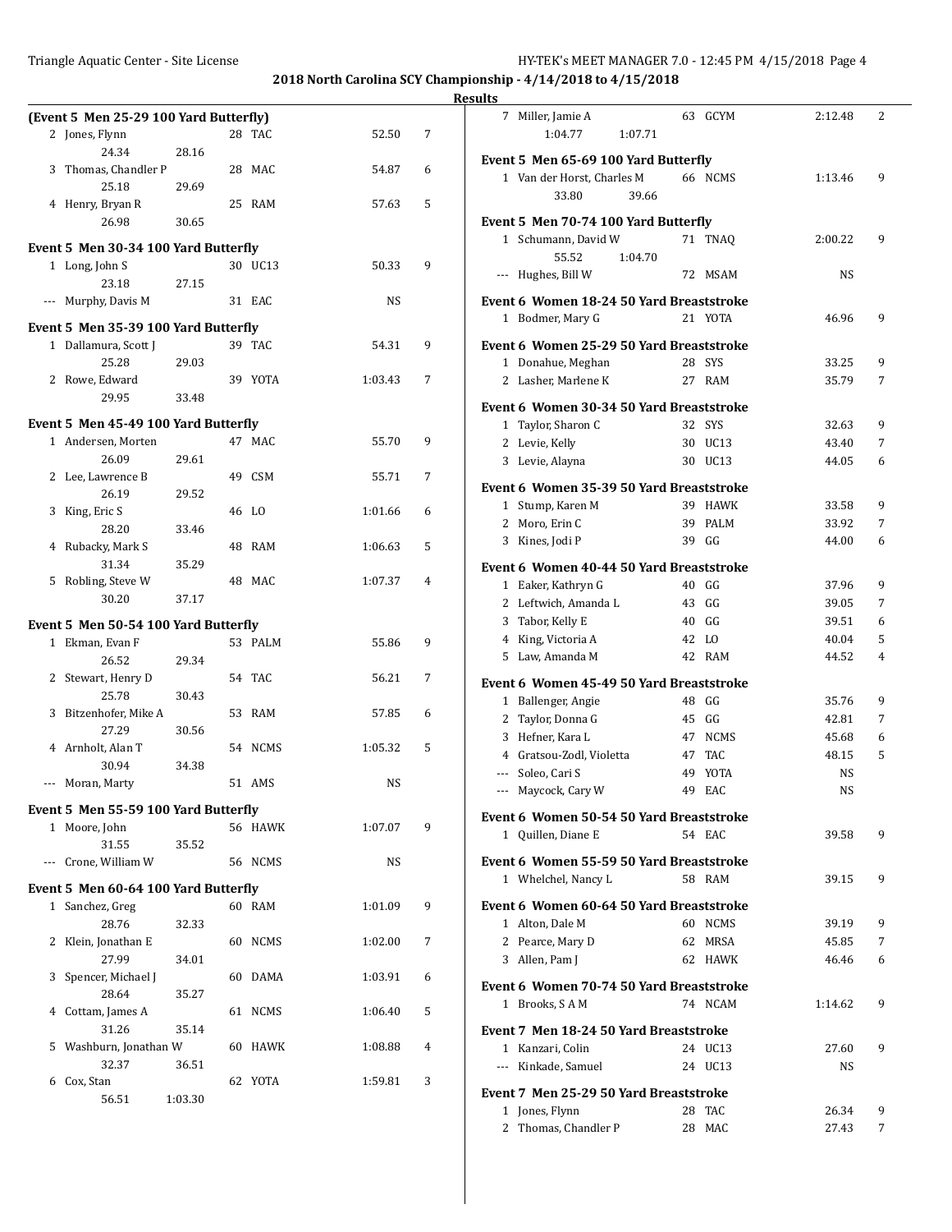## 2018 North Carolina SCY Championship - 4/14/2018 to 4/15/2018

### Results

**(Event 5 Men 25-29 100 Yard Butterfly)**

| Place | Name | Age | Team | Time | Points |
|---|---|---|---|---|---|
| 2 | Jones, Flynn | 28 | TAC | 52.50 | 7 |
| | 24.34 28.16 | | | | |
| 3 | Thomas, Chandler P | 28 | MAC | 54.87 | 6 |
| | 25.18 29.69 | | | | |
| 4 | Henry, Bryan R | 25 | RAM | 57.63 | 5 |
| | 26.98 30.65 | | | | |

**Event 5 Men 30-34 100 Yard Butterfly**

| Place | Name | Age | Team | Time | Points |
|---|---|---|---|---|---|
| 1 | Long, John S | 30 | UC13 | 50.33 | 9 |
| | 23.18 27.15 | | | | |
| --- | Murphy, Davis M | 31 | EAC | NS | |

**Event 5 Men 35-39 100 Yard Butterfly**

| Place | Name | Age | Team | Time | Points |
|---|---|---|---|---|---|
| 1 | Dallamura, Scott J | 39 | TAC | 54.31 | 9 |
| | 25.28 29.03 | | | | |
| 2 | Rowe, Edward | 39 | YOTA | 1:03.43 | 7 |
| | 29.95 33.48 | | | | |

**Event 5 Men 45-49 100 Yard Butterfly**

| Place | Name | Age | Team | Time | Points |
|---|---|---|---|---|---|
| 1 | Andersen, Morten | 47 | MAC | 55.70 | 9 |
| | 26.09 29.61 | | | | |
| 2 | Lee, Lawrence B | 49 | CSM | 55.71 | 7 |
| | 26.19 29.52 | | | | |
| 3 | King, Eric S | 46 | LO | 1:01.66 | 6 |
| | 28.20 33.46 | | | | |
| 4 | Rubacky, Mark S | 48 | RAM | 1:06.63 | 5 |
| | 31.34 35.29 | | | | |
| 5 | Robling, Steve W | 48 | MAC | 1:07.37 | 4 |
| | 30.20 37.17 | | | | |

**Event 5 Men 50-54 100 Yard Butterfly**

| Place | Name | Age | Team | Time | Points |
|---|---|---|---|---|---|
| 1 | Ekman, Evan F | 53 | PALM | 55.86 | 9 |
| | 26.52 29.34 | | | | |
| 2 | Stewart, Henry D | 54 | TAC | 56.21 | 7 |
| | 25.78 30.43 | | | | |
| 3 | Bitzenhofer, Mike A | 53 | RAM | 57.85 | 6 |
| | 27.29 30.56 | | | | |
| 4 | Arnholt, Alan T | 54 | NCMS | 1:05.32 | 5 |
| | 30.94 34.38 | | | | |
| --- | Moran, Marty | 51 | AMS | NS | |

**Event 5 Men 55-59 100 Yard Butterfly**

| Place | Name | Age | Team | Time | Points |
|---|---|---|---|---|---|
| 1 | Moore, John | 56 | HAWK | 1:07.07 | 9 |
| | 31.55 35.52 | | | | |
| --- | Crone, William W | 56 | NCMS | NS | |

**Event 5 Men 60-64 100 Yard Butterfly**

| Place | Name | Age | Team | Time | Points |
|---|---|---|---|---|---|
| 1 | Sanchez, Greg | 60 | RAM | 1:01.09 | 9 |
| | 28.76 32.33 | | | | |
| 2 | Klein, Jonathan E | 60 | NCMS | 1:02.00 | 7 |
| | 27.99 34.01 | | | | |
| 3 | Spencer, Michael J | 60 | DAMA | 1:03.91 | 6 |
| | 28.64 35.27 | | | | |
| 4 | Cottam, James A | 61 | NCMS | 1:06.40 | 5 |
| | 31.26 35.14 | | | | |
| 5 | Washburn, Jonathan W | 60 | HAWK | 1:08.88 | 4 |
| | 32.37 36.51 | | | | |
| 6 | Cox, Stan | 62 | YOTA | 1:59.81 | 3 |
| | 56.51 1:03.30 | | | | |
| 7 | Miller, Jamie A | 63 | GCYM | 2:12.48 | 2 |
| | 1:04.77 1:07.71 | | | | |

**Event 5 Men 65-69 100 Yard Butterfly**

| Place | Name | Age | Team | Time | Points |
|---|---|---|---|---|---|
| 1 | Van der Horst, Charles M | 66 | NCMS | 1:13.46 | 9 |
| | 33.80 39.66 | | | | |

**Event 5 Men 70-74 100 Yard Butterfly**

| Place | Name | Age | Team | Time | Points |
|---|---|---|---|---|---|
| 1 | Schumann, David W | 71 | TNAQ | 2:00.22 | 9 |
| | 55.52 1:04.70 | | | | |
| --- | Hughes, Bill W | 72 | MSAM | NS | |

**Event 6 Women 18-24 50 Yard Breaststroke**

| Place | Name | Age | Team | Time | Points |
|---|---|---|---|---|---|
| 1 | Bodmer, Mary G | 21 | YOTA | 46.96 | 9 |

**Event 6 Women 25-29 50 Yard Breaststroke**

| Place | Name | Age | Team | Time | Points |
|---|---|---|---|---|---|
| 1 | Donahue, Meghan | 28 | SYS | 33.25 | 9 |
| 2 | Lasher, Marlene K | 27 | RAM | 35.79 | 7 |

**Event 6 Women 30-34 50 Yard Breaststroke**

| Place | Name | Age | Team | Time | Points |
|---|---|---|---|---|---|
| 1 | Taylor, Sharon C | 32 | SYS | 32.63 | 9 |
| 2 | Levie, Kelly | 30 | UC13 | 43.40 | 7 |
| 3 | Levie, Alayna | 30 | UC13 | 44.05 | 6 |

**Event 6 Women 35-39 50 Yard Breaststroke**

| Place | Name | Age | Team | Time | Points |
|---|---|---|---|---|---|
| 1 | Stump, Karen M | 39 | HAWK | 33.58 | 9 |
| 2 | Moro, Erin C | 39 | PALM | 33.92 | 7 |
| 3 | Kines, Jodi P | 39 | GG | 44.00 | 6 |

**Event 6 Women 40-44 50 Yard Breaststroke**

| Place | Name | Age | Team | Time | Points |
|---|---|---|---|---|---|
| 1 | Eaker, Kathryn G | 40 | GG | 37.96 | 9 |
| 2 | Leftwich, Amanda L | 43 | GG | 39.05 | 7 |
| 3 | Tabor, Kelly E | 40 | GG | 39.51 | 6 |
| 4 | King, Victoria A | 42 | LO | 40.04 | 5 |
| 5 | Law, Amanda M | 42 | RAM | 44.52 | 4 |

**Event 6 Women 45-49 50 Yard Breaststroke**

| Place | Name | Age | Team | Time | Points |
|---|---|---|---|---|---|
| 1 | Ballenger, Angie | 48 | GG | 35.76 | 9 |
| 2 | Taylor, Donna G | 45 | GG | 42.81 | 7 |
| 3 | Hefner, Kara L | 47 | NCMS | 45.68 | 6 |
| 4 | Gratsou-Zodl, Violetta | 47 | TAC | 48.15 | 5 |
| --- | Soleo, Cari S | 49 | YOTA | NS | |
| --- | Maycock, Cary W | 49 | EAC | NS | |

**Event 6 Women 50-54 50 Yard Breaststroke**

| Place | Name | Age | Team | Time | Points |
|---|---|---|---|---|---|
| 1 | Quillen, Diane E | 54 | EAC | 39.58 | 9 |

**Event 6 Women 55-59 50 Yard Breaststroke**

| Place | Name | Age | Team | Time | Points |
|---|---|---|---|---|---|
| 1 | Whelchel, Nancy L | 58 | RAM | 39.15 | 9 |

**Event 6 Women 60-64 50 Yard Breaststroke**

| Place | Name | Age | Team | Time | Points |
|---|---|---|---|---|---|
| 1 | Alton, Dale M | 60 | NCMS | 39.19 | 9 |
| 2 | Pearce, Mary D | 62 | MRSA | 45.85 | 7 |
| 3 | Allen, Pam J | 62 | HAWK | 46.46 | 6 |

**Event 6 Women 70-74 50 Yard Breaststroke**

| Place | Name | Age | Team | Time | Points |
|---|---|---|---|---|---|
| 1 | Brooks, S A M | 74 | NCAM | 1:14.62 | 9 |

**Event 7 Men 18-24 50 Yard Breaststroke**

| Place | Name | Age | Team | Time | Points |
|---|---|---|---|---|---|
| 1 | Kanzari, Colin | 24 | UC13 | 27.60 | 9 |
| --- | Kinkade, Samuel | 24 | UC13 | NS | |

**Event 7 Men 25-29 50 Yard Breaststroke**

| Place | Name | Age | Team | Time | Points |
|---|---|---|---|---|---|
| 1 | Jones, Flynn | 28 | TAC | 26.34 | 9 |
| 2 | Thomas, Chandler P | 28 | MAC | 27.43 | 7 |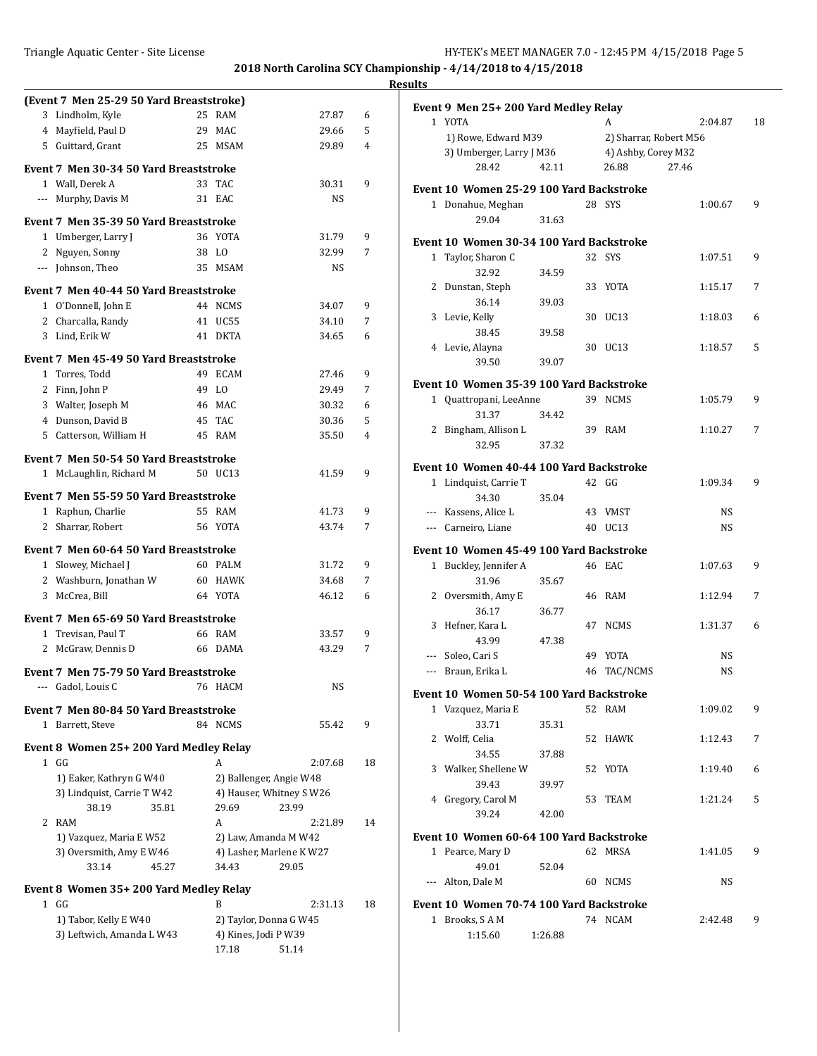**2018 North Carolina SCY Championship - 4/14/2018 to 4/15/2018**

**Results**

**(Event 7 Men 25-29 50 Yard Breaststroke)**

| | Name | Age | Team | Finals Time | Points |
|---|---|---|---|---|---|
| 3 | Lindholm, Kyle | 25 | RAM | 27.87 | 6 |
| 4 | Mayfield, Paul D | 29 | MAC | 29.66 | 5 |
| 5 | Guittard, Grant | 25 | MSAM | 29.89 | 4 |

**Event 7 Men 30-34 50 Yard Breaststroke**

| | Name | Age | Team | Finals Time | Points |
|---|---|---|---|---|---|
| 1 | Wall, Derek A | 33 | TAC | 30.31 | 9 |
| --- | Murphy, Davis M | 31 | EAC | NS | |

**Event 7 Men 35-39 50 Yard Breaststroke**

| | Name | Age | Team | Finals Time | Points |
|---|---|---|---|---|---|
| 1 | Umberger, Larry J | 36 | YOTA | 31.79 | 9 |
| 2 | Nguyen, Sonny | 38 | LO | 32.99 | 7 |
| --- | Johnson, Theo | 35 | MSAM | NS | |

**Event 7 Men 40-44 50 Yard Breaststroke**

| | Name | Age | Team | Finals Time | Points |
|---|---|---|---|---|---|
| 1 | O'Donnell, John E | 44 | NCMS | 34.07 | 9 |
| 2 | Charcalla, Randy | 41 | UC55 | 34.10 | 7 |
| 3 | Lind, Erik W | 41 | DKTA | 34.65 | 6 |

**Event 7 Men 45-49 50 Yard Breaststroke**

| | Name | Age | Team | Finals Time | Points |
|---|---|---|---|---|---|
| 1 | Torres, Todd | 49 | ECAM | 27.46 | 9 |
| 2 | Finn, John P | 49 | LO | 29.49 | 7 |
| 3 | Walter, Joseph M | 46 | MAC | 30.32 | 6 |
| 4 | Dunson, David B | 45 | TAC | 30.36 | 5 |
| 5 | Catterson, William H | 45 | RAM | 35.50 | 4 |

**Event 7 Men 50-54 50 Yard Breaststroke**

| | Name | Age | Team | Finals Time | Points |
|---|---|---|---|---|---|
| 1 | McLaughlin, Richard M | 50 | UC13 | 41.59 | 9 |

**Event 7 Men 55-59 50 Yard Breaststroke**

| | Name | Age | Team | Finals Time | Points |
|---|---|---|---|---|---|
| 1 | Raphun, Charlie | 55 | RAM | 41.73 | 9 |
| 2 | Sharrar, Robert | 56 | YOTA | 43.74 | 7 |

**Event 7 Men 60-64 50 Yard Breaststroke**

| | Name | Age | Team | Finals Time | Points |
|---|---|---|---|---|---|
| 1 | Slowey, Michael J | 60 | PALM | 31.72 | 9 |
| 2 | Washburn, Jonathan W | 60 | HAWK | 34.68 | 7 |
| 3 | McCrea, Bill | 64 | YOTA | 46.12 | 6 |

**Event 7 Men 65-69 50 Yard Breaststroke**

| | Name | Age | Team | Finals Time | Points |
|---|---|---|---|---|---|
| 1 | Trevisan, Paul T | 66 | RAM | 33.57 | 9 |
| 2 | McGraw, Dennis D | 66 | DAMA | 43.29 | 7 |

**Event 7 Men 75-79 50 Yard Breaststroke**

| | Name | Age | Team | Finals Time | Points |
|---|---|---|---|---|---|
| --- | Gadol, Louis C | 76 | HACM | NS | |

**Event 7 Men 80-84 50 Yard Breaststroke**

| | Name | Age | Team | Finals Time | Points |
|---|---|---|---|---|---|
| 1 | Barrett, Steve | 84 | NCMS | 55.42 | 9 |

**Event 8 Women 25+ 200 Yard Medley Relay**

1 GG — A — 2:07.68 — 18
- 1) Eaker, Kathryn G W40
- 2) Ballenger, Angie W48
- 3) Lindquist, Carrie T W42
- 4) Hauser, Whitney S W26
- Splits: 38.19, 35.81, 29.69, 23.99

2 RAM — A — 2:21.89 — 14
- 1) Vazquez, Maria E W52
- 2) Law, Amanda M W42
- 3) Oversmith, Amy E W46
- 4) Lasher, Marlene K W27
- Splits: 33.14, 45.27, 34.43, 29.05

**Event 8 Women 35+ 200 Yard Medley Relay**

1 GG — B — 2:31.13 — 18
- 1) Tabor, Kelly E W40
- 2) Taylor, Donna G W45
- 3) Leftwich, Amanda L W43
- 4) Kines, Jodi P W39
- Splits: 17.18, 51.14

**Event 9 Men 25+ 200 Yard Medley Relay**

1 YOTA — A — 2:04.87 — 18
- 1) Rowe, Edward M39
- 2) Sharrar, Robert M56
- 3) Umberger, Larry J M36
- 4) Ashby, Corey M32
- Splits: 28.42, 42.11, 26.88, 27.46

**Event 10 Women 25-29 100 Yard Backstroke**

| | Name | Age | Team | Finals Time | Points |
|---|---|---|---|---|---|
| 1 | Donahue, Meghan | 28 | SYS | 1:00.67 | 9 |
| | 29.04 31.63 | | | | |

**Event 10 Women 30-34 100 Yard Backstroke**

| | Name | Age | Team | Finals Time | Points |
|---|---|---|---|---|---|
| 1 | Taylor, Sharon C | 32 | SYS | 1:07.51 | 9 |
| | 32.92 34.59 | | | | |
| 2 | Dunstan, Steph | 33 | YOTA | 1:15.17 | 7 |
| | 36.14 39.03 | | | | |
| 3 | Levie, Kelly | 30 | UC13 | 1:18.03 | 6 |
| | 38.45 39.58 | | | | |
| 4 | Levie, Alayna | 30 | UC13 | 1:18.57 | 5 |
| | 39.50 39.07 | | | | |

**Event 10 Women 35-39 100 Yard Backstroke**

| | Name | Age | Team | Finals Time | Points |
|---|---|---|---|---|---|
| 1 | Quattropani, LeeAnne | 39 | NCMS | 1:05.79 | 9 |
| | 31.37 34.42 | | | | |
| 2 | Bingham, Allison L | 39 | RAM | 1:10.27 | 7 |
| | 32.95 37.32 | | | | |

**Event 10 Women 40-44 100 Yard Backstroke**

| | Name | Age | Team | Finals Time | Points |
|---|---|---|---|---|---|
| 1 | Lindquist, Carrie T | 42 | GG | 1:09.34 | 9 |
| | 34.30 35.04 | | | | |
| --- | Kassens, Alice L | 43 | VMST | NS | |
| --- | Carneiro, Liane | 40 | UC13 | NS | |

**Event 10 Women 45-49 100 Yard Backstroke**

| | Name | Age | Team | Finals Time | Points |
|---|---|---|---|---|---|
| 1 | Buckley, Jennifer A | 46 | EAC | 1:07.63 | 9 |
| | 31.96 35.67 | | | | |
| 2 | Oversmith, Amy E | 46 | RAM | 1:12.94 | 7 |
| | 36.17 36.77 | | | | |
| 3 | Hefner, Kara L | 47 | NCMS | 1:31.37 | 6 |
| | 43.99 47.38 | | | | |
| --- | Soleo, Cari S | 49 | YOTA | NS | |
| --- | Braun, Erika L | 46 | TAC/NCMS | NS | |

**Event 10 Women 50-54 100 Yard Backstroke**

| | Name | Age | Team | Finals Time | Points |
|---|---|---|---|---|---|
| 1 | Vazquez, Maria E | 52 | RAM | 1:09.02 | 9 |
| | 33.71 35.31 | | | | |
| 2 | Wolff, Celia | 52 | HAWK | 1:12.43 | 7 |
| | 34.55 37.88 | | | | |
| 3 | Walker, Shellene W | 52 | YOTA | 1:19.40 | 6 |
| | 39.43 39.97 | | | | |
| 4 | Gregory, Carol M | 53 | TEAM | 1:21.24 | 5 |
| | 39.24 42.00 | | | | |

**Event 10 Women 60-64 100 Yard Backstroke**

| | Name | Age | Team | Finals Time | Points |
|---|---|---|---|---|---|
| 1 | Pearce, Mary D | 62 | MRSA | 1:41.05 | 9 |
| | 49.01 52.04 | | | | |
| --- | Alton, Dale M | 60 | NCMS | NS | |

**Event 10 Women 70-74 100 Yard Backstroke**

| | Name | Age | Team | Finals Time | Points |
|---|---|---|---|---|---|
| 1 | Brooks, S A M | 74 | NCAM | 2:42.48 | 9 |
| | 1:15.60 1:26.88 | | | | |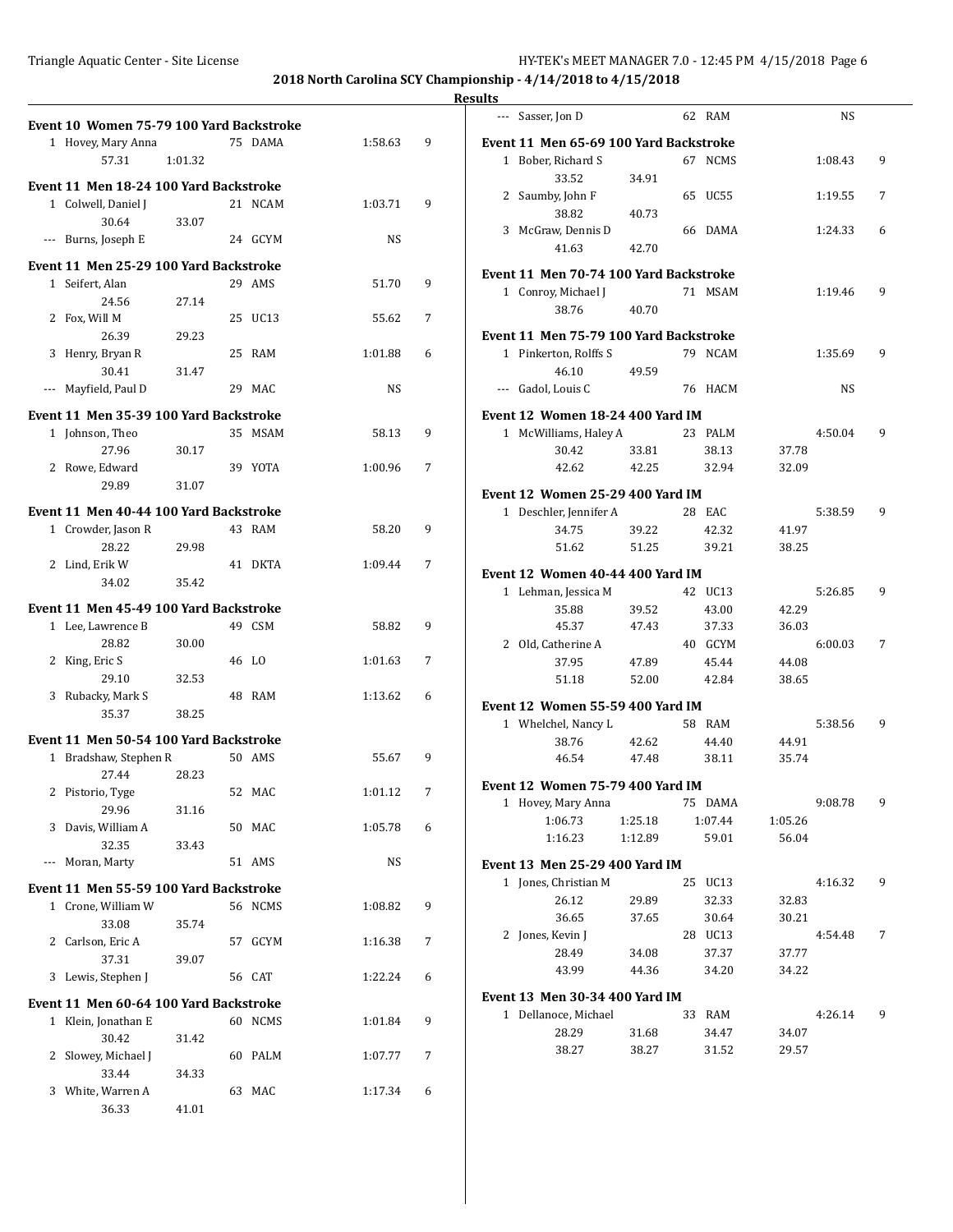**2018 North Carolina SCY Championship - 4/14/2018 to 4/15/2018**

**Results**

### Event 10 Women 75-79 100 Yard Backstroke

| Place | Name | Age | Team | Time | Points |
|---|---|---|---|---|---|
| 1 | Hovey, Mary Anna | 75 | DAMA | 1:58.63 | 9 |
| | 57.31 | 1:01.32 | | | |

### Event 11 Men 18-24 100 Yard Backstroke

| Place | Name | Age | Team | Time | Points |
|---|---|---|---|---|---|
| 1 | Colwell, Daniel J | 21 | NCAM | 1:03.71 | 9 |
| | 30.64 | 33.07 | | | |
| --- | Burns, Joseph E | 24 | GCYM | NS | |

### Event 11 Men 25-29 100 Yard Backstroke

| Place | Name | Age | Team | Time | Points |
|---|---|---|---|---|---|
| 1 | Seifert, Alan | 29 | AMS | 51.70 | 9 |
| | 24.56 | 27.14 | | | |
| 2 | Fox, Will M | 25 | UC13 | 55.62 | 7 |
| | 26.39 | 29.23 | | | |
| 3 | Henry, Bryan R | 25 | RAM | 1:01.88 | 6 |
| | 30.41 | 31.47 | | | |
| --- | Mayfield, Paul D | 29 | MAC | NS | |

### Event 11 Men 35-39 100 Yard Backstroke

| Place | Name | Age | Team | Time | Points |
|---|---|---|---|---|---|
| 1 | Johnson, Theo | 35 | MSAM | 58.13 | 9 |
| | 27.96 | 30.17 | | | |
| 2 | Rowe, Edward | 39 | YOTA | 1:00.96 | 7 |
| | 29.89 | 31.07 | | | |

### Event 11 Men 40-44 100 Yard Backstroke

| Place | Name | Age | Team | Time | Points |
|---|---|---|---|---|---|
| 1 | Crowder, Jason R | 43 | RAM | 58.20 | 9 |
| | 28.22 | 29.98 | | | |
| 2 | Lind, Erik W | 41 | DKTA | 1:09.44 | 7 |
| | 34.02 | 35.42 | | | |

### Event 11 Men 45-49 100 Yard Backstroke

| Place | Name | Age | Team | Time | Points |
|---|---|---|---|---|---|
| 1 | Lee, Lawrence B | 49 | CSM | 58.82 | 9 |
| | 28.82 | 30.00 | | | |
| 2 | King, Eric S | 46 | LO | 1:01.63 | 7 |
| | 29.10 | 32.53 | | | |
| 3 | Rubacky, Mark S | 48 | RAM | 1:13.62 | 6 |
| | 35.37 | 38.25 | | | |

### Event 11 Men 50-54 100 Yard Backstroke

| Place | Name | Age | Team | Time | Points |
|---|---|---|---|---|---|
| 1 | Bradshaw, Stephen R | 50 | AMS | 55.67 | 9 |
| | 27.44 | 28.23 | | | |
| 2 | Pistorio, Tyge | 52 | MAC | 1:01.12 | 7 |
| | 29.96 | 31.16 | | | |
| 3 | Davis, William A | 50 | MAC | 1:05.78 | 6 |
| | 32.35 | 33.43 | | | |
| --- | Moran, Marty | 51 | AMS | NS | |

### Event 11 Men 55-59 100 Yard Backstroke

| Place | Name | Age | Team | Time | Points |
|---|---|---|---|---|---|
| 1 | Crone, William W | 56 | NCMS | 1:08.82 | 9 |
| | 33.08 | 35.74 | | | |
| 2 | Carlson, Eric A | 57 | GCYM | 1:16.38 | 7 |
| | 37.31 | 39.07 | | | |
| 3 | Lewis, Stephen J | 56 | CAT | 1:22.24 | 6 |

### Event 11 Men 60-64 100 Yard Backstroke

| Place | Name | Age | Team | Time | Points |
|---|---|---|---|---|---|
| 1 | Klein, Jonathan E | 60 | NCMS | 1:01.84 | 9 |
| | 30.42 | 31.42 | | | |
| 2 | Slowey, Michael J | 60 | PALM | 1:07.77 | 7 |
| | 33.44 | 34.33 | | | |
| 3 | White, Warren A | 63 | MAC | 1:17.34 | 6 |
| | 36.33 | 41.01 | | | |
| --- | Sasser, Jon D | 62 | RAM | NS | |

### Event 11 Men 65-69 100 Yard Backstroke

| Place | Name | Age | Team | Time | Points |
|---|---|---|---|---|---|
| 1 | Bober, Richard S | 67 | NCMS | 1:08.43 | 9 |
| | 33.52 | 34.91 | | | |
| 2 | Saumby, John F | 65 | UC55 | 1:19.55 | 7 |
| | 38.82 | 40.73 | | | |
| 3 | McGraw, Dennis D | 66 | DAMA | 1:24.33 | 6 |
| | 41.63 | 42.70 | | | |

### Event 11 Men 70-74 100 Yard Backstroke

| Place | Name | Age | Team | Time | Points |
|---|---|---|---|---|---|
| 1 | Conroy, Michael J | 71 | MSAM | 1:19.46 | 9 |
| | 38.76 | 40.70 | | | |

### Event 11 Men 75-79 100 Yard Backstroke

| Place | Name | Age | Team | Time | Points |
|---|---|---|---|---|---|
| 1 | Pinkerton, Rolffs S | 79 | NCAM | 1:35.69 | 9 |
| | 46.10 | 49.59 | | | |
| --- | Gadol, Louis C | 76 | HACM | NS | |

### Event 12 Women 18-24 400 Yard IM

| Place | Name | | Age | Team | Time | Points |
|---|---|---|---|---|---|---|
| 1 | McWilliams, Haley A | | 23 | PALM | 4:50.04 | 9 |
| | 30.42 | 33.81 | 38.13 | 37.78 | | |
| | 42.62 | 42.25 | 32.94 | 32.09 | | |

### Event 12 Women 25-29 400 Yard IM

| Place | Name | | Age | Team | Time | Points |
|---|---|---|---|---|---|---|
| 1 | Deschler, Jennifer A | | 28 | EAC | 5:38.59 | 9 |
| | 34.75 | 39.22 | 42.32 | 41.97 | | |
| | 51.62 | 51.25 | 39.21 | 38.25 | | |

### Event 12 Women 40-44 400 Yard IM

| Place | Name | | Age | Team | Time | Points |
|---|---|---|---|---|---|---|
| 1 | Lehman, Jessica M | | 42 | UC13 | 5:26.85 | 9 |
| | 35.88 | 39.52 | 43.00 | 42.29 | | |
| | 45.37 | 47.43 | 37.33 | 36.03 | | |
| 2 | Old, Catherine A | | 40 | GCYM | 6:00.03 | 7 |
| | 37.95 | 47.89 | 45.44 | 44.08 | | |
| | 51.18 | 52.00 | 42.84 | 38.65 | | |

### Event 12 Women 55-59 400 Yard IM

| Place | Name | | Age | Team | Time | Points |
|---|---|---|---|---|---|---|
| 1 | Whelchel, Nancy L | | 58 | RAM | 5:38.56 | 9 |
| | 38.76 | 42.62 | 44.40 | 44.91 | | |
| | 46.54 | 47.48 | 38.11 | 35.74 | | |

### Event 12 Women 75-79 400 Yard IM

| Place | Name | | Age | Team | Time | Points |
|---|---|---|---|---|---|---|
| 1 | Hovey, Mary Anna | | 75 | DAMA | 9:08.78 | 9 |
| | 1:06.73 | 1:25.18 | 1:07.44 | 1:05.26 | | |
| | 1:16.23 | 1:12.89 | 59.01 | 56.04 | | |

### Event 13 Men 25-29 400 Yard IM

| Place | Name | | Age | Team | Time | Points |
|---|---|---|---|---|---|---|
| 1 | Jones, Christian M | | 25 | UC13 | 4:16.32 | 9 |
| | 26.12 | 29.89 | 32.33 | 32.83 | | |
| | 36.65 | 37.65 | 30.64 | 30.21 | | |
| 2 | Jones, Kevin J | | 28 | UC13 | 4:54.48 | 7 |
| | 28.49 | 34.08 | 37.37 | 37.77 | | |
| | 43.99 | 44.36 | 34.20 | 34.22 | | |

### Event 13 Men 30-34 400 Yard IM

| Place | Name | | Age | Team | Time | Points |
|---|---|---|---|---|---|---|
| 1 | Dellanoce, Michael | | 33 | RAM | 4:26.14 | 9 |
| | 28.29 | 31.68 | 34.47 | 34.07 | | |
| | 38.27 | 38.27 | 31.52 | 29.57 | | |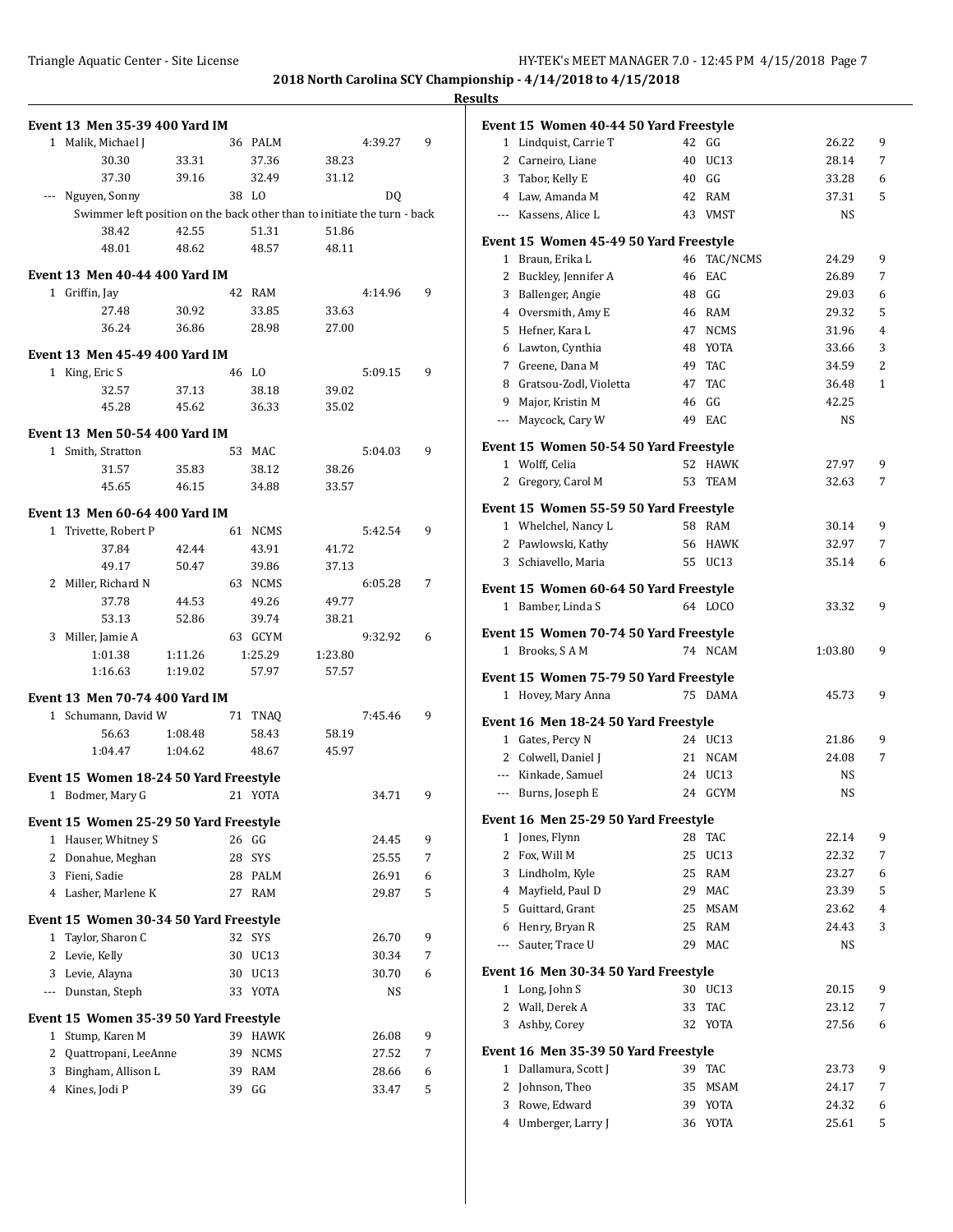**2018 North Carolina SCY Championship - 4/14/2018 to 4/15/2018**

**Results**

### Event 13 Men 35-39 400 Yard IM

| Place | Name | Age | Team | Time | Points |
|---|---|---|---|---|---|
| 1 | Malik, Michael J | 36 | PALM | 4:39.27 | 9 |
| | 30.30 / 33.31 / 37.36 / 38.23 | | | | |
| | 37.30 / 39.16 / 32.49 / 31.12 | | | | |
| --- | Nguyen, Sonny | 38 | LO | DQ | |
| | Swimmer left position on the back other than to initiate the turn - back | | | | |
| | 38.42 / 42.55 / 51.31 / 51.86 | | | | |
| | 48.01 / 48.62 / 48.57 / 48.11 | | | | |

### Event 13 Men 40-44 400 Yard IM

| Place | Name | Age | Team | Time | Points |
|---|---|---|---|---|---|
| 1 | Griffin, Jay | 42 | RAM | 4:14.96 | 9 |
| | 27.48 / 30.92 / 33.85 / 33.63 | | | | |
| | 36.24 / 36.86 / 28.98 / 27.00 | | | | |

### Event 13 Men 45-49 400 Yard IM

| Place | Name | Age | Team | Time | Points |
|---|---|---|---|---|---|
| 1 | King, Eric S | 46 | LO | 5:09.15 | 9 |
| | 32.57 / 37.13 / 38.18 / 39.02 | | | | |
| | 45.28 / 45.62 / 36.33 / 35.02 | | | | |

### Event 13 Men 50-54 400 Yard IM

| Place | Name | Age | Team | Time | Points |
|---|---|---|---|---|---|
| 1 | Smith, Stratton | 53 | MAC | 5:04.03 | 9 |
| | 31.57 / 35.83 / 38.12 / 38.26 | | | | |
| | 45.65 / 46.15 / 34.88 / 33.57 | | | | |

### Event 13 Men 60-64 400 Yard IM

| Place | Name | Age | Team | Time | Points |
|---|---|---|---|---|---|
| 1 | Trivette, Robert P | 61 | NCMS | 5:42.54 | 9 |
| | 37.84 / 42.44 / 43.91 / 41.72 | | | | |
| | 49.17 / 50.47 / 39.86 / 37.13 | | | | |
| 2 | Miller, Richard N | 63 | NCMS | 6:05.28 | 7 |
| | 37.78 / 44.53 / 49.26 / 49.77 | | | | |
| | 53.13 / 52.86 / 39.74 / 38.21 | | | | |
| 3 | Miller, Jamie A | 63 | GCYM | 9:32.92 | 6 |
| | 1:01.38 / 1:11.26 / 1:25.29 / 1:23.80 | | | | |
| | 1:16.63 / 1:19.02 / 57.97 / 57.57 | | | | |

### Event 13 Men 70-74 400 Yard IM

| Place | Name | Age | Team | Time | Points |
|---|---|---|---|---|---|
| 1 | Schumann, David W | 71 | TNAQ | 7:45.46 | 9 |
| | 56.63 / 1:08.48 / 58.43 / 58.19 | | | | |
| | 1:04.47 / 1:04.62 / 48.67 / 45.97 | | | | |

### Event 15 Women 18-24 50 Yard Freestyle

| Place | Name | Age | Team | Time | Points |
|---|---|---|---|---|---|
| 1 | Bodmer, Mary G | 21 | YOTA | 34.71 | 9 |

### Event 15 Women 25-29 50 Yard Freestyle

| Place | Name | Age | Team | Time | Points |
|---|---|---|---|---|---|
| 1 | Hauser, Whitney S | 26 | GG | 24.45 | 9 |
| 2 | Donahue, Meghan | 28 | SYS | 25.55 | 7 |
| 3 | Fieni, Sadie | 28 | PALM | 26.91 | 6 |
| 4 | Lasher, Marlene K | 27 | RAM | 29.87 | 5 |

### Event 15 Women 30-34 50 Yard Freestyle

| Place | Name | Age | Team | Time | Points |
|---|---|---|---|---|---|
| 1 | Taylor, Sharon C | 32 | SYS | 26.70 | 9 |
| 2 | Levie, Kelly | 30 | UC13 | 30.34 | 7 |
| 3 | Levie, Alayna | 30 | UC13 | 30.70 | 6 |
| --- | Dunstan, Steph | 33 | YOTA | NS | |

### Event 15 Women 35-39 50 Yard Freestyle

| Place | Name | Age | Team | Time | Points |
|---|---|---|---|---|---|
| 1 | Stump, Karen M | 39 | HAWK | 26.08 | 9 |
| 2 | Quattropani, LeeAnne | 39 | NCMS | 27.52 | 7 |
| 3 | Bingham, Allison L | 39 | RAM | 28.66 | 6 |
| 4 | Kines, Jodi P | 39 | GG | 33.47 | 5 |

### Event 15 Women 40-44 50 Yard Freestyle

| Place | Name | Age | Team | Time | Points |
|---|---|---|---|---|---|
| 1 | Lindquist, Carrie T | 42 | GG | 26.22 | 9 |
| 2 | Carneiro, Liane | 40 | UC13 | 28.14 | 7 |
| 3 | Tabor, Kelly E | 40 | GG | 33.28 | 6 |
| 4 | Law, Amanda M | 42 | RAM | 37.31 | 5 |
| --- | Kassens, Alice L | 43 | VMST | NS | |

### Event 15 Women 45-49 50 Yard Freestyle

| Place | Name | Age | Team | Time | Points |
|---|---|---|---|---|---|
| 1 | Braun, Erika L | 46 | TAC/NCMS | 24.29 | 9 |
| 2 | Buckley, Jennifer A | 46 | EAC | 26.89 | 7 |
| 3 | Ballenger, Angie | 48 | GG | 29.03 | 6 |
| 4 | Oversmith, Amy E | 46 | RAM | 29.32 | 5 |
| 5 | Hefner, Kara L | 47 | NCMS | 31.96 | 4 |
| 6 | Lawton, Cynthia | 48 | YOTA | 33.66 | 3 |
| 7 | Greene, Dana M | 49 | TAC | 34.59 | 2 |
| 8 | Gratsou-Zodl, Violetta | 47 | TAC | 36.48 | 1 |
| 9 | Major, Kristin M | 46 | GG | 42.25 | |
| --- | Maycock, Cary W | 49 | EAC | NS | |

### Event 15 Women 50-54 50 Yard Freestyle

| Place | Name | Age | Team | Time | Points |
|---|---|---|---|---|---|
| 1 | Wolff, Celia | 52 | HAWK | 27.97 | 9 |
| 2 | Gregory, Carol M | 53 | TEAM | 32.63 | 7 |

### Event 15 Women 55-59 50 Yard Freestyle

| Place | Name | Age | Team | Time | Points |
|---|---|---|---|---|---|
| 1 | Whelchel, Nancy L | 58 | RAM | 30.14 | 9 |
| 2 | Pawlowski, Kathy | 56 | HAWK | 32.97 | 7 |
| 3 | Schiavello, Maria | 55 | UC13 | 35.14 | 6 |

### Event 15 Women 60-64 50 Yard Freestyle

| Place | Name | Age | Team | Time | Points |
|---|---|---|---|---|---|
| 1 | Bamber, Linda S | 64 | LOCO | 33.32 | 9 |

### Event 15 Women 70-74 50 Yard Freestyle

| Place | Name | Age | Team | Time | Points |
|---|---|---|---|---|---|
| 1 | Brooks, S A M | 74 | NCAM | 1:03.80 | 9 |

### Event 15 Women 75-79 50 Yard Freestyle

| Place | Name | Age | Team | Time | Points |
|---|---|---|---|---|---|
| 1 | Hovey, Mary Anna | 75 | DAMA | 45.73 | 9 |

### Event 16 Men 18-24 50 Yard Freestyle

| Place | Name | Age | Team | Time | Points |
|---|---|---|---|---|---|
| 1 | Gates, Percy N | 24 | UC13 | 21.86 | 9 |
| 2 | Colwell, Daniel J | 21 | NCAM | 24.08 | 7 |
| --- | Kinkade, Samuel | 24 | UC13 | NS | |
| --- | Burns, Joseph E | 24 | GCYM | NS | |

### Event 16 Men 25-29 50 Yard Freestyle

| Place | Name | Age | Team | Time | Points |
|---|---|---|---|---|---|
| 1 | Jones, Flynn | 28 | TAC | 22.14 | 9 |
| 2 | Fox, Will M | 25 | UC13 | 22.32 | 7 |
| 3 | Lindholm, Kyle | 25 | RAM | 23.27 | 6 |
| 4 | Mayfield, Paul D | 29 | MAC | 23.39 | 5 |
| 5 | Guittard, Grant | 25 | MSAM | 23.62 | 4 |
| 6 | Henry, Bryan R | 25 | RAM | 24.43 | 3 |
| --- | Sauter, Trace U | 29 | MAC | NS | |

### Event 16 Men 30-34 50 Yard Freestyle

| Place | Name | Age | Team | Time | Points |
|---|---|---|---|---|---|
| 1 | Long, John S | 30 | UC13 | 20.15 | 9 |
| 2 | Wall, Derek A | 33 | TAC | 23.12 | 7 |
| 3 | Ashby, Corey | 32 | YOTA | 27.56 | 6 |

### Event 16 Men 35-39 50 Yard Freestyle

| Place | Name | Age | Team | Time | Points |
|---|---|---|---|---|---|
| 1 | Dallamura, Scott J | 39 | TAC | 23.73 | 9 |
| 2 | Johnson, Theo | 35 | MSAM | 24.17 | 7 |
| 3 | Rowe, Edward | 39 | YOTA | 24.32 | 6 |
| 4 | Umberger, Larry J | 36 | YOTA | 25.61 | 5 |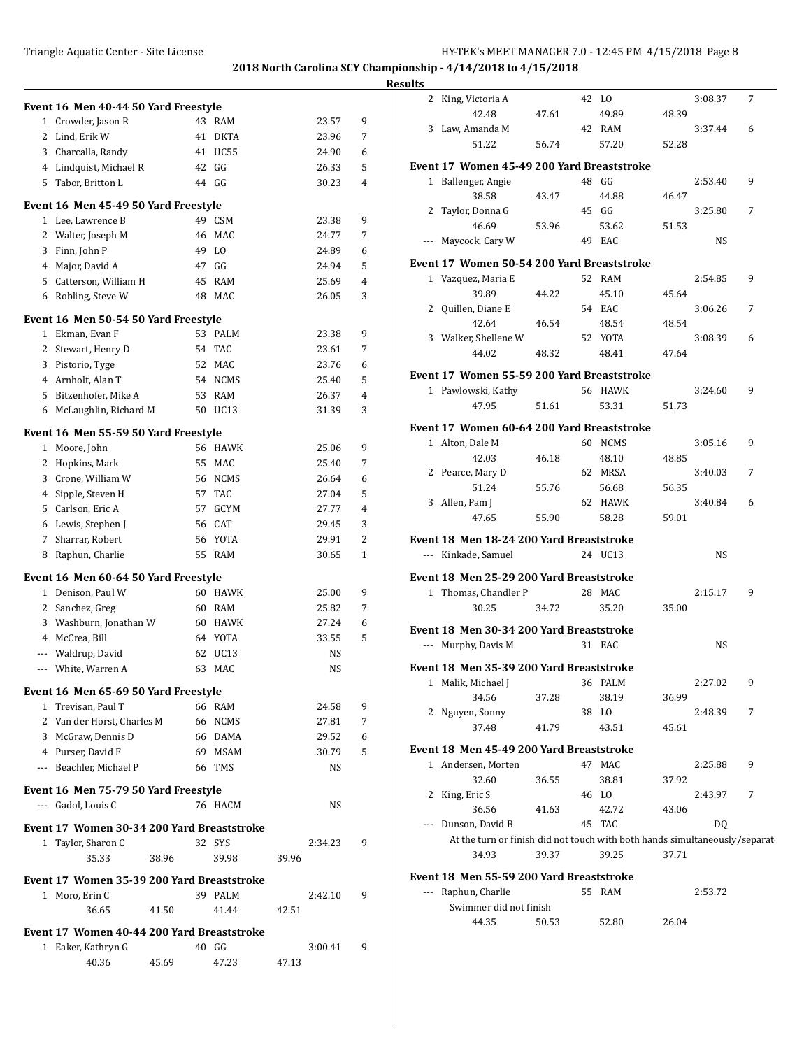## 2018 North Carolina SCY Championship - 4/14/2018 to 4/15/2018

### Results

#### Event 16 Men 40-44 50 Yard Freestyle

| Place | Name | Age | Team | Time | Points |
|---|---|---|---|---|---|
| 1 | Crowder, Jason R | 43 | RAM | 23.57 | 9 |
| 2 | Lind, Erik W | 41 | DKTA | 23.96 | 7 |
| 3 | Charcalla, Randy | 41 | UC55 | 24.90 | 6 |
| 4 | Lindquist, Michael R | 42 | GG | 26.33 | 5 |
| 5 | Tabor, Britton L | 44 | GG | 30.23 | 4 |

#### Event 16 Men 45-49 50 Yard Freestyle

| Place | Name | Age | Team | Time | Points |
|---|---|---|---|---|---|
| 1 | Lee, Lawrence B | 49 | CSM | 23.38 | 9 |
| 2 | Walter, Joseph M | 46 | MAC | 24.77 | 7 |
| 3 | Finn, John P | 49 | LO | 24.89 | 6 |
| 4 | Major, David A | 47 | GG | 24.94 | 5 |
| 5 | Catterson, William H | 45 | RAM | 25.69 | 4 |
| 6 | Robling, Steve W | 48 | MAC | 26.05 | 3 |

#### Event 16 Men 50-54 50 Yard Freestyle

| Place | Name | Age | Team | Time | Points |
|---|---|---|---|---|---|
| 1 | Ekman, Evan F | 53 | PALM | 23.38 | 9 |
| 2 | Stewart, Henry D | 54 | TAC | 23.61 | 7 |
| 3 | Pistorio, Tyge | 52 | MAC | 23.76 | 6 |
| 4 | Arnholt, Alan T | 54 | NCMS | 25.40 | 5 |
| 5 | Bitzenhofer, Mike A | 53 | RAM | 26.37 | 4 |
| 6 | McLaughlin, Richard M | 50 | UC13 | 31.39 | 3 |

#### Event 16 Men 55-59 50 Yard Freestyle

| Place | Name | Age | Team | Time | Points |
|---|---|---|---|---|---|
| 1 | Moore, John | 56 | HAWK | 25.06 | 9 |
| 2 | Hopkins, Mark | 55 | MAC | 25.40 | 7 |
| 3 | Crone, William W | 56 | NCMS | 26.64 | 6 |
| 4 | Sipple, Steven H | 57 | TAC | 27.04 | 5 |
| 5 | Carlson, Eric A | 57 | GCYM | 27.77 | 4 |
| 6 | Lewis, Stephen J | 56 | CAT | 29.45 | 3 |
| 7 | Sharrar, Robert | 56 | YOTA | 29.91 | 2 |
| 8 | Raphun, Charlie | 55 | RAM | 30.65 | 1 |

#### Event 16 Men 60-64 50 Yard Freestyle

| Place | Name | Age | Team | Time | Points |
|---|---|---|---|---|---|
| 1 | Denison, Paul W | 60 | HAWK | 25.00 | 9 |
| 2 | Sanchez, Greg | 60 | RAM | 25.82 | 7 |
| 3 | Washburn, Jonathan W | 60 | HAWK | 27.24 | 6 |
| 4 | McCrea, Bill | 64 | YOTA | 33.55 | 5 |
| --- | Waldrup, David | 62 | UC13 | NS | |
| --- | White, Warren A | 63 | MAC | NS | |

#### Event 16 Men 65-69 50 Yard Freestyle

| Place | Name | Age | Team | Time | Points |
|---|---|---|---|---|---|
| 1 | Trevisan, Paul T | 66 | RAM | 24.58 | 9 |
| 2 | Van der Horst, Charles M | 66 | NCMS | 27.81 | 7 |
| 3 | McGraw, Dennis D | 66 | DAMA | 29.52 | 6 |
| 4 | Purser, David F | 69 | MSAM | 30.79 | 5 |
| --- | Beachler, Michael P | 66 | TMS | NS | |

#### Event 16 Men 75-79 50 Yard Freestyle

| Place | Name | Age | Team | Time | Points |
|---|---|---|---|---|---|
| --- | Gadol, Louis C | 76 | HACM | NS | |

#### Event 17 Women 30-34 200 Yard Breaststroke

| Place | Name | Age | Team | Time | Points |
|---|---|---|---|---|---|
| 1 | Taylor, Sharon C | 32 | SYS | 2:34.23 | 9 |
| | 35.33 38.96 39.98 39.96 | | | | |

#### Event 17 Women 35-39 200 Yard Breaststroke

| Place | Name | Age | Team | Time | Points |
|---|---|---|---|---|---|
| 1 | Moro, Erin C | 39 | PALM | 2:42.10 | 9 |
| | 36.65 41.50 41.44 42.51 | | | | |

#### Event 17 Women 40-44 200 Yard Breaststroke

| Place | Name | Age | Team | Time | Points |
|---|---|---|---|---|---|
| 1 | Eaker, Kathryn G | 40 | GG | 3:00.41 | 9 |
| | 40.36 45.69 47.23 47.13 | | | | |
| 2 | King, Victoria A | 42 | LO | 3:08.37 | 7 |
| | 42.48 47.61 49.89 48.39 | | | | |
| 3 | Law, Amanda M | 42 | RAM | 3:37.44 | 6 |
| | 51.22 56.74 57.20 52.28 | | | | |

#### Event 17 Women 45-49 200 Yard Breaststroke

| Place | Name | Age | Team | Time | Points |
|---|---|---|---|---|---|
| 1 | Ballenger, Angie | 48 | GG | 2:53.40 | 9 |
| | 38.58 43.47 44.88 46.47 | | | | |
| 2 | Taylor, Donna G | 45 | GG | 3:25.80 | 7 |
| | 46.69 53.96 53.62 51.53 | | | | |
| --- | Maycock, Cary W | 49 | EAC | NS | |

#### Event 17 Women 50-54 200 Yard Breaststroke

| Place | Name | Age | Team | Time | Points |
|---|---|---|---|---|---|
| 1 | Vazquez, Maria E | 52 | RAM | 2:54.85 | 9 |
| | 39.89 44.22 45.10 45.64 | | | | |
| 2 | Quillen, Diane E | 54 | EAC | 3:06.26 | 7 |
| | 42.64 46.54 48.54 48.54 | | | | |
| 3 | Walker, Shellene W | 52 | YOTA | 3:08.39 | 6 |
| | 44.02 48.32 48.41 47.64 | | | | |

#### Event 17 Women 55-59 200 Yard Breaststroke

| Place | Name | Age | Team | Time | Points |
|---|---|---|---|---|---|
| 1 | Pawlowski, Kathy | 56 | HAWK | 3:24.60 | 9 |
| | 47.95 51.61 53.31 51.73 | | | | |

#### Event 17 Women 60-64 200 Yard Breaststroke

| Place | Name | Age | Team | Time | Points |
|---|---|---|---|---|---|
| 1 | Alton, Dale M | 60 | NCMS | 3:05.16 | 9 |
| | 42.03 46.18 48.10 48.85 | | | | |
| 2 | Pearce, Mary D | 62 | MRSA | 3:40.03 | 7 |
| | 51.24 55.76 56.68 56.35 | | | | |
| 3 | Allen, Pam J | 62 | HAWK | 3:40.84 | 6 |
| | 47.65 55.90 58.28 59.01 | | | | |

#### Event 18 Men 18-24 200 Yard Breaststroke

| Place | Name | Age | Team | Time | Points |
|---|---|---|---|---|---|
| --- | Kinkade, Samuel | 24 | UC13 | NS | |

#### Event 18 Men 25-29 200 Yard Breaststroke

| Place | Name | Age | Team | Time | Points |
|---|---|---|---|---|---|
| 1 | Thomas, Chandler P | 28 | MAC | 2:15.17 | 9 |
| | 30.25 34.72 35.20 35.00 | | | | |

#### Event 18 Men 30-34 200 Yard Breaststroke

| Place | Name | Age | Team | Time | Points |
|---|---|---|---|---|---|
| --- | Murphy, Davis M | 31 | EAC | NS | |

#### Event 18 Men 35-39 200 Yard Breaststroke

| Place | Name | Age | Team | Time | Points |
|---|---|---|---|---|---|
| 1 | Malik, Michael J | 36 | PALM | 2:27.02 | 9 |
| | 34.56 37.28 38.19 36.99 | | | | |
| 2 | Nguyen, Sonny | 38 | LO | 2:48.39 | 7 |
| | 37.48 41.79 43.51 45.61 | | | | |

#### Event 18 Men 45-49 200 Yard Breaststroke

| Place | Name | Age | Team | Time | Points |
|---|---|---|---|---|---|
| 1 | Andersen, Morten | 47 | MAC | 2:25.88 | 9 |
| | 32.60 36.55 38.81 37.92 | | | | |
| 2 | King, Eric S | 46 | LO | 2:43.97 | 7 |
| | 36.56 41.63 42.72 43.06 | | | | |
| --- | Dunson, David B | 45 | TAC | DQ | |
| | At the turn or finish did not touch with both hands simultaneously/separat | | | | |
| | 34.93 39.37 39.25 37.71 | | | | |

#### Event 18 Men 55-59 200 Yard Breaststroke

| Place | Name | Age | Team | Time | Points |
|---|---|---|---|---|---|
| --- | Raphun, Charlie | 55 | RAM | 2:53.72 | |
| | Swimmer did not finish | | | | |
| | 44.35 50.53 52.80 26.04 | | | | |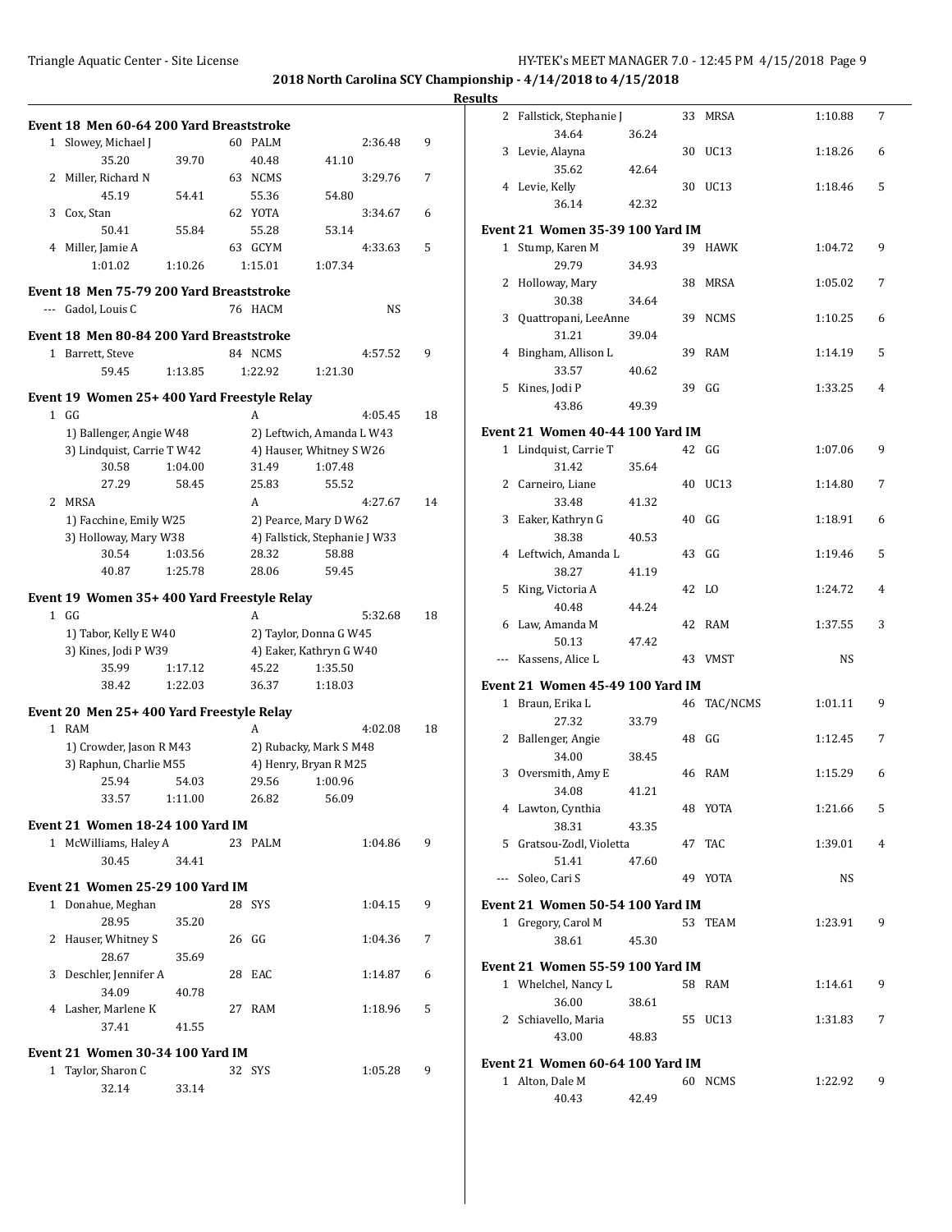## 2018 North Carolina SCY Championship - 4/14/2018 to 4/15/2018

### Results

**Event 18 Men 60-64 200 Yard Breaststroke**

| | Name | Age | Team | Time | Points |
|---|---|---|---|---|---|
| 1 | Slowey, Michael J | 60 | PALM | 2:36.48 | 9 |
| | 35.20 39.70 40.48 41.10 | | | | |
| 2 | Miller, Richard N | 63 | NCMS | 3:29.76 | 7 |
| | 45.19 54.41 55.36 54.80 | | | | |
| 3 | Cox, Stan | 62 | YOTA | 3:34.67 | 6 |
| | 50.41 55.84 55.28 53.14 | | | | |
| 4 | Miller, Jamie A | 63 | GCYM | 4:33.63 | 5 |
| | 1:01.02 1:10.26 1:15.01 1:07.34 | | | | |

**Event 18 Men 75-79 200 Yard Breaststroke**

| | Name | Age | Team | Time | Points |
|---|---|---|---|---|---|
| --- | Gadol, Louis C | 76 | HACM | NS | |

**Event 18 Men 80-84 200 Yard Breaststroke**

| | Name | Age | Team | Time | Points |
|---|---|---|---|---|---|
| 1 | Barrett, Steve | 84 | NCMS | 4:57.52 | 9 |
| | 59.45 1:13.85 1:22.92 1:21.30 | | | | |

**Event 19 Women 25+ 400 Yard Freestyle Relay**

| | Team | Relay | Time | Points |
|---|---|---|---|---|
| 1 | GG | A | 4:05.45 | 18 |
| | 1) Ballenger, Angie W48 | 2) Leftwich, Amanda L W43 | | |
| | 3) Lindquist, Carrie T W42 | 4) Hauser, Whitney S W26 | | |
| | 30.58 1:04.00 | 31.49 1:07.48 | | |
| | 27.29 58.45 | 25.83 55.52 | | |
| 2 | MRSA | A | 4:27.67 | 14 |
| | 1) Facchine, Emily W25 | 2) Pearce, Mary D W62 | | |
| | 3) Holloway, Mary W38 | 4) Fallstick, Stephanie J W33 | | |
| | 30.54 1:03.56 | 28.32 58.88 | | |
| | 40.87 1:25.78 | 28.06 59.45 | | |

**Event 19 Women 35+ 400 Yard Freestyle Relay**

| | Team | Relay | Time | Points |
|---|---|---|---|---|
| 1 | GG | A | 5:32.68 | 18 |
| | 1) Tabor, Kelly E W40 | 2) Taylor, Donna G W45 | | |
| | 3) Kines, Jodi P W39 | 4) Eaker, Kathryn G W40 | | |
| | 35.99 1:17.12 | 45.22 1:35.50 | | |
| | 38.42 1:22.03 | 36.37 1:18.03 | | |

**Event 20 Men 25+ 400 Yard Freestyle Relay**

| | Team | Relay | Time | Points |
|---|---|---|---|---|
| 1 | RAM | A | 4:02.08 | 18 |
| | 1) Crowder, Jason R M43 | 2) Rubacky, Mark S M48 | | |
| | 3) Raphun, Charlie M55 | 4) Henry, Bryan R M25 | | |
| | 25.94 54.03 | 29.56 1:00.96 | | |
| | 33.57 1:11.00 | 26.82 56.09 | | |

**Event 21 Women 18-24 100 Yard IM**

| | Name | Age | Team | Time | Points |
|---|---|---|---|---|---|
| 1 | McWilliams, Haley A | 23 | PALM | 1:04.86 | 9 |
| | 30.45 34.41 | | | | |

**Event 21 Women 25-29 100 Yard IM**

| | Name | Age | Team | Time | Points |
|---|---|---|---|---|---|
| 1 | Donahue, Meghan | 28 | SYS | 1:04.15 | 9 |
| | 28.95 35.20 | | | | |
| 2 | Hauser, Whitney S | 26 | GG | 1:04.36 | 7 |
| | 28.67 35.69 | | | | |
| 3 | Deschler, Jennifer A | 28 | EAC | 1:14.87 | 6 |
| | 34.09 40.78 | | | | |
| 4 | Lasher, Marlene K | 27 | RAM | 1:18.96 | 5 |
| | 37.41 41.55 | | | | |

**Event 21 Women 30-34 100 Yard IM**

| | Name | Age | Team | Time | Points |
|---|---|---|---|---|---|
| 1 | Taylor, Sharon C | 32 | SYS | 1:05.28 | 9 |
| | 32.14 33.14 | | | | |
| 2 | Fallstick, Stephanie J | 33 | MRSA | 1:10.88 | 7 |
| | 34.64 36.24 | | | | |
| 3 | Levie, Alayna | 30 | UC13 | 1:18.26 | 6 |
| | 35.62 42.64 | | | | |
| 4 | Levie, Kelly | 30 | UC13 | 1:18.46 | 5 |
| | 36.14 42.32 | | | | |

**Event 21 Women 35-39 100 Yard IM**

| | Name | Age | Team | Time | Points |
|---|---|---|---|---|---|
| 1 | Stump, Karen M | 39 | HAWK | 1:04.72 | 9 |
| | 29.79 34.93 | | | | |
| 2 | Holloway, Mary | 38 | MRSA | 1:05.02 | 7 |
| | 30.38 34.64 | | | | |
| 3 | Quattropani, LeeAnne | 39 | NCMS | 1:10.25 | 6 |
| | 31.21 39.04 | | | | |
| 4 | Bingham, Allison L | 39 | RAM | 1:14.19 | 5 |
| | 33.57 40.62 | | | | |
| 5 | Kines, Jodi P | 39 | GG | 1:33.25 | 4 |
| | 43.86 49.39 | | | | |

**Event 21 Women 40-44 100 Yard IM**

| | Name | Age | Team | Time | Points |
|---|---|---|---|---|---|
| 1 | Lindquist, Carrie T | 42 | GG | 1:07.06 | 9 |
| | 31.42 35.64 | | | | |
| 2 | Carneiro, Liane | 40 | UC13 | 1:14.80 | 7 |
| | 33.48 41.32 | | | | |
| 3 | Eaker, Kathryn G | 40 | GG | 1:18.91 | 6 |
| | 38.38 40.53 | | | | |
| 4 | Leftwich, Amanda L | 43 | GG | 1:19.46 | 5 |
| | 38.27 41.19 | | | | |
| 5 | King, Victoria A | 42 | LO | 1:24.72 | 4 |
| | 40.48 44.24 | | | | |
| 6 | Law, Amanda M | 42 | RAM | 1:37.55 | 3 |
| | 50.13 47.42 | | | | |
| --- | Kassens, Alice L | 43 | VMST | NS | |

**Event 21 Women 45-49 100 Yard IM**

| | Name | Age | Team | Time | Points |
|---|---|---|---|---|---|
| 1 | Braun, Erika L | 46 | TAC/NCMS | 1:01.11 | 9 |
| | 27.32 33.79 | | | | |
| 2 | Ballenger, Angie | 48 | GG | 1:12.45 | 7 |
| | 34.00 38.45 | | | | |
| 3 | Oversmith, Amy E | 46 | RAM | 1:15.29 | 6 |
| | 34.08 41.21 | | | | |
| 4 | Lawton, Cynthia | 48 | YOTA | 1:21.66 | 5 |
| | 38.31 43.35 | | | | |
| 5 | Gratsou-Zodl, Violetta | 47 | TAC | 1:39.01 | 4 |
| | 51.41 47.60 | | | | |
| --- | Soleo, Cari S | 49 | YOTA | NS | |

**Event 21 Women 50-54 100 Yard IM**

| | Name | Age | Team | Time | Points |
|---|---|---|---|---|---|
| 1 | Gregory, Carol M | 53 | TEAM | 1:23.91 | 9 |
| | 38.61 45.30 | | | | |

**Event 21 Women 55-59 100 Yard IM**

| | Name | Age | Team | Time | Points |
|---|---|---|---|---|---|
| 1 | Whelchel, Nancy L | 58 | RAM | 1:14.61 | 9 |
| | 36.00 38.61 | | | | |
| 2 | Schiavello, Maria | 55 | UC13 | 1:31.83 | 7 |
| | 43.00 48.83 | | | | |

**Event 21 Women 60-64 100 Yard IM**

| | Name | Age | Team | Time | Points |
|---|---|---|---|---|---|
| 1 | Alton, Dale M | 60 | NCMS | 1:22.92 | 9 |
| | 40.43 42.49 | | | | |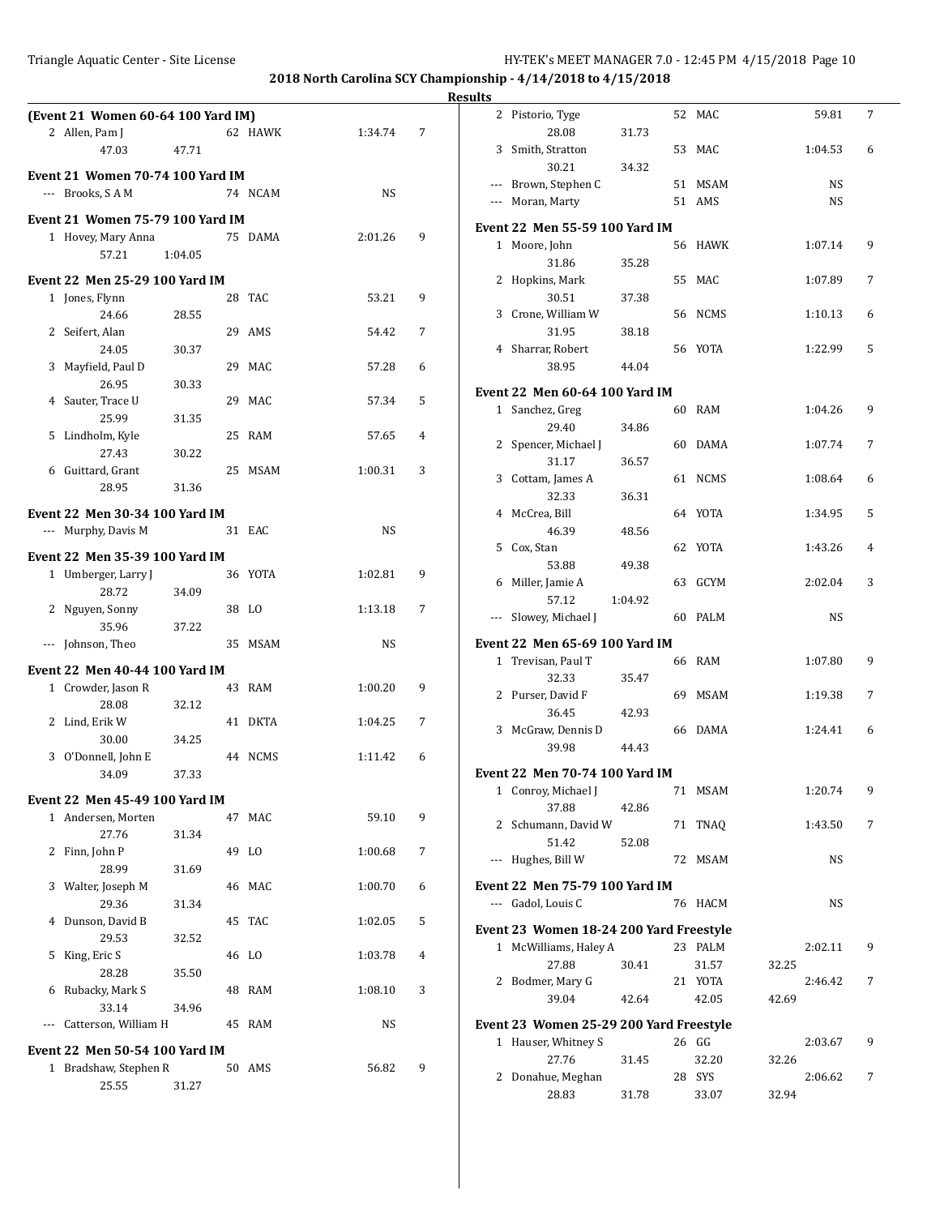## 2018 North Carolina SCY Championship - 4/14/2018 to 4/15/2018

### Results

**(Event 21 Women 60-64 100 Yard IM)**

| Place | Name | Age | Team | Time | Points |
|---|---|---|---|---|---|
| 2 | Allen, Pam J | 62 | HAWK | 1:34.74 | 7 |
| | 47.03 47.71 | | | | |

**Event 21 Women 70-74 100 Yard IM**

| Place | Name | Age | Team | Time | Points |
|---|---|---|---|---|---|
| --- | Brooks, S A M | 74 | NCAM | NS | |

**Event 21 Women 75-79 100 Yard IM**

| Place | Name | Age | Team | Time | Points |
|---|---|---|---|---|---|
| 1 | Hovey, Mary Anna | 75 | DAMA | 2:01.26 | 9 |
| | 57.21 1:04.05 | | | | |

**Event 22 Men 25-29 100 Yard IM**

| Place | Name | Age | Team | Time | Points |
|---|---|---|---|---|---|
| 1 | Jones, Flynn | 28 | TAC | 53.21 | 9 |
| | 24.66 28.55 | | | | |
| 2 | Seifert, Alan | 29 | AMS | 54.42 | 7 |
| | 24.05 30.37 | | | | |
| 3 | Mayfield, Paul D | 29 | MAC | 57.28 | 6 |
| | 26.95 30.33 | | | | |
| 4 | Sauter, Trace U | 29 | MAC | 57.34 | 5 |
| | 25.99 31.35 | | | | |
| 5 | Lindholm, Kyle | 25 | RAM | 57.65 | 4 |
| | 27.43 30.22 | | | | |
| 6 | Guittard, Grant | 25 | MSAM | 1:00.31 | 3 |
| | 28.95 31.36 | | | | |

**Event 22 Men 30-34 100 Yard IM**

| Place | Name | Age | Team | Time | Points |
|---|---|---|---|---|---|
| --- | Murphy, Davis M | 31 | EAC | NS | |

**Event 22 Men 35-39 100 Yard IM**

| Place | Name | Age | Team | Time | Points |
|---|---|---|---|---|---|
| 1 | Umberger, Larry J | 36 | YOTA | 1:02.81 | 9 |
| | 28.72 34.09 | | | | |
| 2 | Nguyen, Sonny | 38 | LO | 1:13.18 | 7 |
| | 35.96 37.22 | | | | |
| --- | Johnson, Theo | 35 | MSAM | NS | |

**Event 22 Men 40-44 100 Yard IM**

| Place | Name | Age | Team | Time | Points |
|---|---|---|---|---|---|
| 1 | Crowder, Jason R | 43 | RAM | 1:00.20 | 9 |
| | 28.08 32.12 | | | | |
| 2 | Lind, Erik W | 41 | DKTA | 1:04.25 | 7 |
| | 30.00 34.25 | | | | |
| 3 | O'Donnell, John E | 44 | NCMS | 1:11.42 | 6 |
| | 34.09 37.33 | | | | |

**Event 22 Men 45-49 100 Yard IM**

| Place | Name | Age | Team | Time | Points |
|---|---|---|---|---|---|
| 1 | Andersen, Morten | 47 | MAC | 59.10 | 9 |
| | 27.76 31.34 | | | | |
| 2 | Finn, John P | 49 | LO | 1:00.68 | 7 |
| | 28.99 31.69 | | | | |
| 3 | Walter, Joseph M | 46 | MAC | 1:00.70 | 6 |
| | 29.36 31.34 | | | | |
| 4 | Dunson, David B | 45 | TAC | 1:02.05 | 5 |
| | 29.53 32.52 | | | | |
| 5 | King, Eric S | 46 | LO | 1:03.78 | 4 |
| | 28.28 35.50 | | | | |
| 6 | Rubacky, Mark S | 48 | RAM | 1:08.10 | 3 |
| | 33.14 34.96 | | | | |
| --- | Catterson, William H | 45 | RAM | NS | |

**Event 22 Men 50-54 100 Yard IM**

| Place | Name | Age | Team | Time | Points |
|---|---|---|---|---|---|
| 1 | Bradshaw, Stephen R | 50 | AMS | 56.82 | 9 |
| | 25.55 31.27 | | | | |
| 2 | Pistorio, Tyge | 52 | MAC | 59.81 | 7 |
| | 28.08 31.73 | | | | |
| 3 | Smith, Stratton | 53 | MAC | 1:04.53 | 6 |
| | 30.21 34.32 | | | | |
| --- | Brown, Stephen C | 51 | MSAM | NS | |
| --- | Moran, Marty | 51 | AMS | NS | |

**Event 22 Men 55-59 100 Yard IM**

| Place | Name | Age | Team | Time | Points |
|---|---|---|---|---|---|
| 1 | Moore, John | 56 | HAWK | 1:07.14 | 9 |
| | 31.86 35.28 | | | | |
| 2 | Hopkins, Mark | 55 | MAC | 1:07.89 | 7 |
| | 30.51 37.38 | | | | |
| 3 | Crone, William W | 56 | NCMS | 1:10.13 | 6 |
| | 31.95 38.18 | | | | |
| 4 | Sharrar, Robert | 56 | YOTA | 1:22.99 | 5 |
| | 38.95 44.04 | | | | |

**Event 22 Men 60-64 100 Yard IM**

| Place | Name | Age | Team | Time | Points |
|---|---|---|---|---|---|
| 1 | Sanchez, Greg | 60 | RAM | 1:04.26 | 9 |
| | 29.40 34.86 | | | | |
| 2 | Spencer, Michael J | 60 | DAMA | 1:07.74 | 7 |
| | 31.17 36.57 | | | | |
| 3 | Cottam, James A | 61 | NCMS | 1:08.64 | 6 |
| | 32.33 36.31 | | | | |
| 4 | McCrea, Bill | 64 | YOTA | 1:34.95 | 5 |
| | 46.39 48.56 | | | | |
| 5 | Cox, Stan | 62 | YOTA | 1:43.26 | 4 |
| | 53.88 49.38 | | | | |
| 6 | Miller, Jamie A | 63 | GCYM | 2:02.04 | 3 |
| | 57.12 1:04.92 | | | | |
| --- | Slowey, Michael J | 60 | PALM | NS | |

**Event 22 Men 65-69 100 Yard IM**

| Place | Name | Age | Team | Time | Points |
|---|---|---|---|---|---|
| 1 | Trevisan, Paul T | 66 | RAM | 1:07.80 | 9 |
| | 32.33 35.47 | | | | |
| 2 | Purser, David F | 69 | MSAM | 1:19.38 | 7 |
| | 36.45 42.93 | | | | |
| 3 | McGraw, Dennis D | 66 | DAMA | 1:24.41 | 6 |
| | 39.98 44.43 | | | | |

**Event 22 Men 70-74 100 Yard IM**

| Place | Name | Age | Team | Time | Points |
|---|---|---|---|---|---|
| 1 | Conroy, Michael J | 71 | MSAM | 1:20.74 | 9 |
| | 37.88 42.86 | | | | |
| 2 | Schumann, David W | 71 | TNAQ | 1:43.50 | 7 |
| | 51.42 52.08 | | | | |
| --- | Hughes, Bill W | 72 | MSAM | NS | |

**Event 22 Men 75-79 100 Yard IM**

| Place | Name | Age | Team | Time | Points |
|---|---|---|---|---|---|
| --- | Gadol, Louis C | 76 | HACM | NS | |

**Event 23 Women 18-24 200 Yard Freestyle**

| Place | Name | Age | Team | Time | Points |
|---|---|---|---|---|---|
| 1 | McWilliams, Haley A | 23 | PALM | 2:02.11 | 9 |
| | 27.88 30.41 31.57 32.25 | | | | |
| 2 | Bodmer, Mary G | 21 | YOTA | 2:46.42 | 7 |
| | 39.04 42.64 42.05 42.69 | | | | |

**Event 23 Women 25-29 200 Yard Freestyle**

| Place | Name | Age | Team | Time | Points |
|---|---|---|---|---|---|
| 1 | Hauser, Whitney S | 26 | GG | 2:03.67 | 9 |
| | 27.76 31.45 32.20 32.26 | | | | |
| 2 | Donahue, Meghan | 28 | SYS | 2:06.62 | 7 |
| | 28.83 31.78 33.07 32.94 | | | | |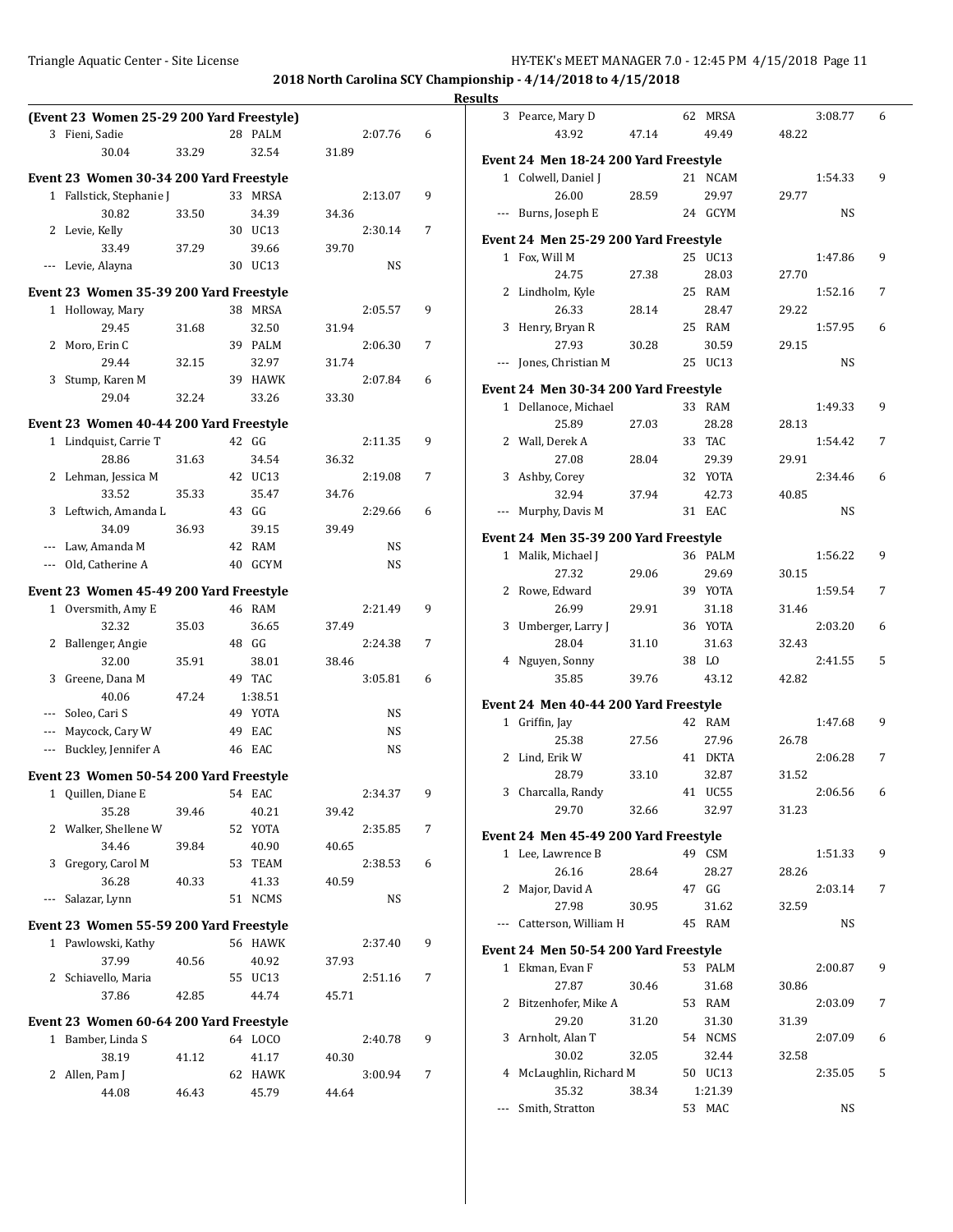**2018 North Carolina SCY Championship - 4/14/2018 to 4/15/2018**

**Results**

### (Event 23 Women 25-29 200 Yard Freestyle)

| Place | Name | Age | Team | Time | Points |
|---|---|---|---|---|---|
| 3 | Fieni, Sadie | 28 | PALM | 2:07.76 | 6 |
| | 30.04 / 33.29 / 32.54 / 31.89 | | | | |

### Event 23 Women 30-34 200 Yard Freestyle

| Place | Name | Age | Team | Time | Points |
|---|---|---|---|---|---|
| 1 | Fallstick, Stephanie J | 33 | MRSA | 2:13.07 | 9 |
| | 30.82 / 33.50 / 34.39 / 34.36 | | | | |
| 2 | Levie, Kelly | 30 | UC13 | 2:30.14 | 7 |
| | 33.49 / 37.29 / 39.66 / 39.70 | | | | |
| --- | Levie, Alayna | 30 | UC13 | NS | |

### Event 23 Women 35-39 200 Yard Freestyle

| Place | Name | Age | Team | Time | Points |
|---|---|---|---|---|---|
| 1 | Holloway, Mary | 38 | MRSA | 2:05.57 | 9 |
| | 29.45 / 31.68 / 32.50 / 31.94 | | | | |
| 2 | Moro, Erin C | 39 | PALM | 2:06.30 | 7 |
| | 29.44 / 32.15 / 32.97 / 31.74 | | | | |
| 3 | Stump, Karen M | 39 | HAWK | 2:07.84 | 6 |
| | 29.04 / 32.24 / 33.26 / 33.30 | | | | |

### Event 23 Women 40-44 200 Yard Freestyle

| Place | Name | Age | Team | Time | Points |
|---|---|---|---|---|---|
| 1 | Lindquist, Carrie T | 42 | GG | 2:11.35 | 9 |
| | 28.86 / 31.63 / 34.54 / 36.32 | | | | |
| 2 | Lehman, Jessica M | 42 | UC13 | 2:19.08 | 7 |
| | 33.52 / 35.33 / 35.47 / 34.76 | | | | |
| 3 | Leftwich, Amanda L | 43 | GG | 2:29.66 | 6 |
| | 34.09 / 36.93 / 39.15 / 39.49 | | | | |
| --- | Law, Amanda M | 42 | RAM | NS | |
| --- | Old, Catherine A | 40 | GCYM | NS | |

### Event 23 Women 45-49 200 Yard Freestyle

| Place | Name | Age | Team | Time | Points |
|---|---|---|---|---|---|
| 1 | Oversmith, Amy E | 46 | RAM | 2:21.49 | 9 |
| | 32.32 / 35.03 / 36.65 / 37.49 | | | | |
| 2 | Ballenger, Angie | 48 | GG | 2:24.38 | 7 |
| | 32.00 / 35.91 / 38.01 / 38.46 | | | | |
| 3 | Greene, Dana M | 49 | TAC | 3:05.81 | 6 |
| | 40.06 / 47.24 / 1:38.51 | | | | |
| --- | Soleo, Cari S | 49 | YOTA | NS | |
| --- | Maycock, Cary W | 49 | EAC | NS | |
| --- | Buckley, Jennifer A | 46 | EAC | NS | |

### Event 23 Women 50-54 200 Yard Freestyle

| Place | Name | Age | Team | Time | Points |
|---|---|---|---|---|---|
| 1 | Quillen, Diane E | 54 | EAC | 2:34.37 | 9 |
| | 35.28 / 39.46 / 40.21 / 39.42 | | | | |
| 2 | Walker, Shellene W | 52 | YOTA | 2:35.85 | 7 |
| | 34.46 / 39.84 / 40.90 / 40.65 | | | | |
| 3 | Gregory, Carol M | 53 | TEAM | 2:38.53 | 6 |
| | 36.28 / 40.33 / 41.33 / 40.59 | | | | |
| --- | Salazar, Lynn | 51 | NCMS | NS | |

### Event 23 Women 55-59 200 Yard Freestyle

| Place | Name | Age | Team | Time | Points |
|---|---|---|---|---|---|
| 1 | Pawlowski, Kathy | 56 | HAWK | 2:37.40 | 9 |
| | 37.99 / 40.56 / 40.92 / 37.93 | | | | |
| 2 | Schiavello, Maria | 55 | UC13 | 2:51.16 | 7 |
| | 37.86 / 42.85 / 44.74 / 45.71 | | | | |

### Event 23 Women 60-64 200 Yard Freestyle

| Place | Name | Age | Team | Time | Points |
|---|---|---|---|---|---|
| 1 | Bamber, Linda S | 64 | LOCO | 2:40.78 | 9 |
| | 38.19 / 41.12 / 41.17 / 40.30 | | | | |
| 2 | Allen, Pam J | 62 | HAWK | 3:00.94 | 7 |
| | 44.08 / 46.43 / 45.79 / 44.64 | | | | |
| 3 | Pearce, Mary D | 62 | MRSA | 3:08.77 | 6 |
| | 43.92 / 47.14 / 49.49 / 48.22 | | | | |

### Event 24 Men 18-24 200 Yard Freestyle

| Place | Name | Age | Team | Time | Points |
|---|---|---|---|---|---|
| 1 | Colwell, Daniel J | 21 | NCAM | 1:54.33 | 9 |
| | 26.00 / 28.59 / 29.97 / 29.77 | | | | |
| --- | Burns, Joseph E | 24 | GCYM | NS | |

### Event 24 Men 25-29 200 Yard Freestyle

| Place | Name | Age | Team | Time | Points |
|---|---|---|---|---|---|
| 1 | Fox, Will M | 25 | UC13 | 1:47.86 | 9 |
| | 24.75 / 27.38 / 28.03 / 27.70 | | | | |
| 2 | Lindholm, Kyle | 25 | RAM | 1:52.16 | 7 |
| | 26.33 / 28.14 / 28.47 / 29.22 | | | | |
| 3 | Henry, Bryan R | 25 | RAM | 1:57.95 | 6 |
| | 27.93 / 30.28 / 30.59 / 29.15 | | | | |
| --- | Jones, Christian M | 25 | UC13 | NS | |

### Event 24 Men 30-34 200 Yard Freestyle

| Place | Name | Age | Team | Time | Points |
|---|---|---|---|---|---|
| 1 | Dellanoce, Michael | 33 | RAM | 1:49.33 | 9 |
| | 25.89 / 27.03 / 28.28 / 28.13 | | | | |
| 2 | Wall, Derek A | 33 | TAC | 1:54.42 | 7 |
| | 27.08 / 28.04 / 29.39 / 29.91 | | | | |
| 3 | Ashby, Corey | 32 | YOTA | 2:34.46 | 6 |
| | 32.94 / 37.94 / 42.73 / 40.85 | | | | |
| --- | Murphy, Davis M | 31 | EAC | NS | |

### Event 24 Men 35-39 200 Yard Freestyle

| Place | Name | Age | Team | Time | Points |
|---|---|---|---|---|---|
| 1 | Malik, Michael J | 36 | PALM | 1:56.22 | 9 |
| | 27.32 / 29.06 / 29.69 / 30.15 | | | | |
| 2 | Rowe, Edward | 39 | YOTA | 1:59.54 | 7 |
| | 26.99 / 29.91 / 31.18 / 31.46 | | | | |
| 3 | Umberger, Larry J | 36 | YOTA | 2:03.20 | 6 |
| | 28.04 / 31.10 / 31.63 / 32.43 | | | | |
| 4 | Nguyen, Sonny | 38 | LO | 2:41.55 | 5 |
| | 35.85 / 39.76 / 43.12 / 42.82 | | | | |

### Event 24 Men 40-44 200 Yard Freestyle

| Place | Name | Age | Team | Time | Points |
|---|---|---|---|---|---|
| 1 | Griffin, Jay | 42 | RAM | 1:47.68 | 9 |
| | 25.38 / 27.56 / 27.96 / 26.78 | | | | |
| 2 | Lind, Erik W | 41 | DKTA | 2:06.28 | 7 |
| | 28.79 / 33.10 / 32.87 / 31.52 | | | | |
| 3 | Charcalla, Randy | 41 | UC55 | 2:06.56 | 6 |
| | 29.70 / 32.66 / 32.97 / 31.23 | | | | |

### Event 24 Men 45-49 200 Yard Freestyle

| Place | Name | Age | Team | Time | Points |
|---|---|---|---|---|---|
| 1 | Lee, Lawrence B | 49 | CSM | 1:51.33 | 9 |
| | 26.16 / 28.64 / 28.27 / 28.26 | | | | |
| 2 | Major, David A | 47 | GG | 2:03.14 | 7 |
| | 27.98 / 30.95 / 31.62 / 32.59 | | | | |
| --- | Catterson, William H | 45 | RAM | NS | |

### Event 24 Men 50-54 200 Yard Freestyle

| Place | Name | Age | Team | Time | Points |
|---|---|---|---|---|---|
| 1 | Ekman, Evan F | 53 | PALM | 2:00.87 | 9 |
| | 27.87 / 30.46 / 31.68 / 30.86 | | | | |
| 2 | Bitzenhofer, Mike A | 53 | RAM | 2:03.09 | 7 |
| | 29.20 / 31.20 / 31.30 / 31.39 | | | | |
| 3 | Arnholt, Alan T | 54 | NCMS | 2:07.09 | 6 |
| | 30.02 / 32.05 / 32.44 / 32.58 | | | | |
| 4 | McLaughlin, Richard M | 50 | UC13 | 2:35.05 | 5 |
| | 35.32 / 38.34 / 1:21.39 | | | | |
| --- | Smith, Stratton | 53 | MAC | NS | |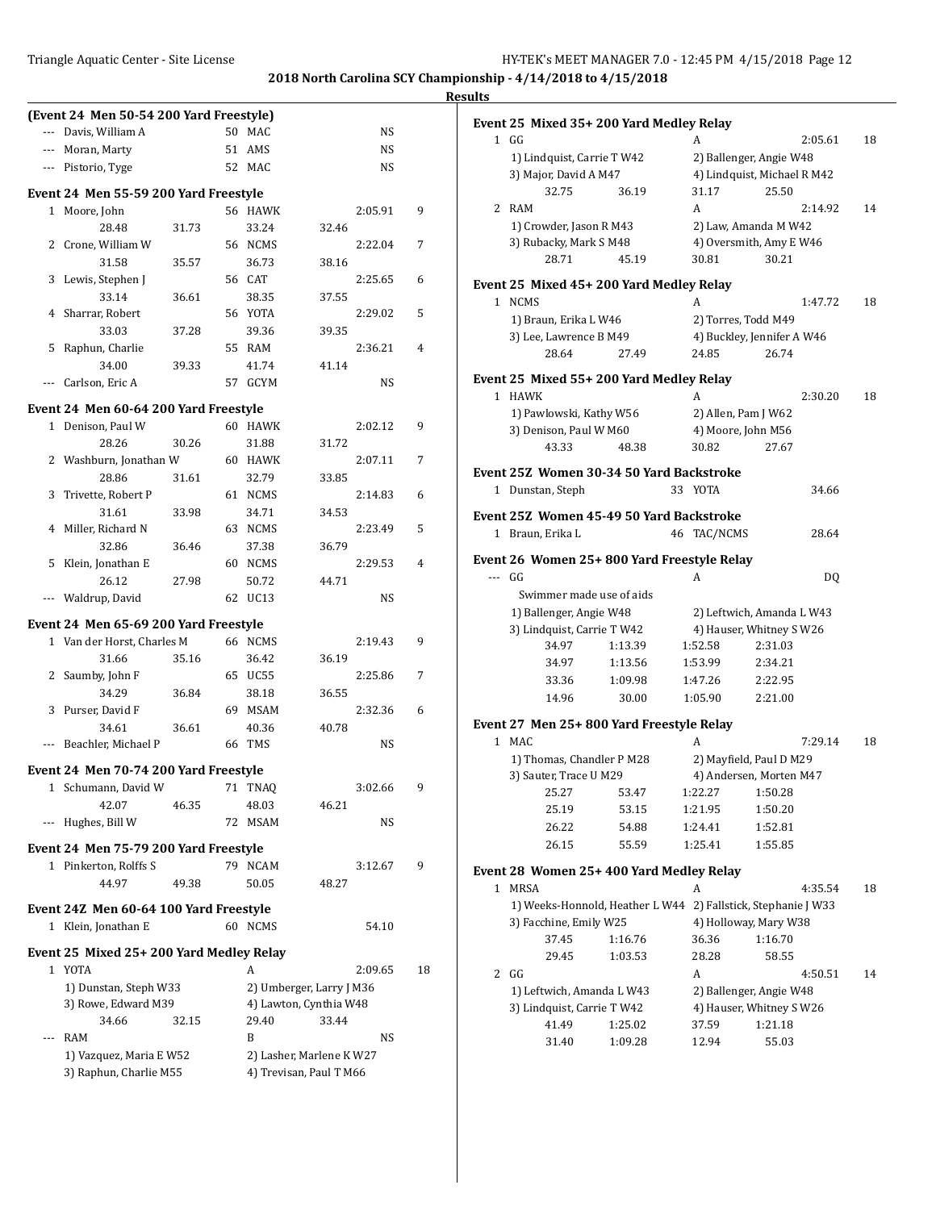## 2018 North Carolina SCY Championship - 4/14/2018 to 4/15/2018

### Results

**(Event 24 Men 50-54 200 Yard Freestyle)**

| Place | Name | Age | Team | Time | Points |
|---|---|---|---|---|---|
| --- | Davis, William A | 50 | MAC | NS | |
| --- | Moran, Marty | 51 | AMS | NS | |
| --- | Pistorio, Tyge | 52 | MAC | NS | |

**Event 24 Men 55-59 200 Yard Freestyle**

| Place | Name | Age | Team | Time | Points |
|---|---|---|---|---|---|
| 1 | Moore, John | 56 | HAWK | 2:05.91 | 9 |
| | 28.48 / 31.73 / 33.24 / 32.46 | | | | |
| 2 | Crone, William W | 56 | NCMS | 2:22.04 | 7 |
| | 31.58 / 35.57 / 36.73 / 38.16 | | | | |
| 3 | Lewis, Stephen J | 56 | CAT | 2:25.65 | 6 |
| | 33.14 / 36.61 / 38.35 / 37.55 | | | | |
| 4 | Sharrar, Robert | 56 | YOTA | 2:29.02 | 5 |
| | 33.03 / 37.28 / 39.36 / 39.35 | | | | |
| 5 | Raphun, Charlie | 55 | RAM | 2:36.21 | 4 |
| | 34.00 / 39.33 / 41.74 / 41.14 | | | | |
| --- | Carlson, Eric A | 57 | GCYM | NS | |

**Event 24 Men 60-64 200 Yard Freestyle**

| Place | Name | Age | Team | Time | Points |
|---|---|---|---|---|---|
| 1 | Denison, Paul W | 60 | HAWK | 2:02.12 | 9 |
| | 28.26 / 30.26 / 31.88 / 31.72 | | | | |
| 2 | Washburn, Jonathan W | 60 | HAWK | 2:07.11 | 7 |
| | 28.86 / 31.61 / 32.79 / 33.85 | | | | |
| 3 | Trivette, Robert P | 61 | NCMS | 2:14.83 | 6 |
| | 31.61 / 33.98 / 34.71 / 34.53 | | | | |
| 4 | Miller, Richard N | 63 | NCMS | 2:23.49 | 5 |
| | 32.86 / 36.46 / 37.38 / 36.79 | | | | |
| 5 | Klein, Jonathan E | 60 | NCMS | 2:29.53 | 4 |
| | 26.12 / 27.98 / 50.72 / 44.71 | | | | |
| --- | Waldrup, David | 62 | UC13 | NS | |

**Event 24 Men 65-69 200 Yard Freestyle**

| Place | Name | Age | Team | Time | Points |
|---|---|---|---|---|---|
| 1 | Van der Horst, Charles M | 66 | NCMS | 2:19.43 | 9 |
| | 31.66 / 35.16 / 36.42 / 36.19 | | | | |
| 2 | Saumby, John F | 65 | UC55 | 2:25.86 | 7 |
| | 34.29 / 36.84 / 38.18 / 36.55 | | | | |
| 3 | Purser, David F | 69 | MSAM | 2:32.36 | 6 |
| | 34.61 / 36.61 / 40.36 / 40.78 | | | | |
| --- | Beachler, Michael P | 66 | TMS | NS | |

**Event 24 Men 70-74 200 Yard Freestyle**

| Place | Name | Age | Team | Time | Points |
|---|---|---|---|---|---|
| 1 | Schumann, David W | 71 | TNAQ | 3:02.66 | 9 |
| | 42.07 / 46.35 / 48.03 / 46.21 | | | | |
| --- | Hughes, Bill W | 72 | MSAM | NS | |

**Event 24 Men 75-79 200 Yard Freestyle**

| Place | Name | Age | Team | Time | Points |
|---|---|---|---|---|---|
| 1 | Pinkerton, Rolffs S | 79 | NCAM | 3:12.67 | 9 |
| | 44.97 / 49.38 / 50.05 / 48.27 | | | | |

**Event 24Z Men 60-64 100 Yard Freestyle**

| Place | Name | Age | Team | Time |
|---|---|---|---|---|
| 1 | Klein, Jonathan E | 60 | NCMS | 54.10 |

**Event 25 Mixed 25+ 200 Yard Medley Relay**

| Place | Team | Relay | Time | Points |
|---|---|---|---|---|
| 1 | YOTA | A | 2:09.65 | 18 |
| | 1) Dunstan, Steph W33; 2) Umberger, Larry J M36; 3) Rowe, Edward M39; 4) Lawton, Cynthia W48 | | | |
| | 34.66 / 32.15 / 29.40 / 33.44 | | | |
| --- | RAM | B | NS | |
| | 1) Vazquez, Maria E W52; 2) Lasher, Marlene K W27; 3) Raphun, Charlie M55; 4) Trevisan, Paul T M66 | | | |

**Event 25 Mixed 35+ 200 Yard Medley Relay**

| Place | Team | Relay | Time | Points |
|---|---|---|---|---|
| 1 | GG | A | 2:05.61 | 18 |
| | 1) Lindquist, Carrie T W42; 2) Ballenger, Angie W48; 3) Major, David A M47; 4) Lindquist, Michael R M42 | | | |
| | 32.75 / 36.19 / 31.17 / 25.50 | | | |
| 2 | RAM | A | 2:14.92 | 14 |
| | 1) Crowder, Jason R M43; 2) Law, Amanda M W42; 3) Rubacky, Mark S M48; 4) Oversmith, Amy E W46 | | | |
| | 28.71 / 45.19 / 30.81 / 30.21 | | | |

**Event 25 Mixed 45+ 200 Yard Medley Relay**

| Place | Team | Relay | Time | Points |
|---|---|---|---|---|
| 1 | NCMS | A | 1:47.72 | 18 |
| | 1) Braun, Erika L W46; 2) Torres, Todd M49; 3) Lee, Lawrence B M49; 4) Buckley, Jennifer A W46 | | | |
| | 28.64 / 27.49 / 24.85 / 26.74 | | | |

**Event 25 Mixed 55+ 200 Yard Medley Relay**

| Place | Team | Relay | Time | Points |
|---|---|---|---|---|
| 1 | HAWK | A | 2:30.20 | 18 |
| | 1) Pawlowski, Kathy W56; 2) Allen, Pam J W62; 3) Denison, Paul W M60; 4) Moore, John M56 | | | |
| | 43.33 / 48.38 / 30.82 / 27.67 | | | |

**Event 25Z Women 30-34 50 Yard Backstroke**

| Place | Name | Age | Team | Time |
|---|---|---|---|---|
| 1 | Dunstan, Steph | 33 | YOTA | 34.66 |

**Event 25Z Women 45-49 50 Yard Backstroke**

| Place | Name | Age | Team | Time |
|---|---|---|---|---|
| 1 | Braun, Erika L | 46 | TAC/NCMS | 28.64 |

**Event 26 Women 25+ 800 Yard Freestyle Relay**

| Place | Team | Relay | Time | Points |
|---|---|---|---|---|
| --- | GG | A | DQ | |
| | Swimmer made use of aids | | | |
| | 1) Ballenger, Angie W48; 2) Leftwich, Amanda L W43; 3) Lindquist, Carrie T W42; 4) Hauser, Whitney S W26 | | | |
| | 34.97 / 1:13.39 / 1:52.58 / 2:31.03 | | | |
| | 34.97 / 1:13.56 / 1:53.99 / 2:34.21 | | | |
| | 33.36 / 1:09.98 / 1:47.26 / 2:22.95 | | | |
| | 14.96 / 30.00 / 1:05.90 / 2:21.00 | | | |

**Event 27 Men 25+ 800 Yard Freestyle Relay**

| Place | Team | Relay | Time | Points |
|---|---|---|---|---|
| 1 | MAC | A | 7:29.14 | 18 |
| | 1) Thomas, Chandler P M28; 2) Mayfield, Paul D M29; 3) Sauter, Trace U M29; 4) Andersen, Morten M47 | | | |
| | 25.27 / 53.47 / 1:22.27 / 1:50.28 | | | |
| | 25.19 / 53.15 / 1:21.95 / 1:50.20 | | | |
| | 26.22 / 54.88 / 1:24.41 / 1:52.81 | | | |
| | 26.15 / 55.59 / 1:25.41 / 1:55.85 | | | |

**Event 28 Women 25+ 400 Yard Medley Relay**

| Place | Team | Relay | Time | Points |
|---|---|---|---|---|
| 1 | MRSA | A | 4:35.54 | 18 |
| | 1) Weeks-Honnold, Heather L W44; 2) Fallstick, Stephanie J W33; 3) Facchine, Emily W25; 4) Holloway, Mary W38 | | | |
| | 37.45 / 1:16.76 / 36.36 / 1:16.70 | | | |
| | 29.45 / 1:03.53 / 28.28 / 58.55 | | | |
| 2 | GG | A | 4:50.51 | 14 |
| | 1) Leftwich, Amanda L W43; 2) Ballenger, Angie W48; 3) Lindquist, Carrie T W42; 4) Hauser, Whitney S W26 | | | |
| | 41.49 / 1:25.02 / 37.59 / 1:21.18 | | | |
| | 31.40 / 1:09.28 / 12.94 / 55.03 | | | |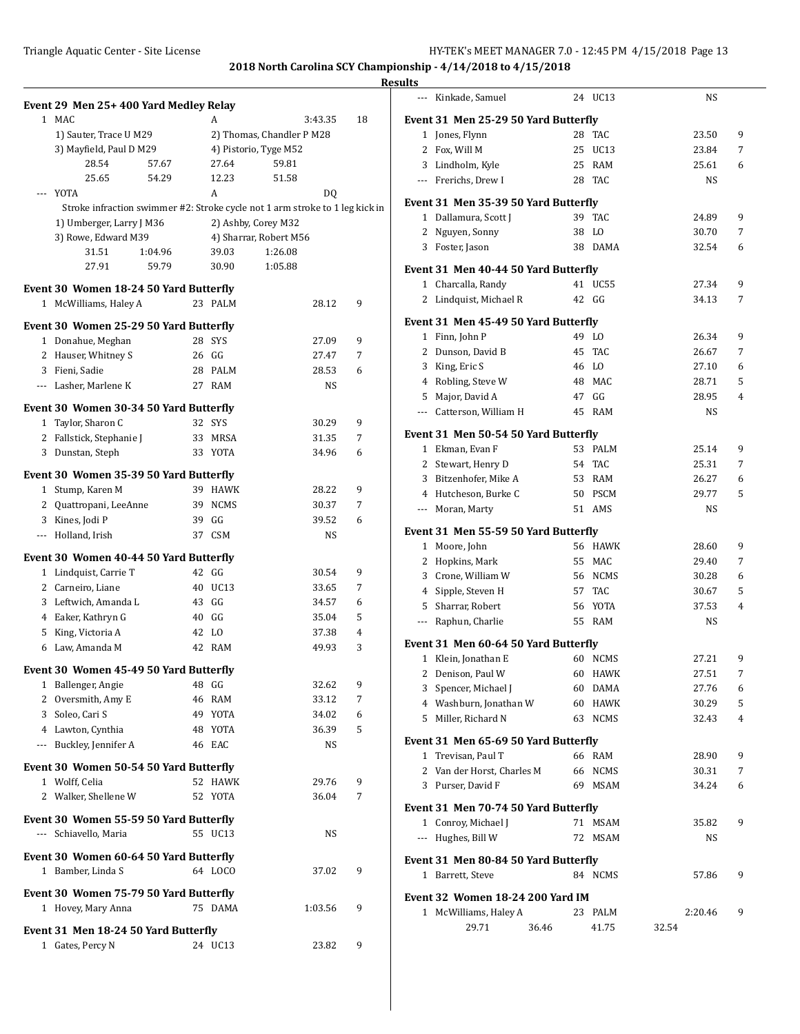**2018 North Carolina SCY Championship - 4/14/2018 to 4/15/2018**

**Results**

### Event 29 Men 25+ 400 Yard Medley Relay

1 MAC — A — 3:43.35 — 18
- 1) Sauter, Trace U M29
- 2) Thomas, Chandler P M28
- 3) Mayfield, Paul D M29
- 4) Pistorio, Tyge M52

| | | | |
|---|---|---|---|
| 28.54 | 57.67 | 27.64 | 59.81 |
| 25.65 | 54.29 | 12.23 | 51.58 |

--- YOTA — A — DQ

Stroke infraction swimmer #2: Stroke cycle not 1 arm stroke to 1 leg kick in
- 1) Umberger, Larry J M36
- 2) Ashby, Corey M32
- 3) Rowe, Edward M39
- 4) Sharrar, Robert M56

| | | | |
|---|---|---|---|
| 31.51 | 1:04.96 | 39.03 | 1:26.08 |
| 27.91 | 59.79 | 30.90 | 1:05.88 |

### Event 30 Women 18-24 50 Yard Butterfly

| Place | Name | Age | Team | Time | Points |
|---|---|---|---|---|---|
| 1 | McWilliams, Haley A | 23 | PALM | 28.12 | 9 |

### Event 30 Women 25-29 50 Yard Butterfly

| Place | Name | Age | Team | Time | Points |
|---|---|---|---|---|---|
| 1 | Donahue, Meghan | 28 | SYS | 27.09 | 9 |
| 2 | Hauser, Whitney S | 26 | GG | 27.47 | 7 |
| 3 | Fieni, Sadie | 28 | PALM | 28.53 | 6 |
| --- | Lasher, Marlene K | 27 | RAM | NS | |

### Event 30 Women 30-34 50 Yard Butterfly

| Place | Name | Age | Team | Time | Points |
|---|---|---|---|---|---|
| 1 | Taylor, Sharon C | 32 | SYS | 30.29 | 9 |
| 2 | Fallstick, Stephanie J | 33 | MRSA | 31.35 | 7 |
| 3 | Dunstan, Steph | 33 | YOTA | 34.96 | 6 |

### Event 30 Women 35-39 50 Yard Butterfly

| Place | Name | Age | Team | Time | Points |
|---|---|---|---|---|---|
| 1 | Stump, Karen M | 39 | HAWK | 28.22 | 9 |
| 2 | Quattropani, LeeAnne | 39 | NCMS | 30.37 | 7 |
| 3 | Kines, Jodi P | 39 | GG | 39.52 | 6 |
| --- | Holland, Irish | 37 | CSM | NS | |

### Event 30 Women 40-44 50 Yard Butterfly

| Place | Name | Age | Team | Time | Points |
|---|---|---|---|---|---|
| 1 | Lindquist, Carrie T | 42 | GG | 30.54 | 9 |
| 2 | Carneiro, Liane | 40 | UC13 | 33.65 | 7 |
| 3 | Leftwich, Amanda L | 43 | GG | 34.57 | 6 |
| 4 | Eaker, Kathryn G | 40 | GG | 35.04 | 5 |
| 5 | King, Victoria A | 42 | LO | 37.38 | 4 |
| 6 | Law, Amanda M | 42 | RAM | 49.93 | 3 |

### Event 30 Women 45-49 50 Yard Butterfly

| Place | Name | Age | Team | Time | Points |
|---|---|---|---|---|---|
| 1 | Ballenger, Angie | 48 | GG | 32.62 | 9 |
| 2 | Oversmith, Amy E | 46 | RAM | 33.12 | 7 |
| 3 | Soleo, Cari S | 49 | YOTA | 34.02 | 6 |
| 4 | Lawton, Cynthia | 48 | YOTA | 36.39 | 5 |
| --- | Buckley, Jennifer A | 46 | EAC | NS | |

### Event 30 Women 50-54 50 Yard Butterfly

| Place | Name | Age | Team | Time | Points |
|---|---|---|---|---|---|
| 1 | Wolff, Celia | 52 | HAWK | 29.76 | 9 |
| 2 | Walker, Shellene W | 52 | YOTA | 36.04 | 7 |

### Event 30 Women 55-59 50 Yard Butterfly

| Place | Name | Age | Team | Time | Points |
|---|---|---|---|---|---|
| --- | Schiavello, Maria | 55 | UC13 | NS | |

### Event 30 Women 60-64 50 Yard Butterfly

| Place | Name | Age | Team | Time | Points |
|---|---|---|---|---|---|
| 1 | Bamber, Linda S | 64 | LOCO | 37.02 | 9 |

### Event 30 Women 75-79 50 Yard Butterfly

| Place | Name | Age | Team | Time | Points |
|---|---|---|---|---|---|
| 1 | Hovey, Mary Anna | 75 | DAMA | 1:03.56 | 9 |

### Event 31 Men 18-24 50 Yard Butterfly

| Place | Name | Age | Team | Time | Points |
|---|---|---|---|---|---|
| 1 | Gates, Percy N | 24 | UC13 | 23.82 | 9 |
| --- | Kinkade, Samuel | 24 | UC13 | NS | |

### Event 31 Men 25-29 50 Yard Butterfly

| Place | Name | Age | Team | Time | Points |
|---|---|---|---|---|---|
| 1 | Jones, Flynn | 28 | TAC | 23.50 | 9 |
| 2 | Fox, Will M | 25 | UC13 | 23.84 | 7 |
| 3 | Lindholm, Kyle | 25 | RAM | 25.61 | 6 |
| --- | Frerichs, Drew I | 28 | TAC | NS | |

### Event 31 Men 35-39 50 Yard Butterfly

| Place | Name | Age | Team | Time | Points |
|---|---|---|---|---|---|
| 1 | Dallamura, Scott J | 39 | TAC | 24.89 | 9 |
| 2 | Nguyen, Sonny | 38 | LO | 30.70 | 7 |
| 3 | Foster, Jason | 38 | DAMA | 32.54 | 6 |

### Event 31 Men 40-44 50 Yard Butterfly

| Place | Name | Age | Team | Time | Points |
|---|---|---|---|---|---|
| 1 | Charcalla, Randy | 41 | UC55 | 27.34 | 9 |
| 2 | Lindquist, Michael R | 42 | GG | 34.13 | 7 |

### Event 31 Men 45-49 50 Yard Butterfly

| Place | Name | Age | Team | Time | Points |
|---|---|---|---|---|---|
| 1 | Finn, John P | 49 | LO | 26.34 | 9 |
| 2 | Dunson, David B | 45 | TAC | 26.67 | 7 |
| 3 | King, Eric S | 46 | LO | 27.10 | 6 |
| 4 | Robling, Steve W | 48 | MAC | 28.71 | 5 |
| 5 | Major, David A | 47 | GG | 28.95 | 4 |
| --- | Catterson, William H | 45 | RAM | NS | |

### Event 31 Men 50-54 50 Yard Butterfly

| Place | Name | Age | Team | Time | Points |
|---|---|---|---|---|---|
| 1 | Ekman, Evan F | 53 | PALM | 25.14 | 9 |
| 2 | Stewart, Henry D | 54 | TAC | 25.31 | 7 |
| 3 | Bitzenhofer, Mike A | 53 | RAM | 26.27 | 6 |
| 4 | Hutcheson, Burke C | 50 | PSCM | 29.77 | 5 |
| --- | Moran, Marty | 51 | AMS | NS | |

### Event 31 Men 55-59 50 Yard Butterfly

| Place | Name | Age | Team | Time | Points |
|---|---|---|---|---|---|
| 1 | Moore, John | 56 | HAWK | 28.60 | 9 |
| 2 | Hopkins, Mark | 55 | MAC | 29.40 | 7 |
| 3 | Crone, William W | 56 | NCMS | 30.28 | 6 |
| 4 | Sipple, Steven H | 57 | TAC | 30.67 | 5 |
| 5 | Sharrar, Robert | 56 | YOTA | 37.53 | 4 |
| --- | Raphun, Charlie | 55 | RAM | NS | |

### Event 31 Men 60-64 50 Yard Butterfly

| Place | Name | Age | Team | Time | Points |
|---|---|---|---|---|---|
| 1 | Klein, Jonathan E | 60 | NCMS | 27.21 | 9 |
| 2 | Denison, Paul W | 60 | HAWK | 27.51 | 7 |
| 3 | Spencer, Michael J | 60 | DAMA | 27.76 | 6 |
| 4 | Washburn, Jonathan W | 60 | HAWK | 30.29 | 5 |
| 5 | Miller, Richard N | 63 | NCMS | 32.43 | 4 |

### Event 31 Men 65-69 50 Yard Butterfly

| Place | Name | Age | Team | Time | Points |
|---|---|---|---|---|---|
| 1 | Trevisan, Paul T | 66 | RAM | 28.90 | 9 |
| 2 | Van der Horst, Charles M | 66 | NCMS | 30.31 | 7 |
| 3 | Purser, David F | 69 | MSAM | 34.24 | 6 |

### Event 31 Men 70-74 50 Yard Butterfly

| Place | Name | Age | Team | Time | Points |
|---|---|---|---|---|---|
| 1 | Conroy, Michael J | 71 | MSAM | 35.82 | 9 |
| --- | Hughes, Bill W | 72 | MSAM | NS | |

### Event 31 Men 80-84 50 Yard Butterfly

| Place | Name | Age | Team | Time | Points |
|---|---|---|---|---|---|
| 1 | Barrett, Steve | 84 | NCMS | 57.86 | 9 |

### Event 32 Women 18-24 200 Yard IM

| Place | Name | Age | Team | Time | Points |
|---|---|---|---|---|---|
| 1 | McWilliams, Haley A | 23 | PALM | 2:20.46 | 9 |

| | | | |
|---|---|---|---|
| 29.71 | 36.46 | 41.75 | 32.54 |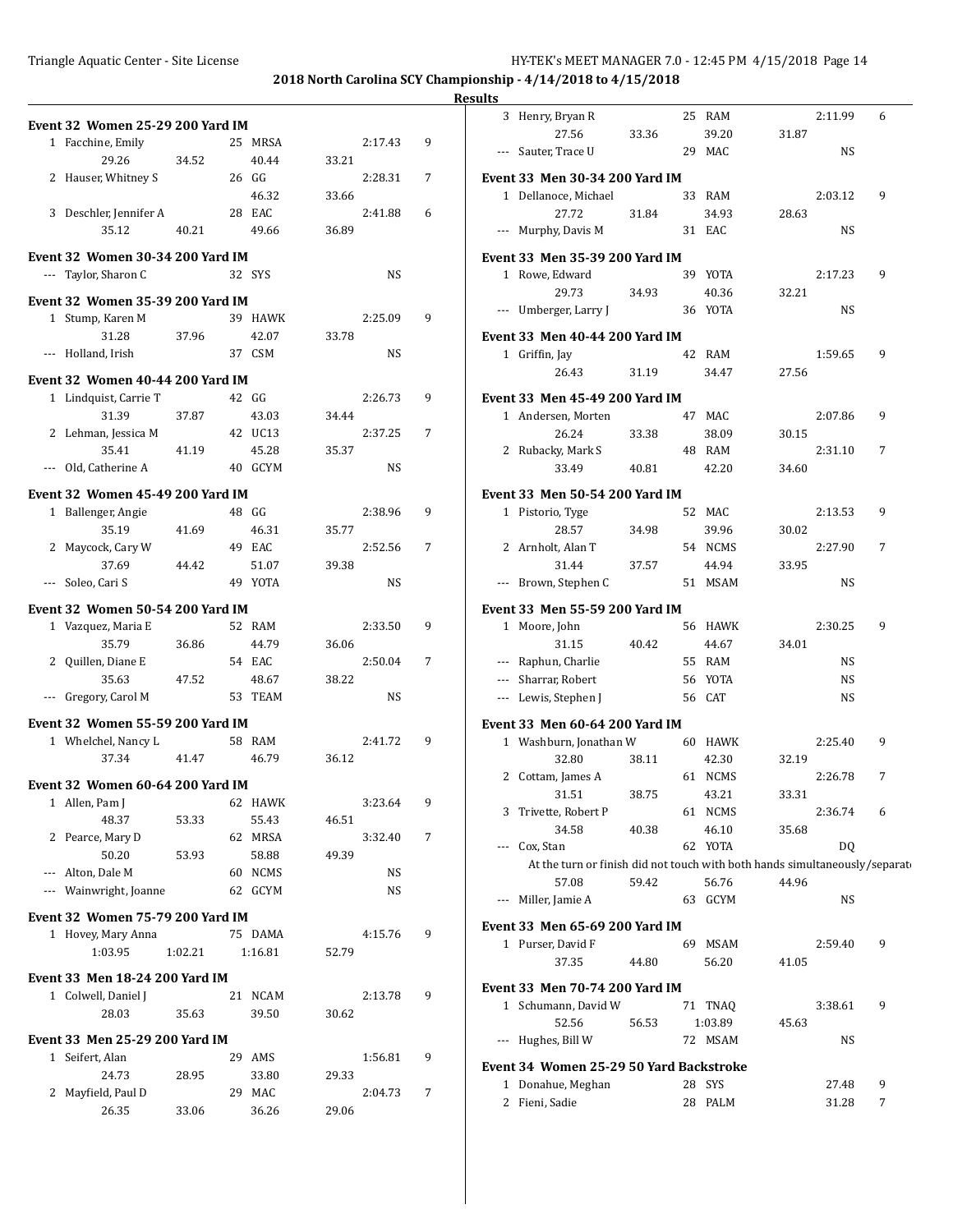## 2018 North Carolina SCY Championship - 4/14/2018 to 4/15/2018

### Results

**Event 32 Women 25-29 200 Yard IM**

| Place | Name | Age | Team | Time | Points |
|---|---|---|---|---|---|
| 1 | Facchine, Emily | 25 | MRSA | 2:17.43 | 9 |
| | 29.26 / 34.52 / 40.44 / 33.21 | | | | |
| 2 | Hauser, Whitney S | 26 | GG | 2:28.31 | 7 |
| | 46.32 / 33.66 | | | | |
| 3 | Deschler, Jennifer A | 28 | EAC | 2:41.88 | 6 |
| | 35.12 / 40.21 / 49.66 / 36.89 | | | | |

**Event 32 Women 30-34 200 Yard IM**

| Place | Name | Age | Team | Time | Points |
|---|---|---|---|---|---|
| --- | Taylor, Sharon C | 32 | SYS | NS | |

**Event 32 Women 35-39 200 Yard IM**

| Place | Name | Age | Team | Time | Points |
|---|---|---|---|---|---|
| 1 | Stump, Karen M | 39 | HAWK | 2:25.09 | 9 |
| | 31.28 / 37.96 / 42.07 / 33.78 | | | | |
| --- | Holland, Irish | 37 | CSM | NS | |

**Event 32 Women 40-44 200 Yard IM**

| Place | Name | Age | Team | Time | Points |
|---|---|---|---|---|---|
| 1 | Lindquist, Carrie T | 42 | GG | 2:26.73 | 9 |
| | 31.39 / 37.87 / 43.03 / 34.44 | | | | |
| 2 | Lehman, Jessica M | 42 | UC13 | 2:37.25 | 7 |
| | 35.41 / 41.19 / 45.28 / 35.37 | | | | |
| --- | Old, Catherine A | 40 | GCYM | NS | |

**Event 32 Women 45-49 200 Yard IM**

| Place | Name | Age | Team | Time | Points |
|---|---|---|---|---|---|
| 1 | Ballenger, Angie | 48 | GG | 2:38.96 | 9 |
| | 35.19 / 41.69 / 46.31 / 35.77 | | | | |
| 2 | Maycock, Cary W | 49 | EAC | 2:52.56 | 7 |
| | 37.69 / 44.42 / 51.07 / 39.38 | | | | |
| --- | Soleo, Cari S | 49 | YOTA | NS | |

**Event 32 Women 50-54 200 Yard IM**

| Place | Name | Age | Team | Time | Points |
|---|---|---|---|---|---|
| 1 | Vazquez, Maria E | 52 | RAM | 2:33.50 | 9 |
| | 35.79 / 36.86 / 44.79 / 36.06 | | | | |
| 2 | Quillen, Diane E | 54 | EAC | 2:50.04 | 7 |
| | 35.63 / 47.52 / 48.67 / 38.22 | | | | |
| --- | Gregory, Carol M | 53 | TEAM | NS | |

**Event 32 Women 55-59 200 Yard IM**

| Place | Name | Age | Team | Time | Points |
|---|---|---|---|---|---|
| 1 | Whelchel, Nancy L | 58 | RAM | 2:41.72 | 9 |
| | 37.34 / 41.47 / 46.79 / 36.12 | | | | |

**Event 32 Women 60-64 200 Yard IM**

| Place | Name | Age | Team | Time | Points |
|---|---|---|---|---|---|
| 1 | Allen, Pam J | 62 | HAWK | 3:23.64 | 9 |
| | 48.37 / 53.33 / 55.43 / 46.51 | | | | |
| 2 | Pearce, Mary D | 62 | MRSA | 3:32.40 | 7 |
| | 50.20 / 53.93 / 58.88 / 49.39 | | | | |
| --- | Alton, Dale M | 60 | NCMS | NS | |
| --- | Wainwright, Joanne | 62 | GCYM | NS | |

**Event 32 Women 75-79 200 Yard IM**

| Place | Name | Age | Team | Time | Points |
|---|---|---|---|---|---|
| 1 | Hovey, Mary Anna | 75 | DAMA | 4:15.76 | 9 |
| | 1:03.95 / 1:02.21 / 1:16.81 / 52.79 | | | | |

**Event 33 Men 18-24 200 Yard IM**

| Place | Name | Age | Team | Time | Points |
|---|---|---|---|---|---|
| 1 | Colwell, Daniel J | 21 | NCAM | 2:13.78 | 9 |
| | 28.03 / 35.63 / 39.50 / 30.62 | | | | |

**Event 33 Men 25-29 200 Yard IM**

| Place | Name | Age | Team | Time | Points |
|---|---|---|---|---|---|
| 1 | Seifert, Alan | 29 | AMS | 1:56.81 | 9 |
| | 24.73 / 28.95 / 33.80 / 29.33 | | | | |
| 2 | Mayfield, Paul D | 29 | MAC | 2:04.73 | 7 |
| | 26.35 / 33.06 / 36.26 / 29.06 | | | | |
| 3 | Henry, Bryan R | 25 | RAM | 2:11.99 | 6 |
| | 27.56 / 33.36 / 39.20 / 31.87 | | | | |
| --- | Sauter, Trace U | 29 | MAC | NS | |

**Event 33 Men 30-34 200 Yard IM**

| Place | Name | Age | Team | Time | Points |
|---|---|---|---|---|---|
| 1 | Dellanoce, Michael | 33 | RAM | 2:03.12 | 9 |
| | 27.72 / 31.84 / 34.93 / 28.63 | | | | |
| --- | Murphy, Davis M | 31 | EAC | NS | |

**Event 33 Men 35-39 200 Yard IM**

| Place | Name | Age | Team | Time | Points |
|---|---|---|---|---|---|
| 1 | Rowe, Edward | 39 | YOTA | 2:17.23 | 9 |
| | 29.73 / 34.93 / 40.36 / 32.21 | | | | |
| --- | Umberger, Larry J | 36 | YOTA | NS | |

**Event 33 Men 40-44 200 Yard IM**

| Place | Name | Age | Team | Time | Points |
|---|---|---|---|---|---|
| 1 | Griffin, Jay | 42 | RAM | 1:59.65 | 9 |
| | 26.43 / 31.19 / 34.47 / 27.56 | | | | |

**Event 33 Men 45-49 200 Yard IM**

| Place | Name | Age | Team | Time | Points |
|---|---|---|---|---|---|
| 1 | Andersen, Morten | 47 | MAC | 2:07.86 | 9 |
| | 26.24 / 33.38 / 38.09 / 30.15 | | | | |
| 2 | Rubacky, Mark S | 48 | RAM | 2:31.10 | 7 |
| | 33.49 / 40.81 / 42.20 / 34.60 | | | | |

**Event 33 Men 50-54 200 Yard IM**

| Place | Name | Age | Team | Time | Points |
|---|---|---|---|---|---|
| 1 | Pistorio, Tyge | 52 | MAC | 2:13.53 | 9 |
| | 28.57 / 34.98 / 39.96 / 30.02 | | | | |
| 2 | Arnholt, Alan T | 54 | NCMS | 2:27.90 | 7 |
| | 31.44 / 37.57 / 44.94 / 33.95 | | | | |
| --- | Brown, Stephen C | 51 | MSAM | NS | |

**Event 33 Men 55-59 200 Yard IM**

| Place | Name | Age | Team | Time | Points |
|---|---|---|---|---|---|
| 1 | Moore, John | 56 | HAWK | 2:30.25 | 9 |
| | 31.15 / 40.42 / 44.67 / 34.01 | | | | |
| --- | Raphun, Charlie | 55 | RAM | NS | |
| --- | Sharrar, Robert | 56 | YOTA | NS | |
| --- | Lewis, Stephen J | 56 | CAT | NS | |

**Event 33 Men 60-64 200 Yard IM**

| Place | Name | Age | Team | Time | Points |
|---|---|---|---|---|---|
| 1 | Washburn, Jonathan W | 60 | HAWK | 2:25.40 | 9 |
| | 32.80 / 38.11 / 42.30 / 32.19 | | | | |
| 2 | Cottam, James A | 61 | NCMS | 2:26.78 | 7 |
| | 31.51 / 38.75 / 43.21 / 33.31 | | | | |
| 3 | Trivette, Robert P | 61 | NCMS | 2:36.74 | 6 |
| | 34.58 / 40.38 / 46.10 / 35.68 | | | | |
| --- | Cox, Stan | 62 | YOTA | DQ | |
| | At the turn or finish did not touch with both hands simultaneously/separat | | | | |
| | 57.08 / 59.42 / 56.76 / 44.96 | | | | |
| --- | Miller, Jamie A | 63 | GCYM | NS | |

**Event 33 Men 65-69 200 Yard IM**

| Place | Name | Age | Team | Time | Points |
|---|---|---|---|---|---|
| 1 | Purser, David F | 69 | MSAM | 2:59.40 | 9 |
| | 37.35 / 44.80 / 56.20 / 41.05 | | | | |

**Event 33 Men 70-74 200 Yard IM**

| Place | Name | Age | Team | Time | Points |
|---|---|---|---|---|---|
| 1 | Schumann, David W | 71 | TNAQ | 3:38.61 | 9 |
| | 52.56 / 56.53 / 1:03.89 / 45.63 | | | | |
| --- | Hughes, Bill W | 72 | MSAM | NS | |

**Event 34 Women 25-29 50 Yard Backstroke**

| Place | Name | Age | Team | Time | Points |
|---|---|---|---|---|---|
| 1 | Donahue, Meghan | 28 | SYS | 27.48 | 9 |
| 2 | Fieni, Sadie | 28 | PALM | 31.28 | 7 |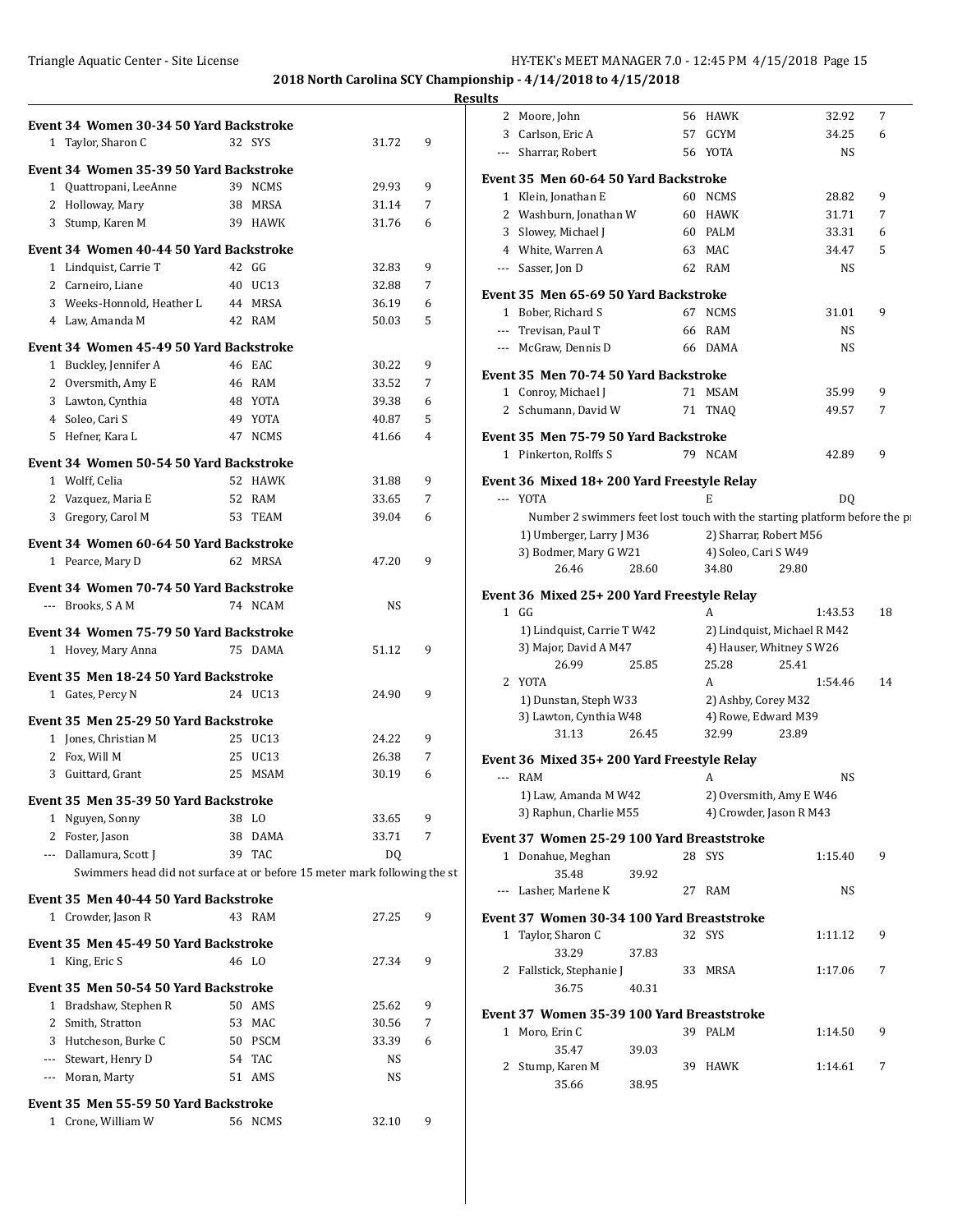**2018 North Carolina SCY Championship - 4/14/2018 to 4/15/2018**

**Results**

### Event 34 Women 30-34 50 Yard Backstroke

| | Name | Age | Team | Time | Points |
|---|---|---|---|---|---|
| 1 | Taylor, Sharon C | 32 | SYS | 31.72 | 9 |

### Event 34 Women 35-39 50 Yard Backstroke

| | Name | Age | Team | Time | Points |
|---|---|---|---|---|---|
| 1 | Quattropani, LeeAnne | 39 | NCMS | 29.93 | 9 |
| 2 | Holloway, Mary | 38 | MRSA | 31.14 | 7 |
| 3 | Stump, Karen M | 39 | HAWK | 31.76 | 6 |

### Event 34 Women 40-44 50 Yard Backstroke

| | Name | Age | Team | Time | Points |
|---|---|---|---|---|---|
| 1 | Lindquist, Carrie T | 42 | GG | 32.83 | 9 |
| 2 | Carneiro, Liane | 40 | UC13 | 32.88 | 7 |
| 3 | Weeks-Honnold, Heather L | 44 | MRSA | 36.19 | 6 |
| 4 | Law, Amanda M | 42 | RAM | 50.03 | 5 |

### Event 34 Women 45-49 50 Yard Backstroke

| | Name | Age | Team | Time | Points |
|---|---|---|---|---|---|
| 1 | Buckley, Jennifer A | 46 | EAC | 30.22 | 9 |
| 2 | Oversmith, Amy E | 46 | RAM | 33.52 | 7 |
| 3 | Lawton, Cynthia | 48 | YOTA | 39.38 | 6 |
| 4 | Soleo, Cari S | 49 | YOTA | 40.87 | 5 |
| 5 | Hefner, Kara L | 47 | NCMS | 41.66 | 4 |

### Event 34 Women 50-54 50 Yard Backstroke

| | Name | Age | Team | Time | Points |
|---|---|---|---|---|---|
| 1 | Wolff, Celia | 52 | HAWK | 31.88 | 9 |
| 2 | Vazquez, Maria E | 52 | RAM | 33.65 | 7 |
| 3 | Gregory, Carol M | 53 | TEAM | 39.04 | 6 |

### Event 34 Women 60-64 50 Yard Backstroke

| | Name | Age | Team | Time | Points |
|---|---|---|---|---|---|
| 1 | Pearce, Mary D | 62 | MRSA | 47.20 | 9 |

### Event 34 Women 70-74 50 Yard Backstroke

| | Name | Age | Team | Time | Points |
|---|---|---|---|---|---|
| --- | Brooks, S A M | 74 | NCAM | NS | |

### Event 34 Women 75-79 50 Yard Backstroke

| | Name | Age | Team | Time | Points |
|---|---|---|---|---|---|
| 1 | Hovey, Mary Anna | 75 | DAMA | 51.12 | 9 |

### Event 35 Men 18-24 50 Yard Backstroke

| | Name | Age | Team | Time | Points |
|---|---|---|---|---|---|
| 1 | Gates, Percy N | 24 | UC13 | 24.90 | 9 |

### Event 35 Men 25-29 50 Yard Backstroke

| | Name | Age | Team | Time | Points |
|---|---|---|---|---|---|
| 1 | Jones, Christian M | 25 | UC13 | 24.22 | 9 |
| 2 | Fox, Will M | 25 | UC13 | 26.38 | 7 |
| 3 | Guittard, Grant | 25 | MSAM | 30.19 | 6 |

### Event 35 Men 35-39 50 Yard Backstroke

| | Name | Age | Team | Time | Points |
|---|---|---|---|---|---|
| 1 | Nguyen, Sonny | 38 | LO | 33.65 | 9 |
| 2 | Foster, Jason | 38 | DAMA | 33.71 | 7 |
| --- | Dallamura, Scott J | 39 | TAC | DQ | |

Swimmers head did not surface at or before 15 meter mark following the st

### Event 35 Men 40-44 50 Yard Backstroke

| | Name | Age | Team | Time | Points |
|---|---|---|---|---|---|
| 1 | Crowder, Jason R | 43 | RAM | 27.25 | 9 |

### Event 35 Men 45-49 50 Yard Backstroke

| | Name | Age | Team | Time | Points |
|---|---|---|---|---|---|
| 1 | King, Eric S | 46 | LO | 27.34 | 9 |

### Event 35 Men 50-54 50 Yard Backstroke

| | Name | Age | Team | Time | Points |
|---|---|---|---|---|---|
| 1 | Bradshaw, Stephen R | 50 | AMS | 25.62 | 9 |
| 2 | Smith, Stratton | 53 | MAC | 30.56 | 7 |
| 3 | Hutcheson, Burke C | 50 | PSCM | 33.39 | 6 |
| --- | Stewart, Henry D | 54 | TAC | NS | |
| --- | Moran, Marty | 51 | AMS | NS | |

### Event 35 Men 55-59 50 Yard Backstroke

| | Name | Age | Team | Time | Points |
|---|---|---|---|---|---|
| 1 | Crone, William W | 56 | NCMS | 32.10 | 9 |
| 2 | Moore, John | 56 | HAWK | 32.92 | 7 |
| 3 | Carlson, Eric A | 57 | GCYM | 34.25 | 6 |
| --- | Sharrar, Robert | 56 | YOTA | NS | |

### Event 35 Men 60-64 50 Yard Backstroke

| | Name | Age | Team | Time | Points |
|---|---|---|---|---|---|
| 1 | Klein, Jonathan E | 60 | NCMS | 28.82 | 9 |
| 2 | Washburn, Jonathan W | 60 | HAWK | 31.71 | 7 |
| 3 | Slowey, Michael J | 60 | PALM | 33.31 | 6 |
| 4 | White, Warren A | 63 | MAC | 34.47 | 5 |
| --- | Sasser, Jon D | 62 | RAM | NS | |

### Event 35 Men 65-69 50 Yard Backstroke

| | Name | Age | Team | Time | Points |
|---|---|---|---|---|---|
| 1 | Bober, Richard S | 67 | NCMS | 31.01 | 9 |
| --- | Trevisan, Paul T | 66 | RAM | NS | |
| --- | McGraw, Dennis D | 66 | DAMA | NS | |

### Event 35 Men 70-74 50 Yard Backstroke

| | Name | Age | Team | Time | Points |
|---|---|---|---|---|---|
| 1 | Conroy, Michael J | 71 | MSAM | 35.99 | 9 |
| 2 | Schumann, David W | 71 | TNAQ | 49.57 | 7 |

### Event 35 Men 75-79 50 Yard Backstroke

| | Name | Age | Team | Time | Points |
|---|---|---|---|---|---|
| 1 | Pinkerton, Rolffs S | 79 | NCAM | 42.89 | 9 |

### Event 36 Mixed 18+ 200 Yard Freestyle Relay

| | Team | Relay | Time | Points |
|---|---|---|---|---|
| --- | YOTA | E | DQ | |

Number 2 swimmers feet lost touch with the starting platform before the pr

1) Umberger, Larry J M36 — 2) Sharrar, Robert M56
3) Bodmer, Mary G W21 — 4) Soleo, Cari S W49
26.46 28.60 34.80 29.80

### Event 36 Mixed 25+ 200 Yard Freestyle Relay

| | Team | Relay | Time | Points |
|---|---|---|---|---|
| 1 | GG | A | 1:43.53 | 18 |

1) Lindquist, Carrie T W42 — 2) Lindquist, Michael R M42
3) Major, David A M47 — 4) Hauser, Whitney S W26
26.99 25.85 25.28 25.41

| | Team | Relay | Time | Points |
|---|---|---|---|---|
| 2 | YOTA | A | 1:54.46 | 14 |

1) Dunstan, Steph W33 — 2) Ashby, Corey M32
3) Lawton, Cynthia W48 — 4) Rowe, Edward M39
31.13 26.45 32.99 23.89

### Event 36 Mixed 35+ 200 Yard Freestyle Relay

| | Team | Relay | Time | Points |
|---|---|---|---|---|
| --- | RAM | A | NS | |

1) Law, Amanda M W42 — 2) Oversmith, Amy E W46
3) Raphun, Charlie M55 — 4) Crowder, Jason R M43

### Event 37 Women 25-29 100 Yard Breaststroke

| | Name | Age | Team | Time | Points |
|---|---|---|---|---|---|
| 1 | Donahue, Meghan | 28 | SYS | 1:15.40 | 9 |
| | 35.48 39.92 | | | | |
| --- | Lasher, Marlene K | 27 | RAM | NS | |

### Event 37 Women 30-34 100 Yard Breaststroke

| | Name | Age | Team | Time | Points |
|---|---|---|---|---|---|
| 1 | Taylor, Sharon C | 32 | SYS | 1:11.12 | 9 |
| | 33.29 37.83 | | | | |
| 2 | Fallstick, Stephanie J | 33 | MRSA | 1:17.06 | 7 |
| | 36.75 40.31 | | | | |

### Event 37 Women 35-39 100 Yard Breaststroke

| | Name | Age | Team | Time | Points |
|---|---|---|---|---|---|
| 1 | Moro, Erin C | 39 | PALM | 1:14.50 | 9 |
| | 35.47 39.03 | | | | |
| 2 | Stump, Karen M | 39 | HAWK | 1:14.61 | 7 |
| | 35.66 38.95 | | | | |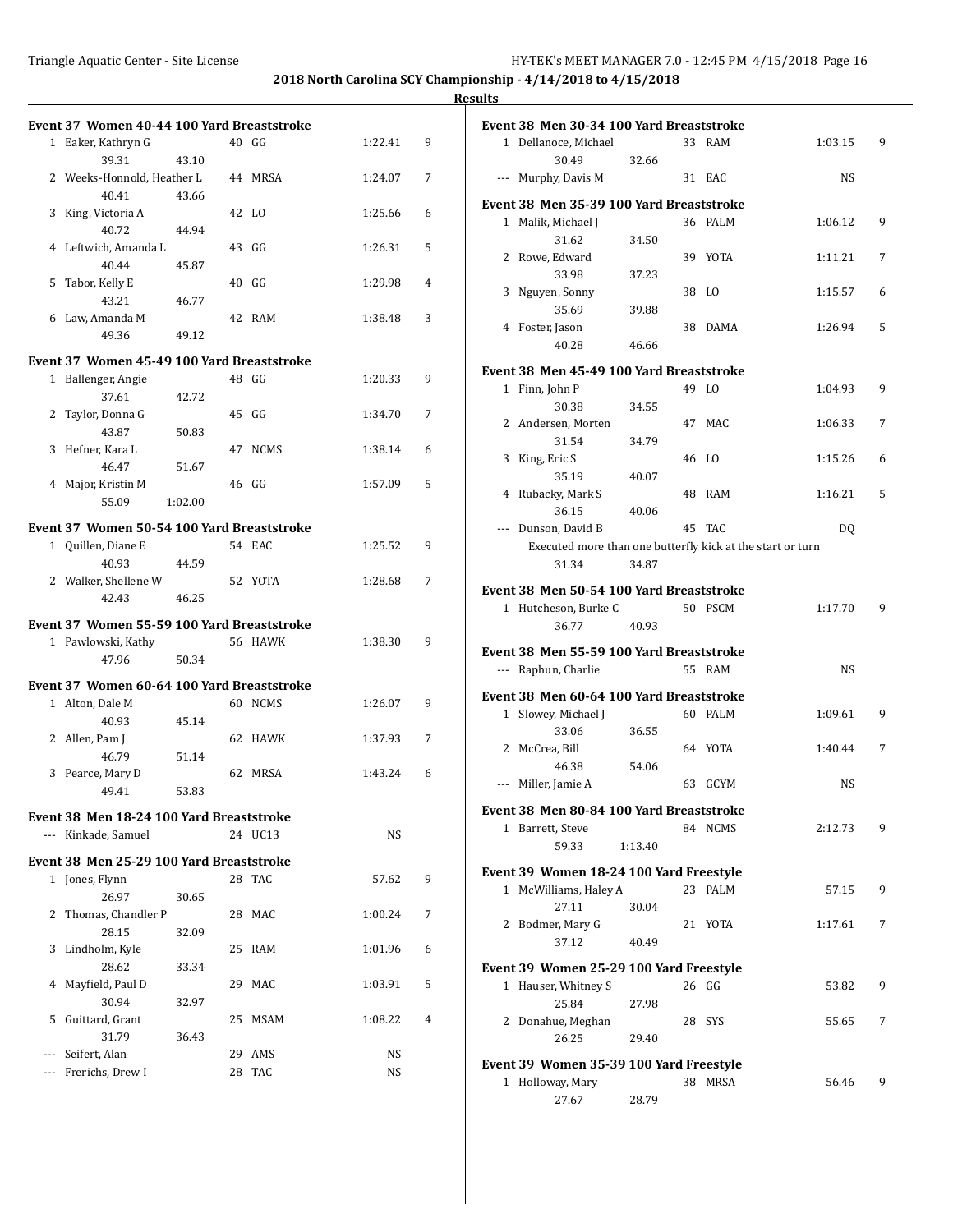# 2018 North Carolina SCY Championship - 4/14/2018 to 4/15/2018

## Results

### Event 37 Women 40-44 100 Yard Breaststroke

| Place | Name | Age | Team | Time | Points |
|---|---|---|---|---|---|
| 1 | Eaker, Kathryn G | 40 | GG | 1:22.41 | 9 |
| | 39.31 43.10 | | | | |
| 2 | Weeks-Honnold, Heather L | 44 | MRSA | 1:24.07 | 7 |
| | 40.41 43.66 | | | | |
| 3 | King, Victoria A | 42 | LO | 1:25.66 | 6 |
| | 40.72 44.94 | | | | |
| 4 | Leftwich, Amanda L | 43 | GG | 1:26.31 | 5 |
| | 40.44 45.87 | | | | |
| 5 | Tabor, Kelly E | 40 | GG | 1:29.98 | 4 |
| | 43.21 46.77 | | | | |
| 6 | Law, Amanda M | 42 | RAM | 1:38.48 | 3 |
| | 49.36 49.12 | | | | |

### Event 37 Women 45-49 100 Yard Breaststroke

| Place | Name | Age | Team | Time | Points |
|---|---|---|---|---|---|
| 1 | Ballenger, Angie | 48 | GG | 1:20.33 | 9 |
| | 37.61 42.72 | | | | |
| 2 | Taylor, Donna G | 45 | GG | 1:34.70 | 7 |
| | 43.87 50.83 | | | | |
| 3 | Hefner, Kara L | 47 | NCMS | 1:38.14 | 6 |
| | 46.47 51.67 | | | | |
| 4 | Major, Kristin M | 46 | GG | 1:57.09 | 5 |
| | 55.09 1:02.00 | | | | |

### Event 37 Women 50-54 100 Yard Breaststroke

| Place | Name | Age | Team | Time | Points |
|---|---|---|---|---|---|
| 1 | Quillen, Diane E | 54 | EAC | 1:25.52 | 9 |
| | 40.93 44.59 | | | | |
| 2 | Walker, Shellene W | 52 | YOTA | 1:28.68 | 7 |
| | 42.43 46.25 | | | | |

### Event 37 Women 55-59 100 Yard Breaststroke

| Place | Name | Age | Team | Time | Points |
|---|---|---|---|---|---|
| 1 | Pawlowski, Kathy | 56 | HAWK | 1:38.30 | 9 |
| | 47.96 50.34 | | | | |

### Event 37 Women 60-64 100 Yard Breaststroke

| Place | Name | Age | Team | Time | Points |
|---|---|---|---|---|---|
| 1 | Alton, Dale M | 60 | NCMS | 1:26.07 | 9 |
| | 40.93 45.14 | | | | |
| 2 | Allen, Pam J | 62 | HAWK | 1:37.93 | 7 |
| | 46.79 51.14 | | | | |
| 3 | Pearce, Mary D | 62 | MRSA | 1:43.24 | 6 |
| | 49.41 53.83 | | | | |

### Event 38 Men 18-24 100 Yard Breaststroke

| Place | Name | Age | Team | Time | Points |
|---|---|---|---|---|---|
| --- | Kinkade, Samuel | 24 | UC13 | NS | |

### Event 38 Men 25-29 100 Yard Breaststroke

| Place | Name | Age | Team | Time | Points |
|---|---|---|---|---|---|
| 1 | Jones, Flynn | 28 | TAC | 57.62 | 9 |
| | 26.97 30.65 | | | | |
| 2 | Thomas, Chandler P | 28 | MAC | 1:00.24 | 7 |
| | 28.15 32.09 | | | | |
| 3 | Lindholm, Kyle | 25 | RAM | 1:01.96 | 6 |
| | 28.62 33.34 | | | | |
| 4 | Mayfield, Paul D | 29 | MAC | 1:03.91 | 5 |
| | 30.94 32.97 | | | | |
| 5 | Guittard, Grant | 25 | MSAM | 1:08.22 | 4 |
| | 31.79 36.43 | | | | |
| --- | Seifert, Alan | 29 | AMS | NS | |
| --- | Frerichs, Drew I | 28 | TAC | NS | |

### Event 38 Men 30-34 100 Yard Breaststroke

| Place | Name | Age | Team | Time | Points |
|---|---|---|---|---|---|
| 1 | Dellanoce, Michael | 33 | RAM | 1:03.15 | 9 |
| | 30.49 32.66 | | | | |
| --- | Murphy, Davis M | 31 | EAC | NS | |

### Event 38 Men 35-39 100 Yard Breaststroke

| Place | Name | Age | Team | Time | Points |
|---|---|---|---|---|---|
| 1 | Malik, Michael J | 36 | PALM | 1:06.12 | 9 |
| | 31.62 34.50 | | | | |
| 2 | Rowe, Edward | 39 | YOTA | 1:11.21 | 7 |
| | 33.98 37.23 | | | | |
| 3 | Nguyen, Sonny | 38 | LO | 1:15.57 | 6 |
| | 35.69 39.88 | | | | |
| 4 | Foster, Jason | 38 | DAMA | 1:26.94 | 5 |
| | 40.28 46.66 | | | | |

### Event 38 Men 45-49 100 Yard Breaststroke

| Place | Name | Age | Team | Time | Points |
|---|---|---|---|---|---|
| 1 | Finn, John P | 49 | LO | 1:04.93 | 9 |
| | 30.38 34.55 | | | | |
| 2 | Andersen, Morten | 47 | MAC | 1:06.33 | 7 |
| | 31.54 34.79 | | | | |
| 3 | King, Eric S | 46 | LO | 1:15.26 | 6 |
| | 35.19 40.07 | | | | |
| 4 | Rubacky, Mark S | 48 | RAM | 1:16.21 | 5 |
| | 36.15 40.06 | | | | |
| --- | Dunson, David B | 45 | TAC | DQ | |
| | Executed more than one butterfly kick at the start or turn | | | | |
| | 31.34 34.87 | | | | |

### Event 38 Men 50-54 100 Yard Breaststroke

| Place | Name | Age | Team | Time | Points |
|---|---|---|---|---|---|
| 1 | Hutcheson, Burke C | 50 | PSCM | 1:17.70 | 9 |
| | 36.77 40.93 | | | | |

### Event 38 Men 55-59 100 Yard Breaststroke

| Place | Name | Age | Team | Time | Points |
|---|---|---|---|---|---|
| --- | Raphun, Charlie | 55 | RAM | NS | |

### Event 38 Men 60-64 100 Yard Breaststroke

| Place | Name | Age | Team | Time | Points |
|---|---|---|---|---|---|
| 1 | Slowey, Michael J | 60 | PALM | 1:09.61 | 9 |
| | 33.06 36.55 | | | | |
| 2 | McCrea, Bill | 64 | YOTA | 1:40.44 | 7 |
| | 46.38 54.06 | | | | |
| --- | Miller, Jamie A | 63 | GCYM | NS | |

### Event 38 Men 80-84 100 Yard Breaststroke

| Place | Name | Age | Team | Time | Points |
|---|---|---|---|---|---|
| 1 | Barrett, Steve | 84 | NCMS | 2:12.73 | 9 |
| | 59.33 1:13.40 | | | | |

### Event 39 Women 18-24 100 Yard Freestyle

| Place | Name | Age | Team | Time | Points |
|---|---|---|---|---|---|
| 1 | McWilliams, Haley A | 23 | PALM | 57.15 | 9 |
| | 27.11 30.04 | | | | |
| 2 | Bodmer, Mary G | 21 | YOTA | 1:17.61 | 7 |
| | 37.12 40.49 | | | | |

### Event 39 Women 25-29 100 Yard Freestyle

| Place | Name | Age | Team | Time | Points |
|---|---|---|---|---|---|
| 1 | Hauser, Whitney S | 26 | GG | 53.82 | 9 |
| | 25.84 27.98 | | | | |
| 2 | Donahue, Meghan | 28 | SYS | 55.65 | 7 |
| | 26.25 29.40 | | | | |

### Event 39 Women 35-39 100 Yard Freestyle

| Place | Name | Age | Team | Time | Points |
|---|---|---|---|---|---|
| 1 | Holloway, Mary | 38 | MRSA | 56.46 | 9 |
| | 27.67 28.79 | | | | |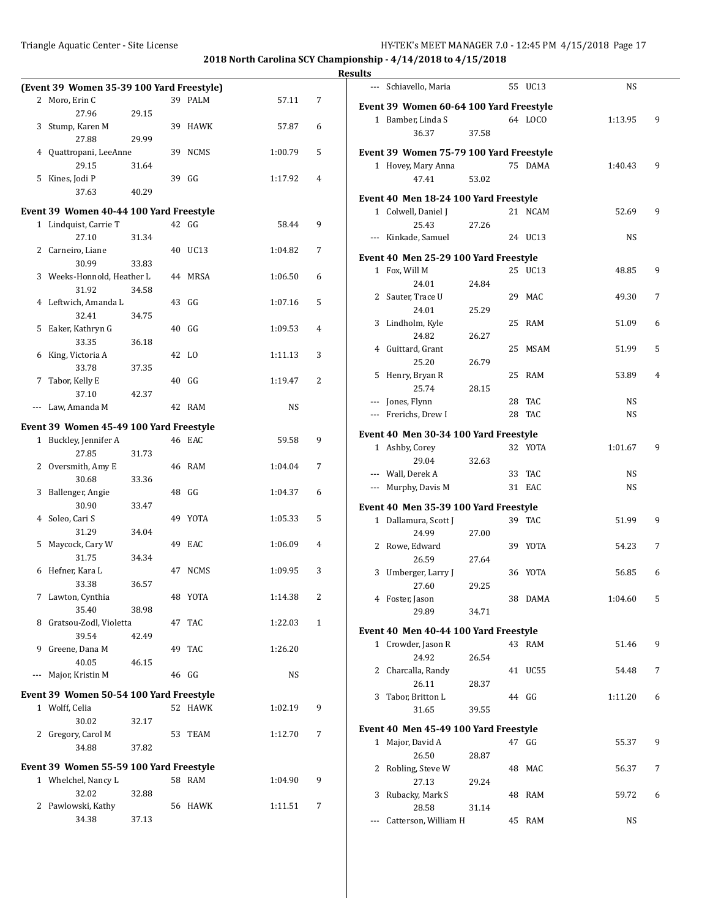**2018 North Carolina SCY Championship - 4/14/2018 to 4/15/2018**

**Results**

### (Event 39 Women 35-39 100 Yard Freestyle)

| Place | Name | Age | Team | Time | Points |
|---|---|---|---|---|---|
| 2 | Moro, Erin C | 39 | PALM | 57.11 | 7 |
| | 27.96 29.15 | | | | |
| 3 | Stump, Karen M | 39 | HAWK | 57.87 | 6 |
| | 27.88 29.99 | | | | |
| 4 | Quattropani, LeeAnne | 39 | NCMS | 1:00.79 | 5 |
| | 29.15 31.64 | | | | |
| 5 | Kines, Jodi P | 39 | GG | 1:17.92 | 4 |
| | 37.63 40.29 | | | | |

### Event 39 Women 40-44 100 Yard Freestyle

| Place | Name | Age | Team | Time | Points |
|---|---|---|---|---|---|
| 1 | Lindquist, Carrie T | 42 | GG | 58.44 | 9 |
| | 27.10 31.34 | | | | |
| 2 | Carneiro, Liane | 40 | UC13 | 1:04.82 | 7 |
| | 30.99 33.83 | | | | |
| 3 | Weeks-Honnold, Heather L | 44 | MRSA | 1:06.50 | 6 |
| | 31.92 34.58 | | | | |
| 4 | Leftwich, Amanda L | 43 | GG | 1:07.16 | 5 |
| | 32.41 34.75 | | | | |
| 5 | Eaker, Kathryn G | 40 | GG | 1:09.53 | 4 |
| | 33.35 36.18 | | | | |
| 6 | King, Victoria A | 42 | LO | 1:11.13 | 3 |
| | 33.78 37.35 | | | | |
| 7 | Tabor, Kelly E | 40 | GG | 1:19.47 | 2 |
| | 37.10 42.37 | | | | |
| --- | Law, Amanda M | 42 | RAM | NS | |

### Event 39 Women 45-49 100 Yard Freestyle

| Place | Name | Age | Team | Time | Points |
|---|---|---|---|---|---|
| 1 | Buckley, Jennifer A | 46 | EAC | 59.58 | 9 |
| | 27.85 31.73 | | | | |
| 2 | Oversmith, Amy E | 46 | RAM | 1:04.04 | 7 |
| | 30.68 33.36 | | | | |
| 3 | Ballenger, Angie | 48 | GG | 1:04.37 | 6 |
| | 30.90 33.47 | | | | |
| 4 | Soleo, Cari S | 49 | YOTA | 1:05.33 | 5 |
| | 31.29 34.04 | | | | |
| 5 | Maycock, Cary W | 49 | EAC | 1:06.09 | 4 |
| | 31.75 34.34 | | | | |
| 6 | Hefner, Kara L | 47 | NCMS | 1:09.95 | 3 |
| | 33.38 36.57 | | | | |
| 7 | Lawton, Cynthia | 48 | YOTA | 1:14.38 | 2 |
| | 35.40 38.98 | | | | |
| 8 | Gratsou-Zodl, Violetta | 47 | TAC | 1:22.03 | 1 |
| | 39.54 42.49 | | | | |
| 9 | Greene, Dana M | 49 | TAC | 1:26.20 | |
| | 40.05 46.15 | | | | |
| --- | Major, Kristin M | 46 | GG | NS | |

### Event 39 Women 50-54 100 Yard Freestyle

| Place | Name | Age | Team | Time | Points |
|---|---|---|---|---|---|
| 1 | Wolff, Celia | 52 | HAWK | 1:02.19 | 9 |
| | 30.02 32.17 | | | | |
| 2 | Gregory, Carol M | 53 | TEAM | 1:12.70 | 7 |
| | 34.88 37.82 | | | | |

### Event 39 Women 55-59 100 Yard Freestyle

| Place | Name | Age | Team | Time | Points |
|---|---|---|---|---|---|
| 1 | Whelchel, Nancy L | 58 | RAM | 1:04.90 | 9 |
| | 32.02 32.88 | | | | |
| 2 | Pawlowski, Kathy | 56 | HAWK | 1:11.51 | 7 |
| | 34.38 37.13 | | | | |
| --- | Schiavello, Maria | 55 | UC13 | NS | |

### Event 39 Women 60-64 100 Yard Freestyle

| Place | Name | Age | Team | Time | Points |
|---|---|---|---|---|---|
| 1 | Bamber, Linda S | 64 | LOCO | 1:13.95 | 9 |
| | 36.37 37.58 | | | | |

### Event 39 Women 75-79 100 Yard Freestyle

| Place | Name | Age | Team | Time | Points |
|---|---|---|---|---|---|
| 1 | Hovey, Mary Anna | 75 | DAMA | 1:40.43 | 9 |
| | 47.41 53.02 | | | | |

### Event 40 Men 18-24 100 Yard Freestyle

| Place | Name | Age | Team | Time | Points |
|---|---|---|---|---|---|
| 1 | Colwell, Daniel J | 21 | NCAM | 52.69 | 9 |
| | 25.43 27.26 | | | | |
| --- | Kinkade, Samuel | 24 | UC13 | NS | |

### Event 40 Men 25-29 100 Yard Freestyle

| Place | Name | Age | Team | Time | Points |
|---|---|---|---|---|---|
| 1 | Fox, Will M | 25 | UC13 | 48.85 | 9 |
| | 24.01 24.84 | | | | |
| 2 | Sauter, Trace U | 29 | MAC | 49.30 | 7 |
| | 24.01 25.29 | | | | |
| 3 | Lindholm, Kyle | 25 | RAM | 51.09 | 6 |
| | 24.82 26.27 | | | | |
| 4 | Guittard, Grant | 25 | MSAM | 51.99 | 5 |
| | 25.20 26.79 | | | | |
| 5 | Henry, Bryan R | 25 | RAM | 53.89 | 4 |
| | 25.74 28.15 | | | | |
| --- | Jones, Flynn | 28 | TAC | NS | |
| --- | Frerichs, Drew I | 28 | TAC | NS | |

### Event 40 Men 30-34 100 Yard Freestyle

| Place | Name | Age | Team | Time | Points |
|---|---|---|---|---|---|
| 1 | Ashby, Corey | 32 | YOTA | 1:01.67 | 9 |
| | 29.04 32.63 | | | | |
| --- | Wall, Derek A | 33 | TAC | NS | |
| --- | Murphy, Davis M | 31 | EAC | NS | |

### Event 40 Men 35-39 100 Yard Freestyle

| Place | Name | Age | Team | Time | Points |
|---|---|---|---|---|---|
| 1 | Dallamura, Scott J | 39 | TAC | 51.99 | 9 |
| | 24.99 27.00 | | | | |
| 2 | Rowe, Edward | 39 | YOTA | 54.23 | 7 |
| | 26.59 27.64 | | | | |
| 3 | Umberger, Larry J | 36 | YOTA | 56.85 | 6 |
| | 27.60 29.25 | | | | |
| 4 | Foster, Jason | 38 | DAMA | 1:04.60 | 5 |
| | 29.89 34.71 | | | | |

### Event 40 Men 40-44 100 Yard Freestyle

| Place | Name | Age | Team | Time | Points |
|---|---|---|---|---|---|
| 1 | Crowder, Jason R | 43 | RAM | 51.46 | 9 |
| | 24.92 26.54 | | | | |
| 2 | Charcalla, Randy | 41 | UC55 | 54.48 | 7 |
| | 26.11 28.37 | | | | |
| 3 | Tabor, Britton L | 44 | GG | 1:11.20 | 6 |
| | 31.65 39.55 | | | | |

### Event 40 Men 45-49 100 Yard Freestyle

| Place | Name | Age | Team | Time | Points |
|---|---|---|---|---|---|
| 1 | Major, David A | 47 | GG | 55.37 | 9 |
| | 26.50 28.87 | | | | |
| 2 | Robling, Steve W | 48 | MAC | 56.37 | 7 |
| | 27.13 29.24 | | | | |
| 3 | Rubacky, Mark S | 48 | RAM | 59.72 | 6 |
| | 28.58 31.14 | | | | |
| --- | Catterson, William H | 45 | RAM | NS | |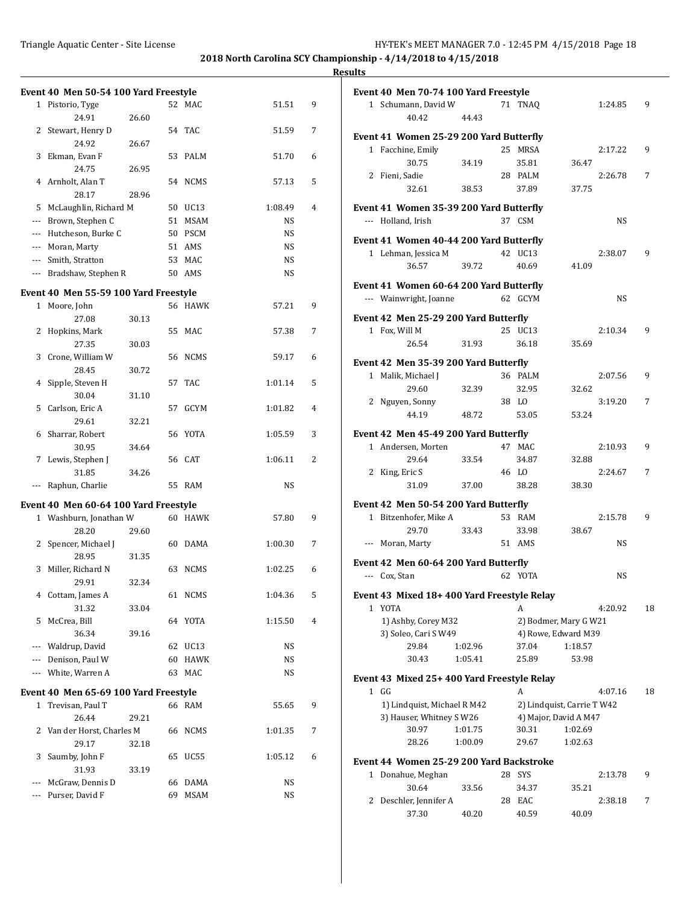**2018 North Carolina SCY Championship - 4/14/2018 to 4/15/2018**

**Results**

### Event 40 Men 50-54 100 Yard Freestyle

| Place | Name | Age | Team | Time | Points |
|---|---|---|---|---|---|
| 1 | Pistorio, Tyge | 52 | MAC | 51.51 | 9 |
| | 24.91 26.60 | | | | |
| 2 | Stewart, Henry D | 54 | TAC | 51.59 | 7 |
| | 24.92 26.67 | | | | |
| 3 | Ekman, Evan F | 53 | PALM | 51.70 | 6 |
| | 24.75 26.95 | | | | |
| 4 | Arnholt, Alan T | 54 | NCMS | 57.13 | 5 |
| | 28.17 28.96 | | | | |
| 5 | McLaughlin, Richard M | 50 | UC13 | 1:08.49 | 4 |
| --- | Brown, Stephen C | 51 | MSAM | NS | |
| --- | Hutcheson, Burke C | 50 | PSCM | NS | |
| --- | Moran, Marty | 51 | AMS | NS | |
| --- | Smith, Stratton | 53 | MAC | NS | |
| --- | Bradshaw, Stephen R | 50 | AMS | NS | |

### Event 40 Men 55-59 100 Yard Freestyle

| Place | Name | Age | Team | Time | Points |
|---|---|---|---|---|---|
| 1 | Moore, John | 56 | HAWK | 57.21 | 9 |
| | 27.08 30.13 | | | | |
| 2 | Hopkins, Mark | 55 | MAC | 57.38 | 7 |
| | 27.35 30.03 | | | | |
| 3 | Crone, William W | 56 | NCMS | 59.17 | 6 |
| | 28.45 30.72 | | | | |
| 4 | Sipple, Steven H | 57 | TAC | 1:01.14 | 5 |
| | 30.04 31.10 | | | | |
| 5 | Carlson, Eric A | 57 | GCYM | 1:01.82 | 4 |
| | 29.61 32.21 | | | | |
| 6 | Sharrar, Robert | 56 | YOTA | 1:05.59 | 3 |
| | 30.95 34.64 | | | | |
| 7 | Lewis, Stephen J | 56 | CAT | 1:06.11 | 2 |
| | 31.85 34.26 | | | | |
| --- | Raphun, Charlie | 55 | RAM | NS | |

### Event 40 Men 60-64 100 Yard Freestyle

| Place | Name | Age | Team | Time | Points |
|---|---|---|---|---|---|
| 1 | Washburn, Jonathan W | 60 | HAWK | 57.80 | 9 |
| | 28.20 29.60 | | | | |
| 2 | Spencer, Michael J | 60 | DAMA | 1:00.30 | 7 |
| | 28.95 31.35 | | | | |
| 3 | Miller, Richard N | 63 | NCMS | 1:02.25 | 6 |
| | 29.91 32.34 | | | | |
| 4 | Cottam, James A | 61 | NCMS | 1:04.36 | 5 |
| | 31.32 33.04 | | | | |
| 5 | McCrea, Bill | 64 | YOTA | 1:15.50 | 4 |
| | 36.34 39.16 | | | | |
| --- | Waldrup, David | 62 | UC13 | NS | |
| --- | Denison, Paul W | 60 | HAWK | NS | |
| --- | White, Warren A | 63 | MAC | NS | |

### Event 40 Men 65-69 100 Yard Freestyle

| Place | Name | Age | Team | Time | Points |
|---|---|---|---|---|---|
| 1 | Trevisan, Paul T | 66 | RAM | 55.65 | 9 |
| | 26.44 29.21 | | | | |
| 2 | Van der Horst, Charles M | 66 | NCMS | 1:01.35 | 7 |
| | 29.17 32.18 | | | | |
| 3 | Saumby, John F | 65 | UC55 | 1:05.12 | 6 |
| | 31.93 33.19 | | | | |
| --- | McGraw, Dennis D | 66 | DAMA | NS | |
| --- | Purser, David F | 69 | MSAM | NS | |

### Event 40 Men 70-74 100 Yard Freestyle

| Place | Name | Age | Team | Time | Points |
|---|---|---|---|---|---|
| 1 | Schumann, David W | 71 | TNAQ | 1:24.85 | 9 |
| | 40.42 44.43 | | | | |

### Event 41 Women 25-29 200 Yard Butterfly

| Place | Name | Age | Team | Time | Points |
|---|---|---|---|---|---|
| 1 | Facchine, Emily | 25 | MRSA | 2:17.22 | 9 |
| | 30.75 34.19 35.81 36.47 | | | | |
| 2 | Fieni, Sadie | 28 | PALM | 2:26.78 | 7 |
| | 32.61 38.53 37.89 37.75 | | | | |

### Event 41 Women 35-39 200 Yard Butterfly

| Place | Name | Age | Team | Time | Points |
|---|---|---|---|---|---|
| --- | Holland, Irish | 37 | CSM | NS | |

### Event 41 Women 40-44 200 Yard Butterfly

| Place | Name | Age | Team | Time | Points |
|---|---|---|---|---|---|
| 1 | Lehman, Jessica M | 42 | UC13 | 2:38.07 | 9 |
| | 36.57 39.72 40.69 41.09 | | | | |

### Event 41 Women 60-64 200 Yard Butterfly

| Place | Name | Age | Team | Time | Points |
|---|---|---|---|---|---|
| --- | Wainwright, Joanne | 62 | GCYM | NS | |

### Event 42 Men 25-29 200 Yard Butterfly

| Place | Name | Age | Team | Time | Points |
|---|---|---|---|---|---|
| 1 | Fox, Will M | 25 | UC13 | 2:10.34 | 9 |
| | 26.54 31.93 36.18 35.69 | | | | |

### Event 42 Men 35-39 200 Yard Butterfly

| Place | Name | Age | Team | Time | Points |
|---|---|---|---|---|---|
| 1 | Malik, Michael J | 36 | PALM | 2:07.56 | 9 |
| | 29.60 32.39 32.95 32.62 | | | | |
| 2 | Nguyen, Sonny | 38 | LO | 3:19.20 | 7 |
| | 44.19 48.72 53.05 53.24 | | | | |

### Event 42 Men 45-49 200 Yard Butterfly

| Place | Name | Age | Team | Time | Points |
|---|---|---|---|---|---|
| 1 | Andersen, Morten | 47 | MAC | 2:10.93 | 9 |
| | 29.64 33.54 34.87 32.88 | | | | |
| 2 | King, Eric S | 46 | LO | 2:24.67 | 7 |
| | 31.09 37.00 38.28 38.30 | | | | |

### Event 42 Men 50-54 200 Yard Butterfly

| Place | Name | Age | Team | Time | Points |
|---|---|---|---|---|---|
| 1 | Bitzenhofer, Mike A | 53 | RAM | 2:15.78 | 9 |
| | 29.70 33.43 33.98 38.67 | | | | |
| --- | Moran, Marty | 51 | AMS | NS | |

### Event 42 Men 60-64 200 Yard Butterfly

| Place | Name | Age | Team | Time | Points |
|---|---|---|---|---|---|
| --- | Cox, Stan | 62 | YOTA | NS | |

### Event 43 Mixed 18+ 400 Yard Freestyle Relay

| Place | Team | Relay | Time | Points |
|---|---|---|---|---|
| 1 | YOTA | A | 4:20.92 | 18 |
| | 1) Ashby, Corey M32 | 2) Bodmer, Mary G W21 | | |
| | 3) Soleo, Cari S W49 | 4) Rowe, Edward M39 | | |
| | 29.84 1:02.96 | 37.04 1:18.57 | | |
| | 30.43 1:05.41 | 25.89 53.98 | | |

### Event 43 Mixed 25+ 400 Yard Freestyle Relay

| Place | Team | Relay | Time | Points |
|---|---|---|---|---|
| 1 | GG | A | 4:07.16 | 18 |
| | 1) Lindquist, Michael R M42 | 2) Lindquist, Carrie T W42 | | |
| | 3) Hauser, Whitney S W26 | 4) Major, David A M47 | | |
| | 30.97 1:01.75 | 30.31 1:02.69 | | |
| | 28.26 1:00.09 | 29.67 1:02.63 | | |

### Event 44 Women 25-29 200 Yard Backstroke

| Place | Name | Age | Team | Time | Points |
|---|---|---|---|---|---|
| 1 | Donahue, Meghan | 28 | SYS | 2:13.78 | 9 |
| | 30.64 33.56 34.37 35.21 | | | | |
| 2 | Deschler, Jennifer A | 28 | EAC | 2:38.18 | 7 |
| | 37.30 40.20 40.59 40.09 | | | | |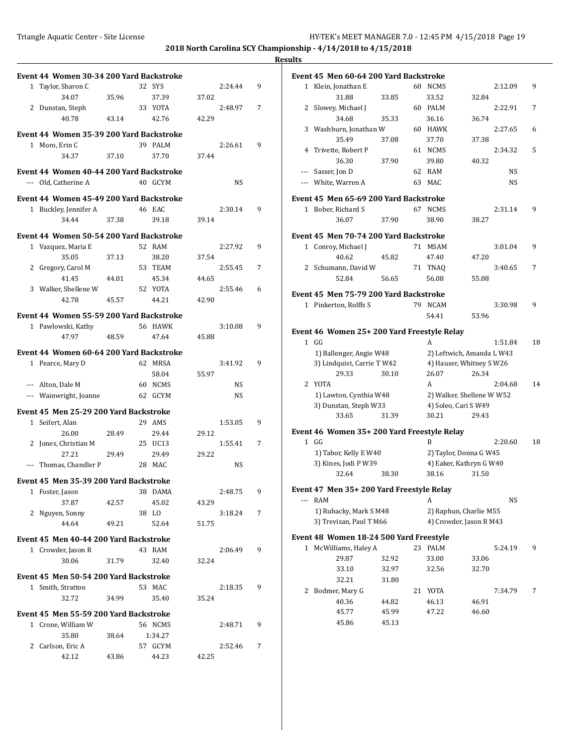**2018 North Carolina SCY Championship - 4/14/2018 to 4/15/2018**

**Results**

### Event 44 Women 30-34 200 Yard Backstroke

| Place | Name | Age | Team | Time | Points |
|---|---|---|---|---|---|
| 1 | Taylor, Sharon C | 32 | SYS | 2:24.44 | 9 |
| | 34.07 35.96 37.39 37.02 | | | | |
| 2 | Dunstan, Steph | 33 | YOTA | 2:48.97 | 7 |
| | 40.78 43.14 42.76 42.29 | | | | |

### Event 44 Women 35-39 200 Yard Backstroke

| Place | Name | Age | Team | Time | Points |
|---|---|---|---|---|---|
| 1 | Moro, Erin C | 39 | PALM | 2:26.61 | 9 |
| | 34.37 37.10 37.70 37.44 | | | | |

### Event 44 Women 40-44 200 Yard Backstroke

| Place | Name | Age | Team | Time | Points |
|---|---|---|---|---|---|
| --- | Old, Catherine A | 40 | GCYM | NS | |

### Event 44 Women 45-49 200 Yard Backstroke

| Place | Name | Age | Team | Time | Points |
|---|---|---|---|---|---|
| 1 | Buckley, Jennifer A | 46 | EAC | 2:30.14 | 9 |
| | 34.44 37.38 39.18 39.14 | | | | |

### Event 44 Women 50-54 200 Yard Backstroke

| Place | Name | Age | Team | Time | Points |
|---|---|---|---|---|---|
| 1 | Vazquez, Maria E | 52 | RAM | 2:27.92 | 9 |
| | 35.05 37.13 38.20 37.54 | | | | |
| 2 | Gregory, Carol M | 53 | TEAM | 2:55.45 | 7 |
| | 41.45 44.01 45.34 44.65 | | | | |
| 3 | Walker, Shellene W | 52 | YOTA | 2:55.46 | 6 |
| | 42.78 45.57 44.21 42.90 | | | | |

### Event 44 Women 55-59 200 Yard Backstroke

| Place | Name | Age | Team | Time | Points |
|---|---|---|---|---|---|
| 1 | Pawlowski, Kathy | 56 | HAWK | 3:10.08 | 9 |
| | 47.97 48.59 47.64 45.88 | | | | |

### Event 44 Women 60-64 200 Yard Backstroke

| Place | Name | Age | Team | Time | Points |
|---|---|---|---|---|---|
| 1 | Pearce, Mary D | 62 | MRSA | 3:41.92 | 9 |
| | 58.04 55.97 | | | | |
| --- | Alton, Dale M | 60 | NCMS | NS | |
| --- | Wainwright, Joanne | 62 | GCYM | NS | |

### Event 45 Men 25-29 200 Yard Backstroke

| Place | Name | Age | Team | Time | Points |
|---|---|---|---|---|---|
| 1 | Seifert, Alan | 29 | AMS | 1:53.05 | 9 |
| | 26.00 28.49 29.44 29.12 | | | | |
| 2 | Jones, Christian M | 25 | UC13 | 1:55.41 | 7 |
| | 27.21 29.49 29.49 29.22 | | | | |
| --- | Thomas, Chandler P | 28 | MAC | NS | |

### Event 45 Men 35-39 200 Yard Backstroke

| Place | Name | Age | Team | Time | Points |
|---|---|---|---|---|---|
| 1 | Foster, Jason | 38 | DAMA | 2:48.75 | 9 |
| | 37.87 42.57 45.02 43.29 | | | | |
| 2 | Nguyen, Sonny | 38 | LO | 3:18.24 | 7 |
| | 44.64 49.21 52.64 51.75 | | | | |

### Event 45 Men 40-44 200 Yard Backstroke

| Place | Name | Age | Team | Time | Points |
|---|---|---|---|---|---|
| 1 | Crowder, Jason R | 43 | RAM | 2:06.49 | 9 |
| | 30.06 31.79 32.40 32.24 | | | | |

### Event 45 Men 50-54 200 Yard Backstroke

| Place | Name | Age | Team | Time | Points |
|---|---|---|---|---|---|
| 1 | Smith, Stratton | 53 | MAC | 2:18.35 | 9 |
| | 32.72 34.99 35.40 35.24 | | | | |

### Event 45 Men 55-59 200 Yard Backstroke

| Place | Name | Age | Team | Time | Points |
|---|---|---|---|---|---|
| 1 | Crone, William W | 56 | NCMS | 2:48.71 | 9 |
| | 35.80 38.64 1:34.27 | | | | |
| 2 | Carlson, Eric A | 57 | GCYM | 2:52.46 | 7 |
| | 42.12 43.86 44.23 42.25 | | | | |

### Event 45 Men 60-64 200 Yard Backstroke

| Place | Name | Age | Team | Time | Points |
|---|---|---|---|---|---|
| 1 | Klein, Jonathan E | 60 | NCMS | 2:12.09 | 9 |
| | 31.88 33.85 33.52 32.84 | | | | |
| 2 | Slowey, Michael J | 60 | PALM | 2:22.91 | 7 |
| | 34.68 35.33 36.16 36.74 | | | | |
| 3 | Washburn, Jonathan W | 60 | HAWK | 2:27.65 | 6 |
| | 35.49 37.08 37.70 37.38 | | | | |
| 4 | Trivette, Robert P | 61 | NCMS | 2:34.32 | 5 |
| | 36.30 37.90 39.80 40.32 | | | | |
| --- | Sasser, Jon D | 62 | RAM | NS | |
| --- | White, Warren A | 63 | MAC | NS | |

### Event 45 Men 65-69 200 Yard Backstroke

| Place | Name | Age | Team | Time | Points |
|---|---|---|---|---|---|
| 1 | Bober, Richard S | 67 | NCMS | 2:31.14 | 9 |
| | 36.07 37.90 38.90 38.27 | | | | |

### Event 45 Men 70-74 200 Yard Backstroke

| Place | Name | Age | Team | Time | Points |
|---|---|---|---|---|---|
| 1 | Conroy, Michael J | 71 | MSAM | 3:01.04 | 9 |
| | 40.62 45.82 47.40 47.20 | | | | |
| 2 | Schumann, David W | 71 | TNAQ | 3:40.65 | 7 |
| | 52.84 56.65 56.08 55.08 | | | | |

### Event 45 Men 75-79 200 Yard Backstroke

| Place | Name | Age | Team | Time | Points |
|---|---|---|---|---|---|
| 1 | Pinkerton, Rolffs S | 79 | NCAM | 3:30.98 | 9 |
| | 54.41 53.96 | | | | |

### Event 46 Women 25+ 200 Yard Freestyle Relay

| Place | Team | Relay | Time | Points |
|---|---|---|---|---|
| 1 | GG | A | 1:51.84 | 18 |
| | 1) Ballenger, Angie W48; 2) Leftwich, Amanda L W43; 3) Lindquist, Carrie T W42; 4) Hauser, Whitney S W26 | | | |
| | 29.33 30.10 26.07 26.34 | | | |
| 2 | YOTA | A | 2:04.68 | 14 |
| | 1) Lawton, Cynthia W48; 2) Walker, Shellene W W52; 3) Dunstan, Steph W33; 4) Soleo, Cari S W49 | | | |
| | 33.65 31.39 30.21 29.43 | | | |

### Event 46 Women 35+ 200 Yard Freestyle Relay

| Place | Team | Relay | Time | Points |
|---|---|---|---|---|
| 1 | GG | B | 2:20.60 | 18 |
| | 1) Tabor, Kelly E W40; 2) Taylor, Donna G W45; 3) Kines, Jodi P W39; 4) Eaker, Kathryn G W40 | | | |
| | 32.64 38.30 38.16 31.50 | | | |

### Event 47 Men 35+ 200 Yard Freestyle Relay

| Place | Team | Relay | Time | Points |
|---|---|---|---|---|
| --- | RAM | A | NS | |
| | 1) Rubacky, Mark S M48; 2) Raphun, Charlie M55; 3) Trevisan, Paul T M66; 4) Crowder, Jason R M43 | | | |

### Event 48 Women 18-24 500 Yard Freestyle

| Place | Name | Age | Team | Time | Points |
|---|---|---|---|---|---|
| 1 | McWilliams, Haley A | 23 | PALM | 5:24.19 | 9 |
| | 29.87 32.92 33.00 33.06 | | | | |
| | 33.10 32.97 32.56 32.70 | | | | |
| | 32.21 31.80 | | | | |
| 2 | Bodmer, Mary G | 21 | YOTA | 7:34.79 | 7 |
| | 40.36 44.82 46.13 46.91 | | | | |
| | 45.77 45.99 47.22 46.60 | | | | |
| | 45.86 45.13 | | | | |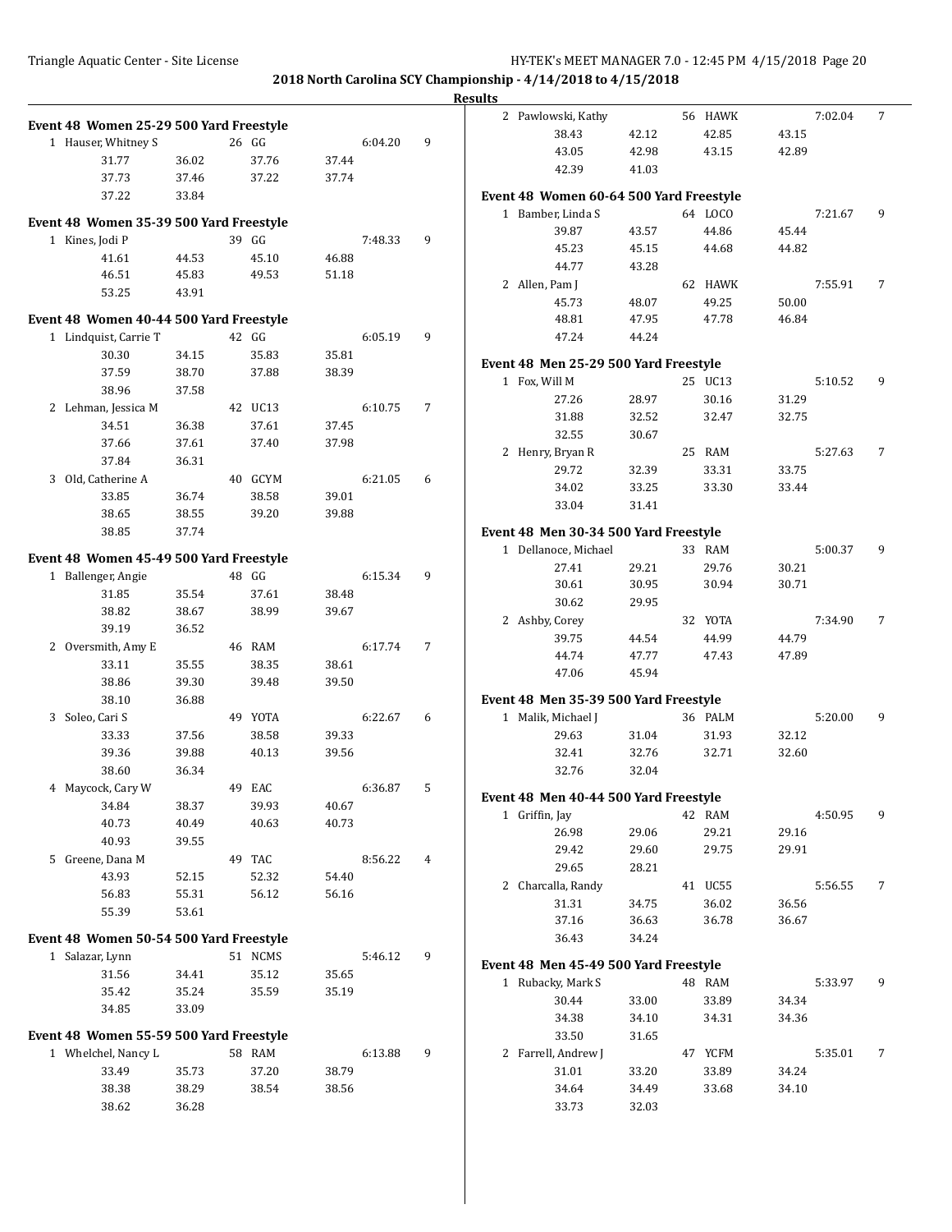**2018 North Carolina SCY Championship - 4/14/2018 to 4/15/2018**

**Results**

### Event 48 Women 25-29 500 Yard Freestyle

```
 1 Hauser, Whitney S          26 GG                 6:04.20    9
        31.77      36.02      37.76      37.44
        37.73      37.46      37.22      37.74
        37.22      33.84
```

### Event 48 Women 35-39 500 Yard Freestyle

```
 1 Kines, Jodi P              39 GG                 7:48.33    9
        41.61      44.53      45.10      46.88
        46.51      45.83      49.53      51.18
        53.25      43.91
```

### Event 48 Women 40-44 500 Yard Freestyle

```
 1 Lindquist, Carrie T        42 GG                 6:05.19    9
        30.30      34.15      35.83      35.81
        37.59      38.70      37.88      38.39
        38.96      37.58
 2 Lehman, Jessica M          42 UC13               6:10.75    7
        34.51      36.38      37.61      37.45
        37.66      37.61      37.40      37.98
        37.84      36.31
 3 Old, Catherine A           40 GCYM               6:21.05    6
        33.85      36.74      38.58      39.01
        38.65      38.55      39.20      39.88
        38.85      37.74
```

### Event 48 Women 45-49 500 Yard Freestyle

```
 1 Ballenger, Angie           48 GG                 6:15.34    9
        31.85      35.54      37.61      38.48
        38.82      38.67      38.99      39.67
        39.19      36.52
 2 Oversmith, Amy E           46 RAM                6:17.74    7
        33.11      35.55      38.35      38.61
        38.86      39.30      39.48      39.50
        38.10      36.88
 3 Soleo, Cari S              49 YOTA               6:22.67    6
        33.33      37.56      38.58      39.33
        39.36      39.88      40.13      39.56
        38.60      36.34
 4 Maycock, Cary W            49 EAC                6:36.87    5
        34.84      38.37      39.93      40.67
        40.73      40.49      40.63      40.73
        40.93      39.55
 5 Greene, Dana M             49 TAC                8:56.22    4
        43.93      52.15      52.32      54.40
        56.83      55.31      56.12      56.16
        55.39      53.61
```

### Event 48 Women 50-54 500 Yard Freestyle

```
 1 Salazar, Lynn              51 NCMS               5:46.12    9
        31.56      34.41      35.12      35.65
        35.42      35.24      35.59      35.19
        34.85      33.09
```

### Event 48 Women 55-59 500 Yard Freestyle

```
 1 Whelchel, Nancy L          58 RAM                6:13.88    9
        33.49      35.73      37.20      38.79
        38.38      38.29      38.54      38.56
        38.62      36.28
 2 Pawlowski, Kathy           56 HAWK               7:02.04    7
        38.43      42.12      42.85      43.15
        43.05      42.98      43.15      42.89
        42.39      41.03
```

### Event 48 Women 60-64 500 Yard Freestyle

```
 1 Bamber, Linda S            64 LOCO               7:21.67    9
        39.87      43.57      44.86      45.44
        45.23      45.15      44.68      44.82
        44.77      43.28
 2 Allen, Pam J               62 HAWK               7:55.91    7
        45.73      48.07      49.25      50.00
        48.81      47.95      47.78      46.84
        47.24      44.24
```

### Event 48 Men 25-29 500 Yard Freestyle

```
 1 Fox, Will M                25 UC13               5:10.52    9
        27.26      28.97      30.16      31.29
        31.88      32.52      32.47      32.75
        32.55      30.67
 2 Henry, Bryan R             25 RAM                5:27.63    7
        29.72      32.39      33.31      33.75
        34.02      33.25      33.30      33.44
        33.04      31.41
```

### Event 48 Men 30-34 500 Yard Freestyle

```
 1 Dellanoce, Michael         33 RAM                5:00.37    9
        27.41      29.21      29.76      30.21
        30.61      30.95      30.94      30.71
        30.62      29.95
 2 Ashby, Corey               32 YOTA               7:34.90    7
        39.75      44.54      44.99      44.79
        44.74      47.77      47.43      47.89
        47.06      45.94
```

### Event 48 Men 35-39 500 Yard Freestyle

```
 1 Malik, Michael J           36 PALM               5:20.00    9
        29.63      31.04      31.93      32.12
        32.41      32.76      32.71      32.60
        32.76      32.04
```

### Event 48 Men 40-44 500 Yard Freestyle

```
 1 Griffin, Jay               42 RAM                4:50.95    9
        26.98      29.06      29.21      29.16
        29.42      29.60      29.75      29.91
        29.65      28.21
 2 Charcalla, Randy           41 UC55               5:56.55    7
        31.31      34.75      36.02      36.56
        37.16      36.63      36.78      36.67
        36.43      34.24
```

### Event 48 Men 45-49 500 Yard Freestyle

```
 1 Rubacky, Mark S            48 RAM                5:33.97    9
        30.44      33.00      33.89      34.34
        34.38      34.10      34.31      34.36
        33.50      31.65
 2 Farrell, Andrew J          47 YCFM               5:35.01    7
        31.01      33.20      33.89      34.24
        34.64      34.49      33.68      34.10
        33.73      32.03
```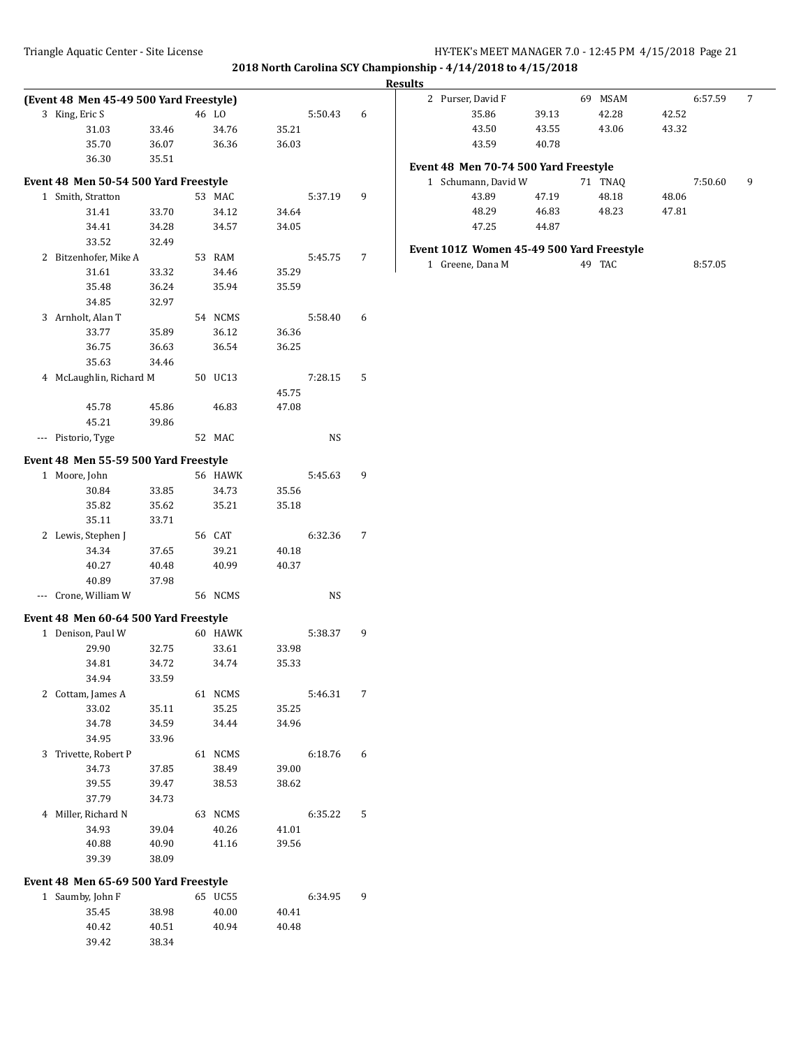**2018 North Carolina SCY Championship - 4/14/2018 to 4/15/2018**

**Results**

### (Event 48 Men 45-49 500 Yard Freestyle)

| | | | | | |
|---|---|---|---|---|---|
| 3 King, Eric S | | 46 LO | | 5:50.43 | 6 |
| 31.03 | 33.46 | 34.76 | 35.21 | | |
| 35.70 | 36.07 | 36.36 | 36.03 | | |
| 36.30 | 35.51 | | | | |

### Event 48 Men 50-54 500 Yard Freestyle

| | | | | | |
|---|---|---|---|---|---|
| 1 Smith, Stratton | | 53 MAC | | 5:37.19 | 9 |
| 31.41 | 33.70 | 34.12 | 34.64 | | |
| 34.41 | 34.28 | 34.57 | 34.05 | | |
| 33.52 | 32.49 | | | | |
| 2 Bitzenhofer, Mike A | | 53 RAM | | 5:45.75 | 7 |
| 31.61 | 33.32 | 34.46 | 35.29 | | |
| 35.48 | 36.24 | 35.94 | 35.59 | | |
| 34.85 | 32.97 | | | | |
| 3 Arnholt, Alan T | | 54 NCMS | | 5:58.40 | 6 |
| 33.77 | 35.89 | 36.12 | 36.36 | | |
| 36.75 | 36.63 | 36.54 | 36.25 | | |
| 35.63 | 34.46 | | | | |
| 4 McLaughlin, Richard M | | 50 UC13 | | 7:28.15 | 5 |
| | | | 45.75 | | |
| 45.78 | 45.86 | 46.83 | 47.08 | | |
| 45.21 | 39.86 | | | | |
| --- Pistorio, Tyge | | 52 MAC | | NS | |

### Event 48 Men 55-59 500 Yard Freestyle

| | | | | | |
|---|---|---|---|---|---|
| 1 Moore, John | | 56 HAWK | | 5:45.63 | 9 |
| 30.84 | 33.85 | 34.73 | 35.56 | | |
| 35.82 | 35.62 | 35.21 | 35.18 | | |
| 35.11 | 33.71 | | | | |
| 2 Lewis, Stephen J | | 56 CAT | | 6:32.36 | 7 |
| 34.34 | 37.65 | 39.21 | 40.18 | | |
| 40.27 | 40.48 | 40.99 | 40.37 | | |
| 40.89 | 37.98 | | | | |
| --- Crone, William W | | 56 NCMS | | NS | |

### Event 48 Men 60-64 500 Yard Freestyle

| | | | | | |
|---|---|---|---|---|---|
| 1 Denison, Paul W | | 60 HAWK | | 5:38.37 | 9 |
| 29.90 | 32.75 | 33.61 | 33.98 | | |
| 34.81 | 34.72 | 34.74 | 35.33 | | |
| 34.94 | 33.59 | | | | |
| 2 Cottam, James A | | 61 NCMS | | 5:46.31 | 7 |
| 33.02 | 35.11 | 35.25 | 35.25 | | |
| 34.78 | 34.59 | 34.44 | 34.96 | | |
| 34.95 | 33.96 | | | | |
| 3 Trivette, Robert P | | 61 NCMS | | 6:18.76 | 6 |
| 34.73 | 37.85 | 38.49 | 39.00 | | |
| 39.55 | 39.47 | 38.53 | 38.62 | | |
| 37.79 | 34.73 | | | | |
| 4 Miller, Richard N | | 63 NCMS | | 6:35.22 | 5 |
| 34.93 | 39.04 | 40.26 | 41.01 | | |
| 40.88 | 40.90 | 41.16 | 39.56 | | |
| 39.39 | 38.09 | | | | |

### Event 48 Men 65-69 500 Yard Freestyle

| | | | | | |
|---|---|---|---|---|---|
| 1 Saumby, John F | | 65 UC55 | | 6:34.95 | 9 |
| 35.45 | 38.98 | 40.00 | 40.41 | | |
| 40.42 | 40.51 | 40.94 | 40.48 | | |
| 39.42 | 38.34 | | | | |
| 2 Purser, David F | | 69 MSAM | | 6:57.59 | 7 |
| 35.86 | 39.13 | 42.28 | 42.52 | | |
| 43.50 | 43.55 | 43.06 | 43.32 | | |
| 43.59 | 40.78 | | | | |

### Event 48 Men 70-74 500 Yard Freestyle

| | | | | | |
|---|---|---|---|---|---|
| 1 Schumann, David W | | 71 TNAQ | | 7:50.60 | 9 |
| 43.89 | 47.19 | 48.18 | 48.06 | | |
| 48.29 | 46.83 | 48.23 | 47.81 | | |
| 47.25 | 44.87 | | | | |

### Event 101Z Women 45-49 500 Yard Freestyle

| | | | | | |
|---|---|---|---|---|---|
| 1 Greene, Dana M | | 49 TAC | | 8:57.05 | |